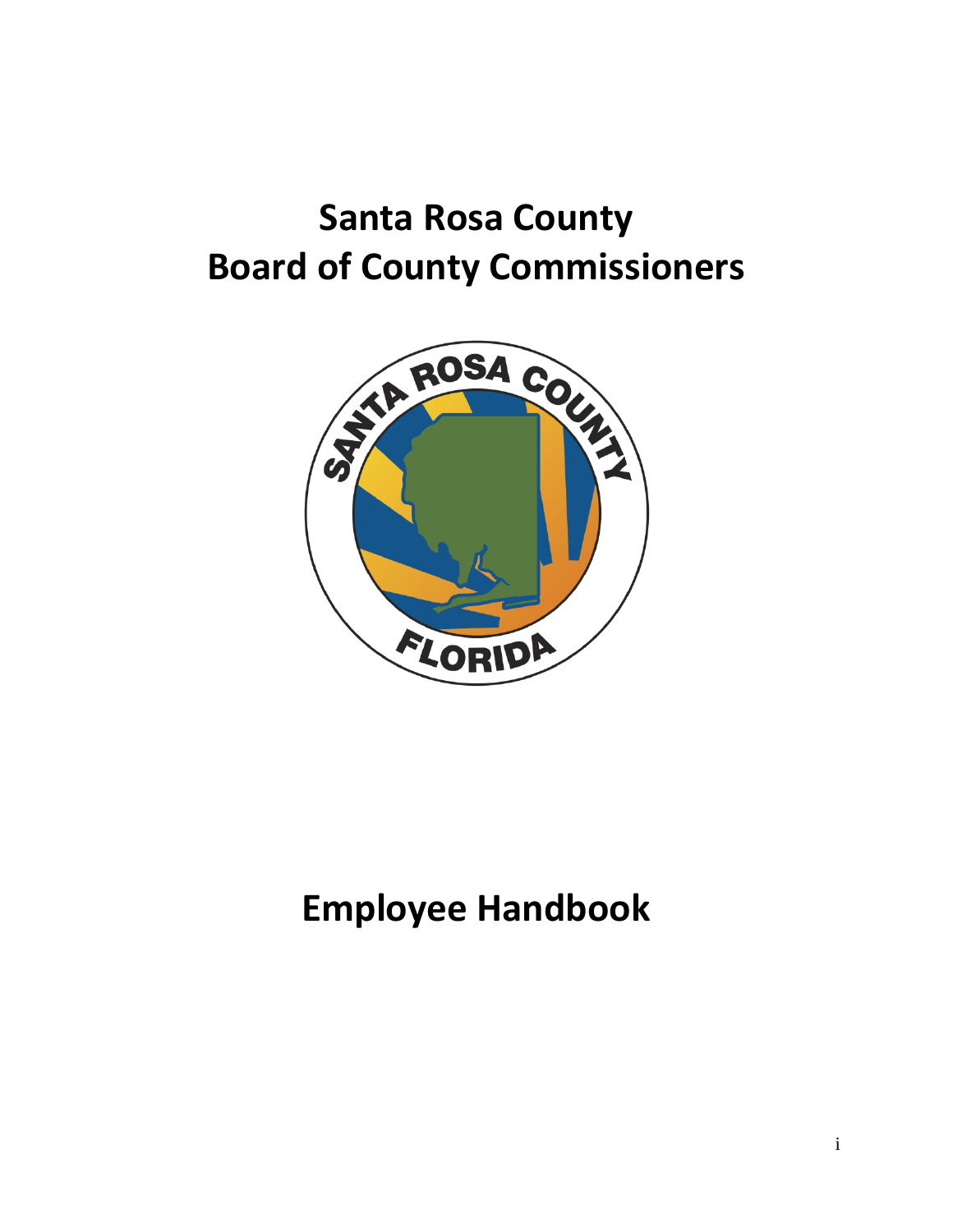# Santa Rosa County
# Board of County Commissioners

# Employee Handbook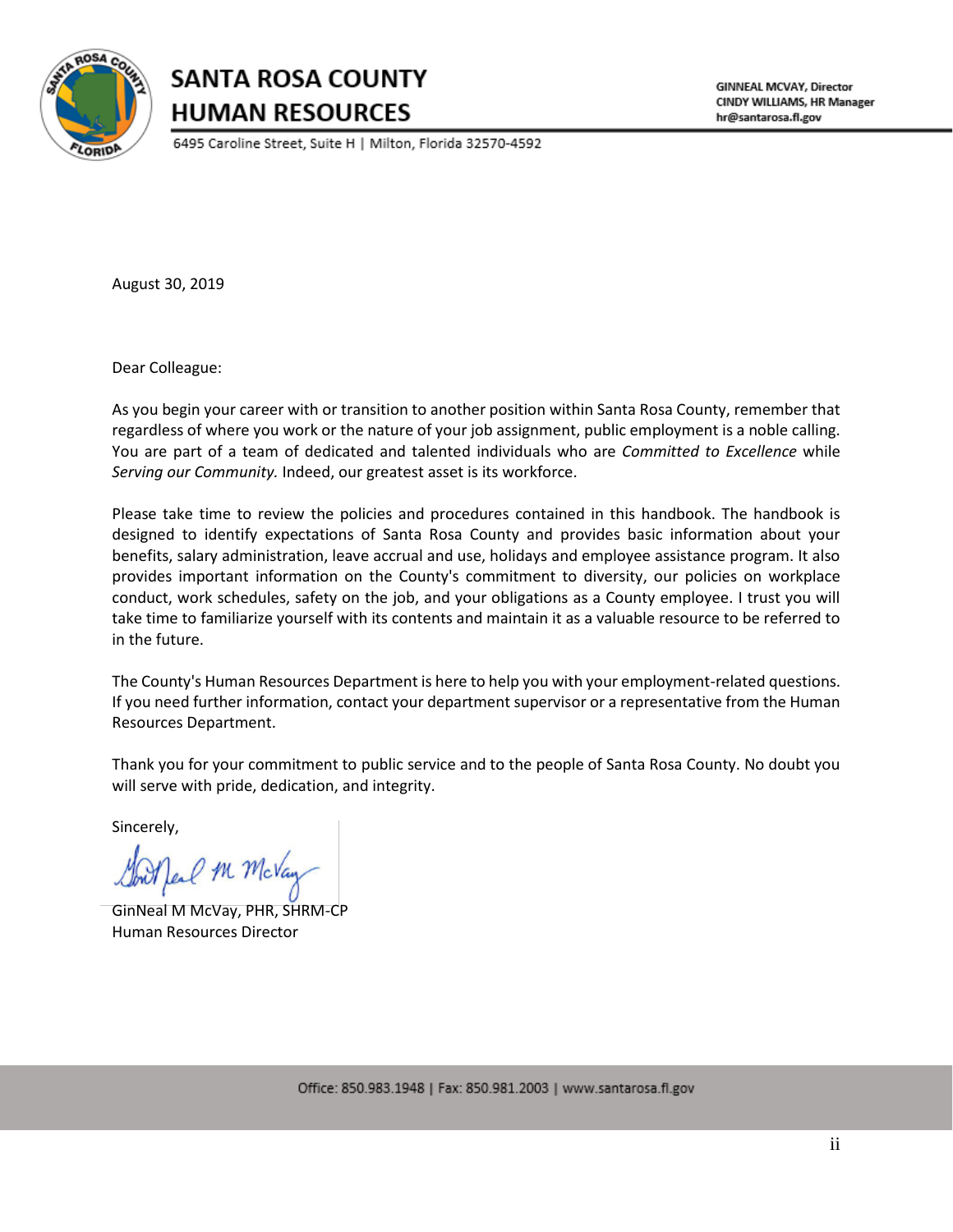# SANTA ROSA COUNTY
# HUMAN RESOURCES

6495 Caroline Street, Suite H | Milton, Florida 32570-4592

GINNEAL MCVAY, Director
CINDY WILLIAMS, HR Manager
hr@santarosa.fl.gov

August 30, 2019

Dear Colleague:

As you begin your career with or transition to another position within Santa Rosa County, remember that regardless of where you work or the nature of your job assignment, public employment is a noble calling. You are part of a team of dedicated and talented individuals who are *Committed to Excellence* while *Serving our Community.* Indeed, our greatest asset is its workforce.

Please take time to review the policies and procedures contained in this handbook. The handbook is designed to identify expectations of Santa Rosa County and provides basic information about your benefits, salary administration, leave accrual and use, holidays and employee assistance program. It also provides important information on the County's commitment to diversity, our policies on workplace conduct, work schedules, safety on the job, and your obligations as a County employee. I trust you will take time to familiarize yourself with its contents and maintain it as a valuable resource to be referred to in the future.

The County's Human Resources Department is here to help you with your employment-related questions. If you need further information, contact your department supervisor or a representative from the Human Resources Department.

Thank you for your commitment to public service and to the people of Santa Rosa County. No doubt you will serve with pride, dedication, and integrity.

Sincerely,

GinNeal M McVay, PHR, SHRM-CP
Human Resources Director

Office: 850.983.1948 | Fax: 850.981.2003 | www.santarosa.fl.gov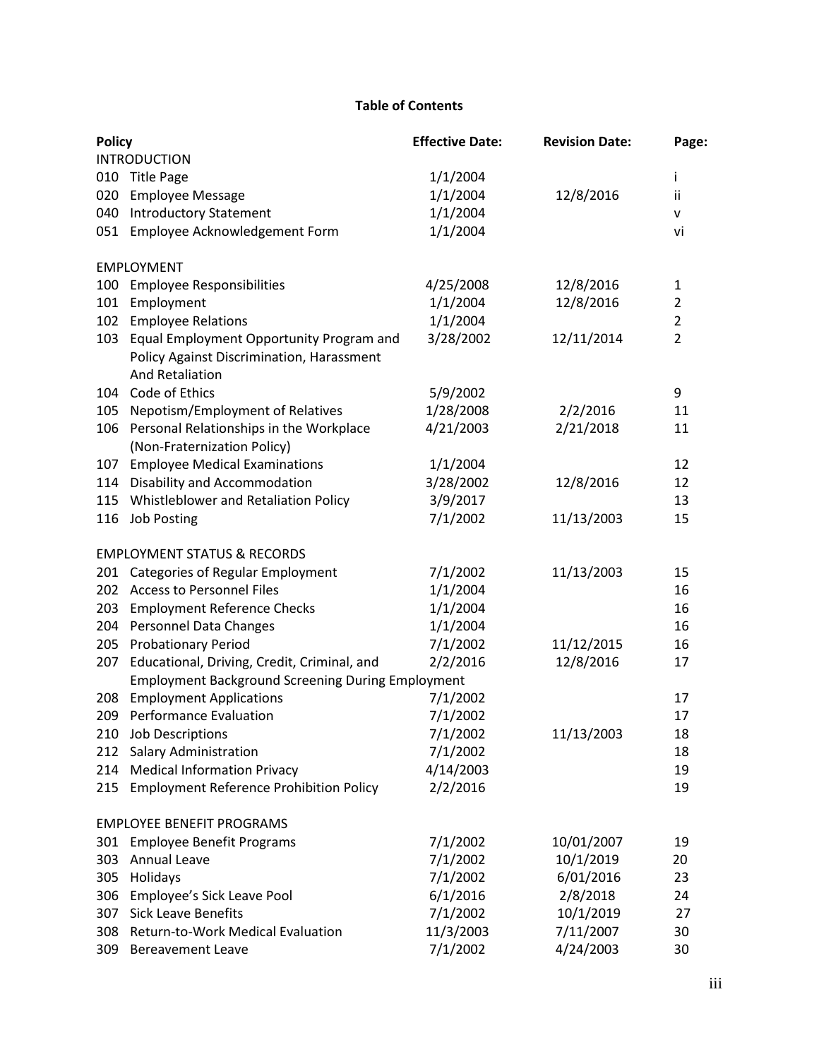# Table of Contents

| Policy | | Effective Date: | Revision Date: | Page: |
|---|---|---|---|---|
| INTRODUCTION | | | | |
| 010 | Title Page | 1/1/2004 | | i |
| 020 | Employee Message | 1/1/2004 | 12/8/2016 | ii |
| 040 | Introductory Statement | 1/1/2004 | | v |
| 051 | Employee Acknowledgement Form | 1/1/2004 | | vi |
| EMPLOYMENT | | | | |
| 100 | Employee Responsibilities | 4/25/2008 | 12/8/2016 | 1 |
| 101 | Employment | 1/1/2004 | 12/8/2016 | 2 |
| 102 | Employee Relations | 1/1/2004 | | 2 |
| 103 | Equal Employment Opportunity Program and Policy Against Discrimination, Harassment And Retaliation | 3/28/2002 | 12/11/2014 | 2 |
| 104 | Code of Ethics | 5/9/2002 | | 9 |
| 105 | Nepotism/Employment of Relatives | 1/28/2008 | 2/2/2016 | 11 |
| 106 | Personal Relationships in the Workplace (Non-Fraternization Policy) | 4/21/2003 | 2/21/2018 | 11 |
| 107 | Employee Medical Examinations | 1/1/2004 | | 12 |
| 114 | Disability and Accommodation | 3/28/2002 | 12/8/2016 | 12 |
| 115 | Whistleblower and Retaliation Policy | 3/9/2017 | | 13 |
| 116 | Job Posting | 7/1/2002 | 11/13/2003 | 15 |
| EMPLOYMENT STATUS & RECORDS | | | | |
| 201 | Categories of Regular Employment | 7/1/2002 | 11/13/2003 | 15 |
| 202 | Access to Personnel Files | 1/1/2004 | | 16 |
| 203 | Employment Reference Checks | 1/1/2004 | | 16 |
| 204 | Personnel Data Changes | 1/1/2004 | | 16 |
| 205 | Probationary Period | 7/1/2002 | 11/12/2015 | 16 |
| 207 | Educational, Driving, Credit, Criminal, and Employment Background Screening During Employment | 2/2/2016 | 12/8/2016 | 17 |
| 208 | Employment Applications | 7/1/2002 | | 17 |
| 209 | Performance Evaluation | 7/1/2002 | | 17 |
| 210 | Job Descriptions | 7/1/2002 | 11/13/2003 | 18 |
| 212 | Salary Administration | 7/1/2002 | | 18 |
| 214 | Medical Information Privacy | 4/14/2003 | | 19 |
| 215 | Employment Reference Prohibition Policy | 2/2/2016 | | 19 |
| EMPLOYEE BENEFIT PROGRAMS | | | | |
| 301 | Employee Benefit Programs | 7/1/2002 | 10/01/2007 | 19 |
| 303 | Annual Leave | 7/1/2002 | 10/1/2019 | 20 |
| 305 | Holidays | 7/1/2002 | 6/01/2016 | 23 |
| 306 | Employee's Sick Leave Pool | 6/1/2016 | 2/8/2018 | 24 |
| 307 | Sick Leave Benefits | 7/1/2002 | 10/1/2019 | 27 |
| 308 | Return-to-Work Medical Evaluation | 11/3/2003 | 7/11/2007 | 30 |
| 309 | Bereavement Leave | 7/1/2002 | 4/24/2003 | 30 |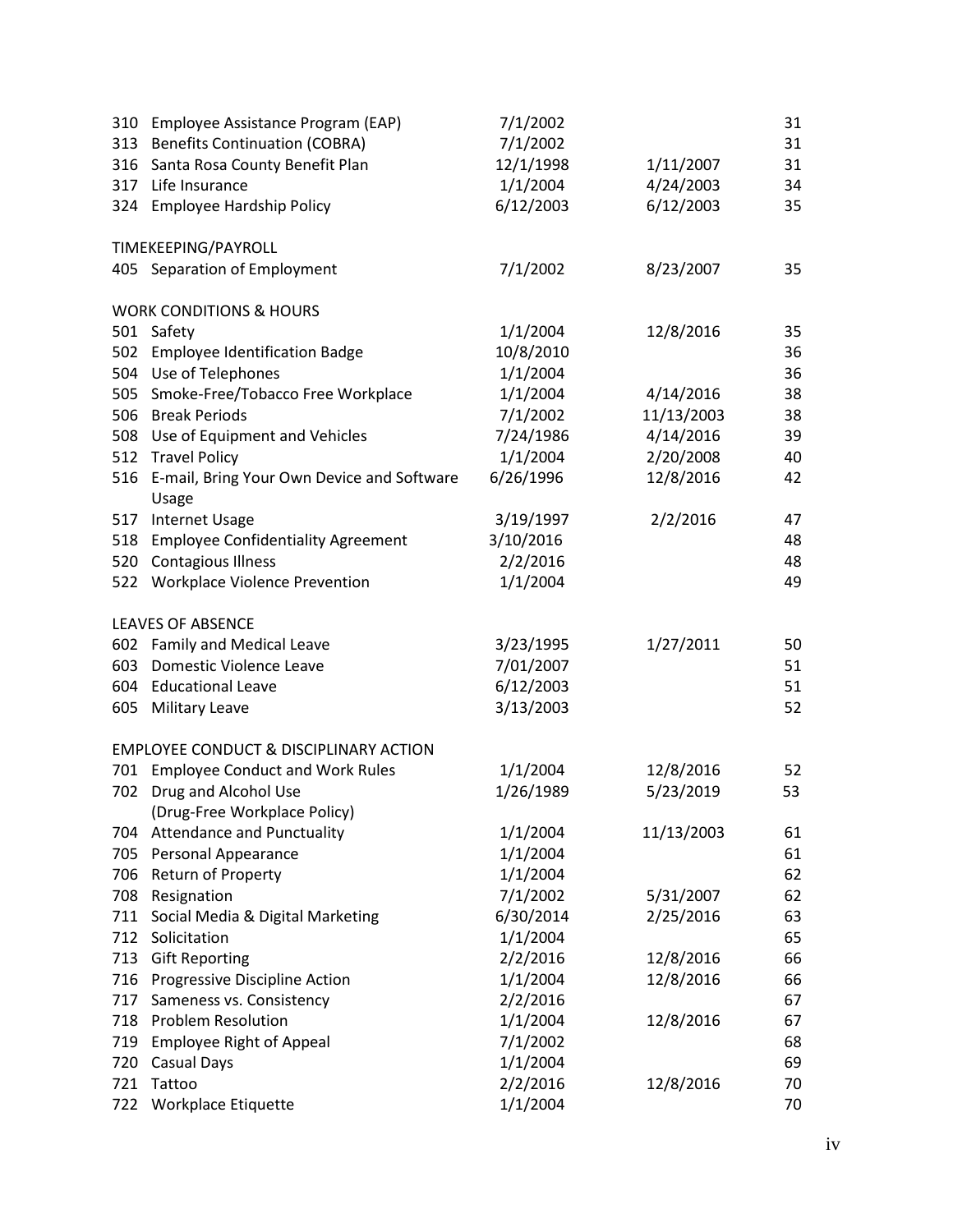| | | | | |
|---|---|---|---|---|
| 310 | Employee Assistance Program (EAP) | 7/1/2002 | | 31 |
| 313 | Benefits Continuation (COBRA) | 7/1/2002 | | 31 |
| 316 | Santa Rosa County Benefit Plan | 12/1/1998 | 1/11/2007 | 31 |
| 317 | Life Insurance | 1/1/2004 | 4/24/2003 | 34 |
| 324 | Employee Hardship Policy | 6/12/2003 | 6/12/2003 | 35 |
| | **TIMEKEEPING/PAYROLL** | | | |
| 405 | Separation of Employment | 7/1/2002 | 8/23/2007 | 35 |
| | **WORK CONDITIONS & HOURS** | | | |
| 501 | Safety | 1/1/2004 | 12/8/2016 | 35 |
| 502 | Employee Identification Badge | 10/8/2010 | | 36 |
| 504 | Use of Telephones | 1/1/2004 | | 36 |
| 505 | Smoke-Free/Tobacco Free Workplace | 1/1/2004 | 4/14/2016 | 38 |
| 506 | Break Periods | 7/1/2002 | 11/13/2003 | 38 |
| 508 | Use of Equipment and Vehicles | 7/24/1986 | 4/14/2016 | 39 |
| 512 | Travel Policy | 1/1/2004 | 2/20/2008 | 40 |
| 516 | E-mail, Bring Your Own Device and Software Usage | 6/26/1996 | 12/8/2016 | 42 |
| 517 | Internet Usage | 3/19/1997 | 2/2/2016 | 47 |
| 518 | Employee Confidentiality Agreement | 3/10/2016 | | 48 |
| 520 | Contagious Illness | 2/2/2016 | | 48 |
| 522 | Workplace Violence Prevention | 1/1/2004 | | 49 |
| | **LEAVES OF ABSENCE** | | | |
| 602 | Family and Medical Leave | 3/23/1995 | 1/27/2011 | 50 |
| 603 | Domestic Violence Leave | 7/01/2007 | | 51 |
| 604 | Educational Leave | 6/12/2003 | | 51 |
| 605 | Military Leave | 3/13/2003 | | 52 |
| | **EMPLOYEE CONDUCT & DISCIPLINARY ACTION** | | | |
| 701 | Employee Conduct and Work Rules | 1/1/2004 | 12/8/2016 | 52 |
| 702 | Drug and Alcohol Use (Drug-Free Workplace Policy) | 1/26/1989 | 5/23/2019 | 53 |
| 704 | Attendance and Punctuality | 1/1/2004 | 11/13/2003 | 61 |
| 705 | Personal Appearance | 1/1/2004 | | 61 |
| 706 | Return of Property | 1/1/2004 | | 62 |
| 708 | Resignation | 7/1/2002 | 5/31/2007 | 62 |
| 711 | Social Media & Digital Marketing | 6/30/2014 | 2/25/2016 | 63 |
| 712 | Solicitation | 1/1/2004 | | 65 |
| 713 | Gift Reporting | 2/2/2016 | 12/8/2016 | 66 |
| 716 | Progressive Discipline Action | 1/1/2004 | 12/8/2016 | 66 |
| 717 | Sameness vs. Consistency | 2/2/2016 | | 67 |
| 718 | Problem Resolution | 1/1/2004 | 12/8/2016 | 67 |
| 719 | Employee Right of Appeal | 7/1/2002 | | 68 |
| 720 | Casual Days | 1/1/2004 | | 69 |
| 721 | Tattoo | 2/2/2016 | 12/8/2016 | 70 |
| 722 | Workplace Etiquette | 1/1/2004 | | 70 |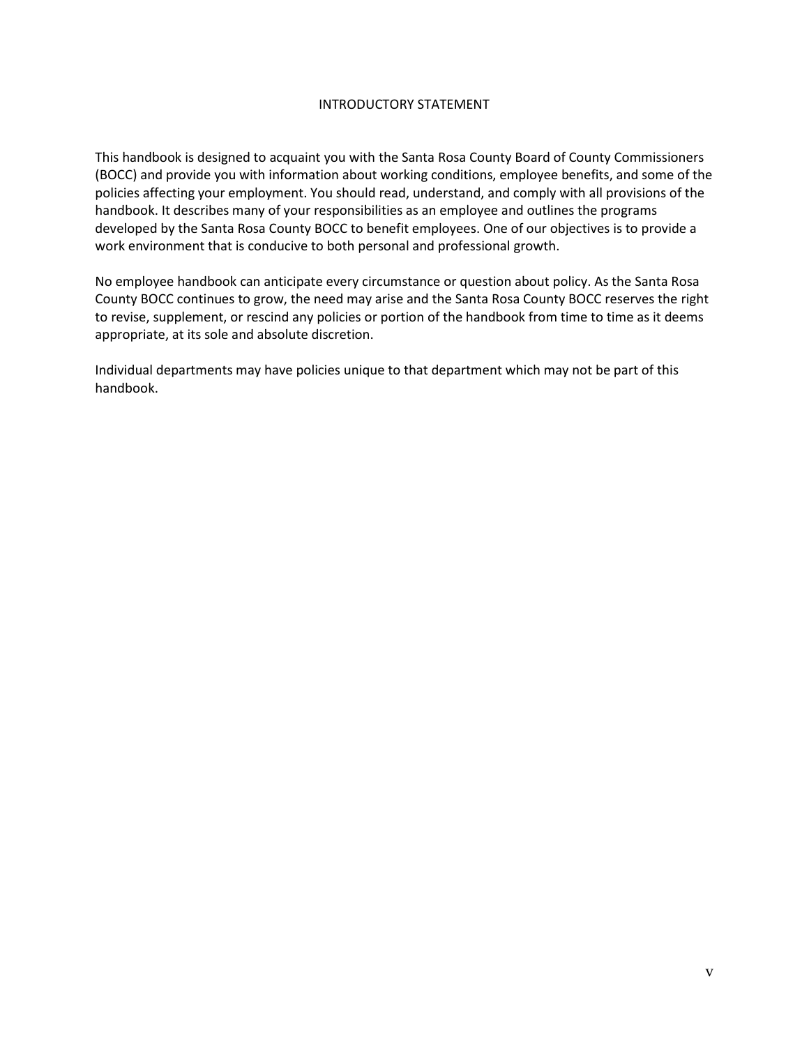# INTRODUCTORY STATEMENT

This handbook is designed to acquaint you with the Santa Rosa County Board of County Commissioners (BOCC) and provide you with information about working conditions, employee benefits, and some of the policies affecting your employment. You should read, understand, and comply with all provisions of the handbook. It describes many of your responsibilities as an employee and outlines the programs developed by the Santa Rosa County BOCC to benefit employees. One of our objectives is to provide a work environment that is conducive to both personal and professional growth.

No employee handbook can anticipate every circumstance or question about policy. As the Santa Rosa County BOCC continues to grow, the need may arise and the Santa Rosa County BOCC reserves the right to revise, supplement, or rescind any policies or portion of the handbook from time to time as it deems appropriate, at its sole and absolute discretion.

Individual departments may have policies unique to that department which may not be part of this handbook.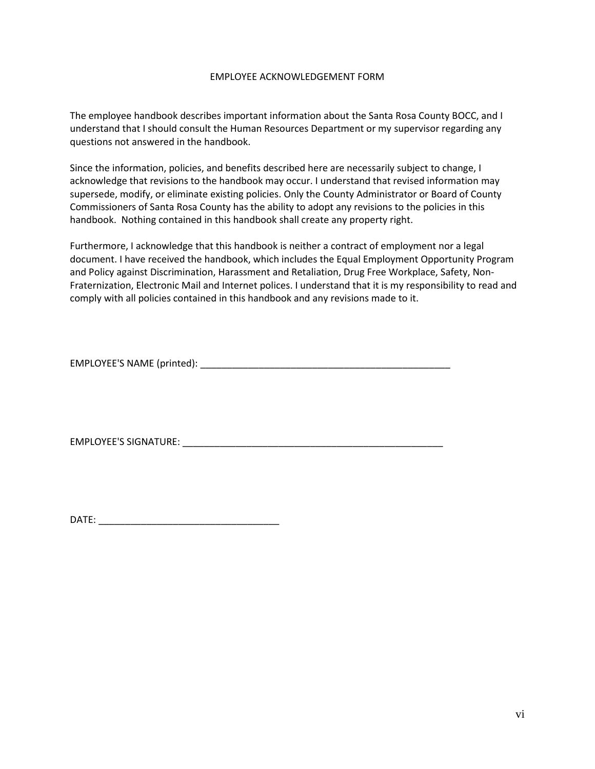# EMPLOYEE ACKNOWLEDGEMENT FORM

The employee handbook describes important information about the Santa Rosa County BOCC, and I understand that I should consult the Human Resources Department or my supervisor regarding any questions not answered in the handbook.

Since the information, policies, and benefits described here are necessarily subject to change, I acknowledge that revisions to the handbook may occur. I understand that revised information may supersede, modify, or eliminate existing policies. Only the County Administrator or Board of County Commissioners of Santa Rosa County has the ability to adopt any revisions to the policies in this handbook. Nothing contained in this handbook shall create any property right.

Furthermore, I acknowledge that this handbook is neither a contract of employment nor a legal document. I have received the handbook, which includes the Equal Employment Opportunity Program and Policy against Discrimination, Harassment and Retaliation, Drug Free Workplace, Safety, Non-Fraternization, Electronic Mail and Internet polices. I understand that it is my responsibility to read and comply with all policies contained in this handbook and any revisions made to it.

EMPLOYEE'S NAME (printed): ___________________________________________________

EMPLOYEE'S SIGNATURE: _____________________________________________________

DATE: ____________________________________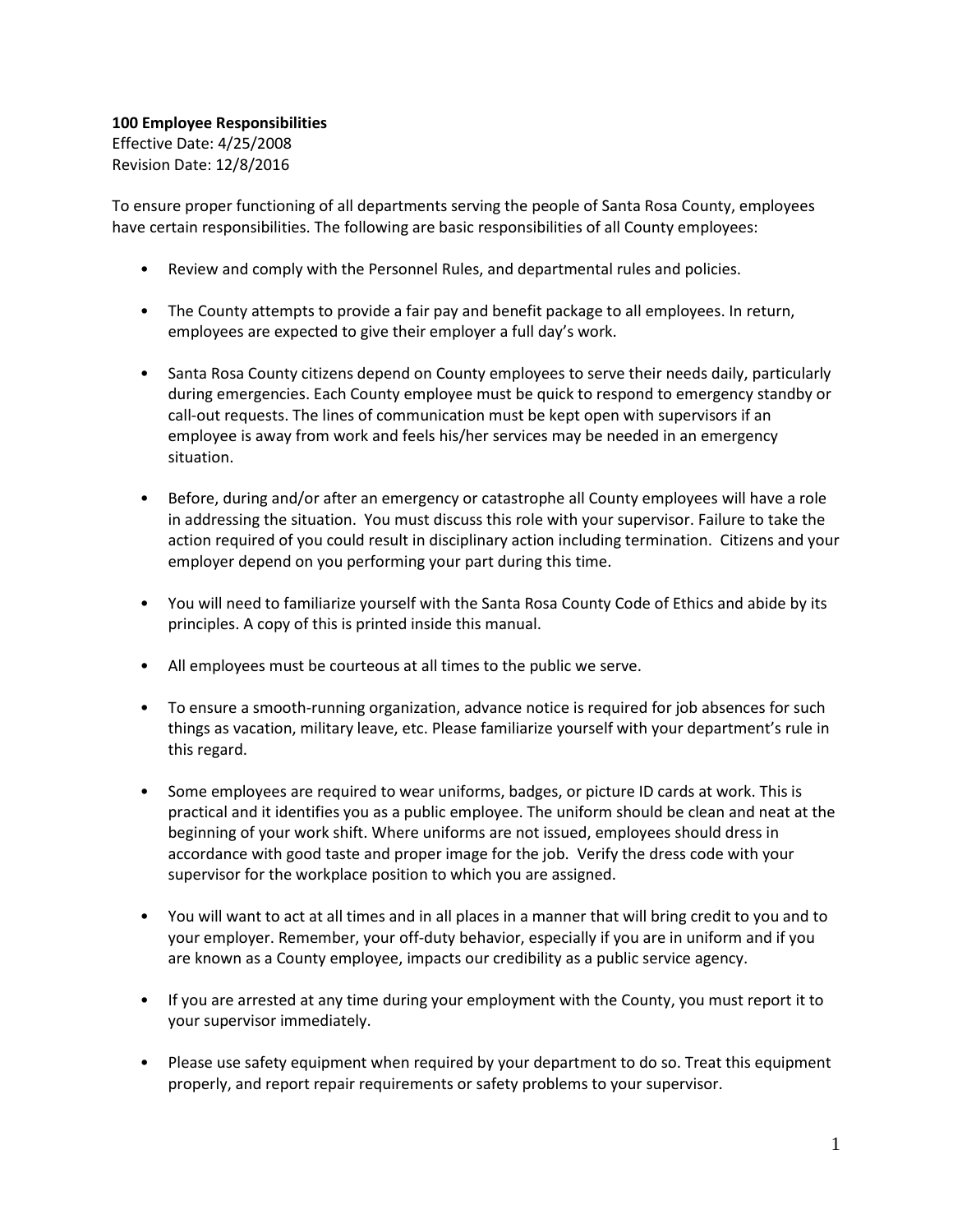**100 Employee Responsibilities**

Effective Date: 4/25/2008
Revision Date: 12/8/2016

To ensure proper functioning of all departments serving the people of Santa Rosa County, employees have certain responsibilities. The following are basic responsibilities of all County employees:

- Review and comply with the Personnel Rules, and departmental rules and policies.
- The County attempts to provide a fair pay and benefit package to all employees. In return, employees are expected to give their employer a full day's work.
- Santa Rosa County citizens depend on County employees to serve their needs daily, particularly during emergencies. Each County employee must be quick to respond to emergency standby or call-out requests. The lines of communication must be kept open with supervisors if an employee is away from work and feels his/her services may be needed in an emergency situation.
- Before, during and/or after an emergency or catastrophe all County employees will have a role in addressing the situation. You must discuss this role with your supervisor. Failure to take the action required of you could result in disciplinary action including termination. Citizens and your employer depend on you performing your part during this time.
- You will need to familiarize yourself with the Santa Rosa County Code of Ethics and abide by its principles. A copy of this is printed inside this manual.
- All employees must be courteous at all times to the public we serve.
- To ensure a smooth-running organization, advance notice is required for job absences for such things as vacation, military leave, etc. Please familiarize yourself with your department's rule in this regard.
- Some employees are required to wear uniforms, badges, or picture ID cards at work. This is practical and it identifies you as a public employee. The uniform should be clean and neat at the beginning of your work shift. Where uniforms are not issued, employees should dress in accordance with good taste and proper image for the job. Verify the dress code with your supervisor for the workplace position to which you are assigned.
- You will want to act at all times and in all places in a manner that will bring credit to you and to your employer. Remember, your off-duty behavior, especially if you are in uniform and if you are known as a County employee, impacts our credibility as a public service agency.
- If you are arrested at any time during your employment with the County, you must report it to your supervisor immediately.
- Please use safety equipment when required by your department to do so. Treat this equipment properly, and report repair requirements or safety problems to your supervisor.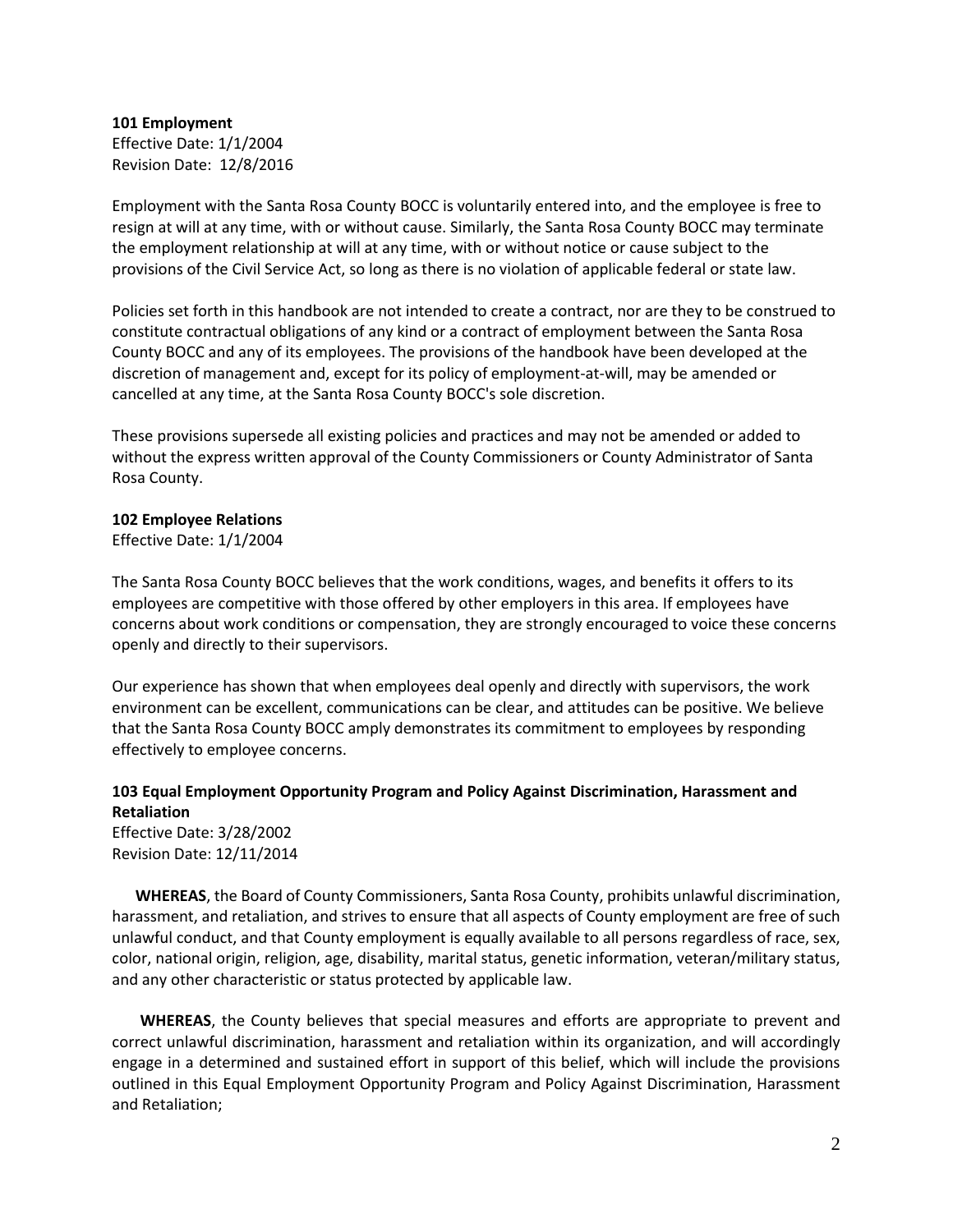**101 Employment**
Effective Date: 1/1/2004
Revision Date: 12/8/2016

Employment with the Santa Rosa County BOCC is voluntarily entered into, and the employee is free to resign at will at any time, with or without cause. Similarly, the Santa Rosa County BOCC may terminate the employment relationship at will at any time, with or without notice or cause subject to the provisions of the Civil Service Act, so long as there is no violation of applicable federal or state law.

Policies set forth in this handbook are not intended to create a contract, nor are they to be construed to constitute contractual obligations of any kind or a contract of employment between the Santa Rosa County BOCC and any of its employees. The provisions of the handbook have been developed at the discretion of management and, except for its policy of employment-at-will, may be amended or cancelled at any time, at the Santa Rosa County BOCC's sole discretion.

These provisions supersede all existing policies and practices and may not be amended or added to without the express written approval of the County Commissioners or County Administrator of Santa Rosa County.

**102 Employee Relations**
Effective Date: 1/1/2004

The Santa Rosa County BOCC believes that the work conditions, wages, and benefits it offers to its employees are competitive with those offered by other employers in this area. If employees have concerns about work conditions or compensation, they are strongly encouraged to voice these concerns openly and directly to their supervisors.

Our experience has shown that when employees deal openly and directly with supervisors, the work environment can be excellent, communications can be clear, and attitudes can be positive. We believe that the Santa Rosa County BOCC amply demonstrates its commitment to employees by responding effectively to employee concerns.

**103 Equal Employment Opportunity Program and Policy Against Discrimination, Harassment and Retaliation**
Effective Date: 3/28/2002
Revision Date: 12/11/2014

**WHEREAS**, the Board of County Commissioners, Santa Rosa County, prohibits unlawful discrimination, harassment, and retaliation, and strives to ensure that all aspects of County employment are free of such unlawful conduct, and that County employment is equally available to all persons regardless of race, sex, color, national origin, religion, age, disability, marital status, genetic information, veteran/military status, and any other characteristic or status protected by applicable law.

**WHEREAS**, the County believes that special measures and efforts are appropriate to prevent and correct unlawful discrimination, harassment and retaliation within its organization, and will accordingly engage in a determined and sustained effort in support of this belief, which will include the provisions outlined in this Equal Employment Opportunity Program and Policy Against Discrimination, Harassment and Retaliation;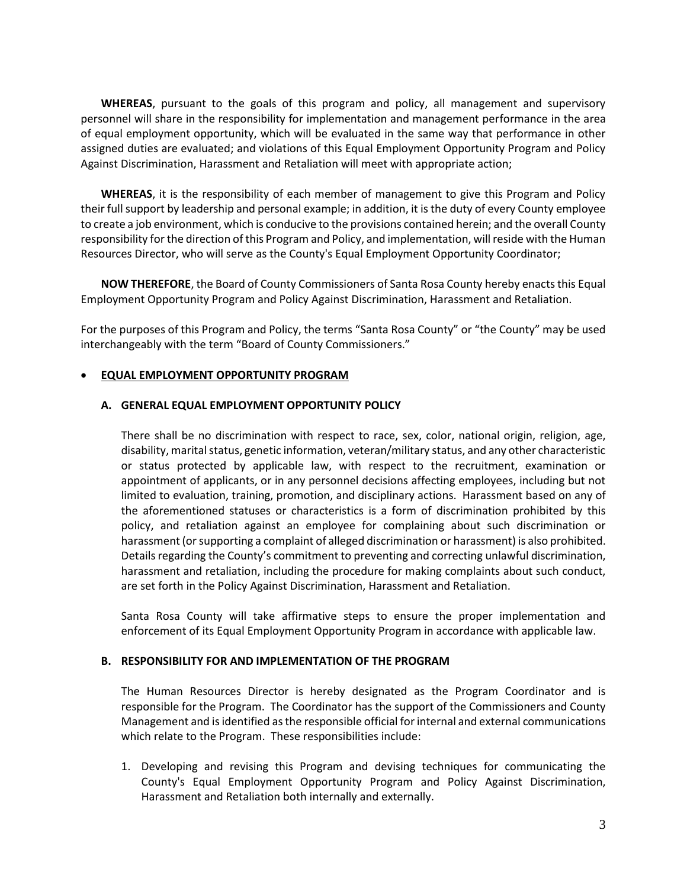**WHEREAS**, pursuant to the goals of this program and policy, all management and supervisory personnel will share in the responsibility for implementation and management performance in the area of equal employment opportunity, which will be evaluated in the same way that performance in other assigned duties are evaluated; and violations of this Equal Employment Opportunity Program and Policy Against Discrimination, Harassment and Retaliation will meet with appropriate action;

**WHEREAS**, it is the responsibility of each member of management to give this Program and Policy their full support by leadership and personal example; in addition, it is the duty of every County employee to create a job environment, which is conducive to the provisions contained herein; and the overall County responsibility for the direction of this Program and Policy, and implementation, will reside with the Human Resources Director, who will serve as the County's Equal Employment Opportunity Coordinator;

**NOW THEREFORE**, the Board of County Commissioners of Santa Rosa County hereby enacts this Equal Employment Opportunity Program and Policy Against Discrimination, Harassment and Retaliation.

For the purposes of this Program and Policy, the terms "Santa Rosa County" or "the County" may be used interchangeably with the term "Board of County Commissioners."

- **EQUAL EMPLOYMENT OPPORTUNITY PROGRAM**

### A. GENERAL EQUAL EMPLOYMENT OPPORTUNITY POLICY

There shall be no discrimination with respect to race, sex, color, national origin, religion, age, disability, marital status, genetic information, veteran/military status, and any other characteristic or status protected by applicable law, with respect to the recruitment, examination or appointment of applicants, or in any personnel decisions affecting employees, including but not limited to evaluation, training, promotion, and disciplinary actions. Harassment based on any of the aforementioned statuses or characteristics is a form of discrimination prohibited by this policy, and retaliation against an employee for complaining about such discrimination or harassment (or supporting a complaint of alleged discrimination or harassment) is also prohibited. Details regarding the County's commitment to preventing and correcting unlawful discrimination, harassment and retaliation, including the procedure for making complaints about such conduct, are set forth in the Policy Against Discrimination, Harassment and Retaliation.

Santa Rosa County will take affirmative steps to ensure the proper implementation and enforcement of its Equal Employment Opportunity Program in accordance with applicable law.

### B. RESPONSIBILITY FOR AND IMPLEMENTATION OF THE PROGRAM

The Human Resources Director is hereby designated as the Program Coordinator and is responsible for the Program. The Coordinator has the support of the Commissioners and County Management and is identified as the responsible official for internal and external communications which relate to the Program. These responsibilities include:

1. Developing and revising this Program and devising techniques for communicating the County's Equal Employment Opportunity Program and Policy Against Discrimination, Harassment and Retaliation both internally and externally.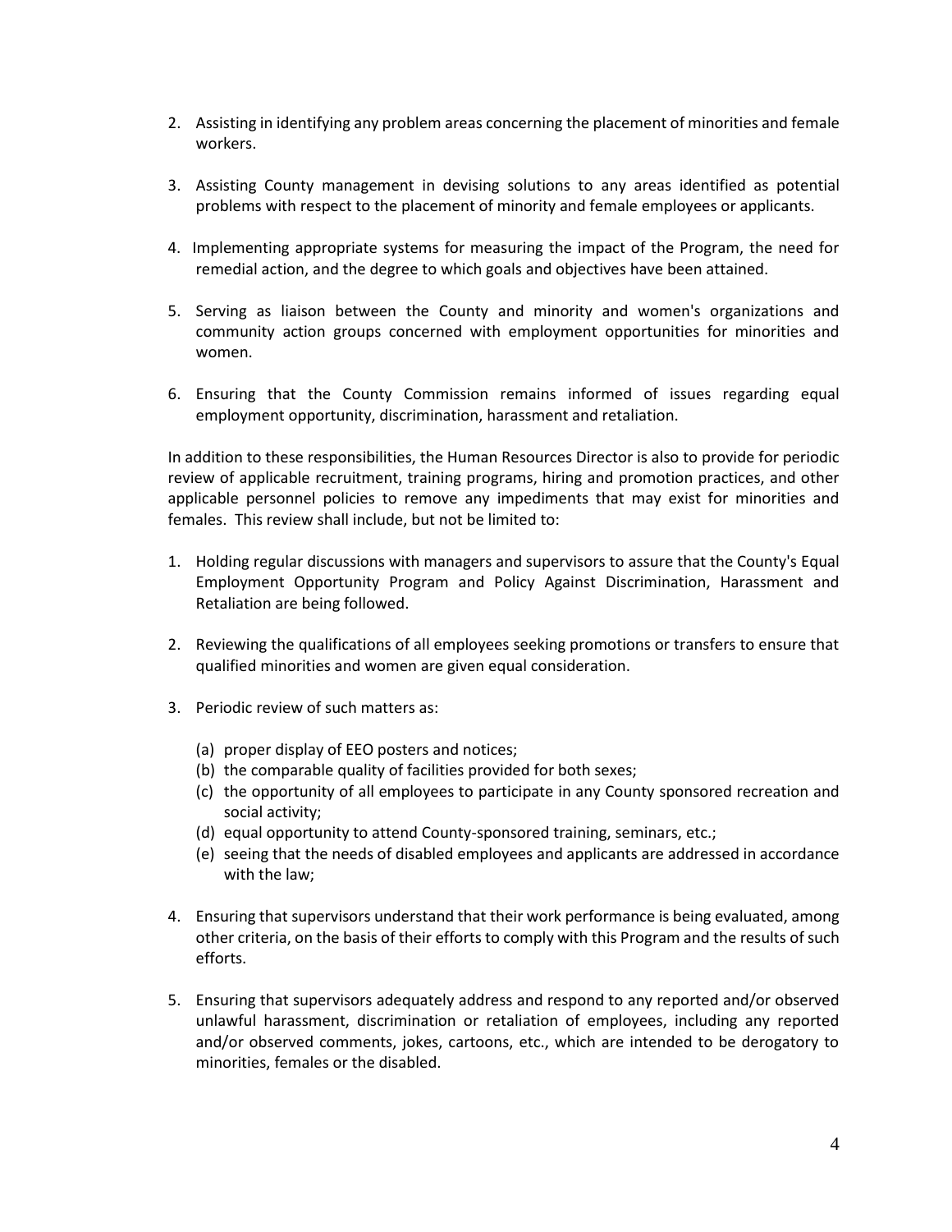2. Assisting in identifying any problem areas concerning the placement of minorities and female workers.

3. Assisting County management in devising solutions to any areas identified as potential problems with respect to the placement of minority and female employees or applicants.

4. Implementing appropriate systems for measuring the impact of the Program, the need for remedial action, and the degree to which goals and objectives have been attained.

5. Serving as liaison between the County and minority and women's organizations and community action groups concerned with employment opportunities for minorities and women.

6. Ensuring that the County Commission remains informed of issues regarding equal employment opportunity, discrimination, harassment and retaliation.

In addition to these responsibilities, the Human Resources Director is also to provide for periodic review of applicable recruitment, training programs, hiring and promotion practices, and other applicable personnel policies to remove any impediments that may exist for minorities and females. This review shall include, but not be limited to:

1. Holding regular discussions with managers and supervisors to assure that the County's Equal Employment Opportunity Program and Policy Against Discrimination, Harassment and Retaliation are being followed.

2. Reviewing the qualifications of all employees seeking promotions or transfers to ensure that qualified minorities and women are given equal consideration.

3. Periodic review of such matters as:

   (a) proper display of EEO posters and notices;
   (b) the comparable quality of facilities provided for both sexes;
   (c) the opportunity of all employees to participate in any County sponsored recreation and social activity;
   (d) equal opportunity to attend County-sponsored training, seminars, etc.;
   (e) seeing that the needs of disabled employees and applicants are addressed in accordance with the law;

4. Ensuring that supervisors understand that their work performance is being evaluated, among other criteria, on the basis of their efforts to comply with this Program and the results of such efforts.

5. Ensuring that supervisors adequately address and respond to any reported and/or observed unlawful harassment, discrimination or retaliation of employees, including any reported and/or observed comments, jokes, cartoons, etc., which are intended to be derogatory to minorities, females or the disabled.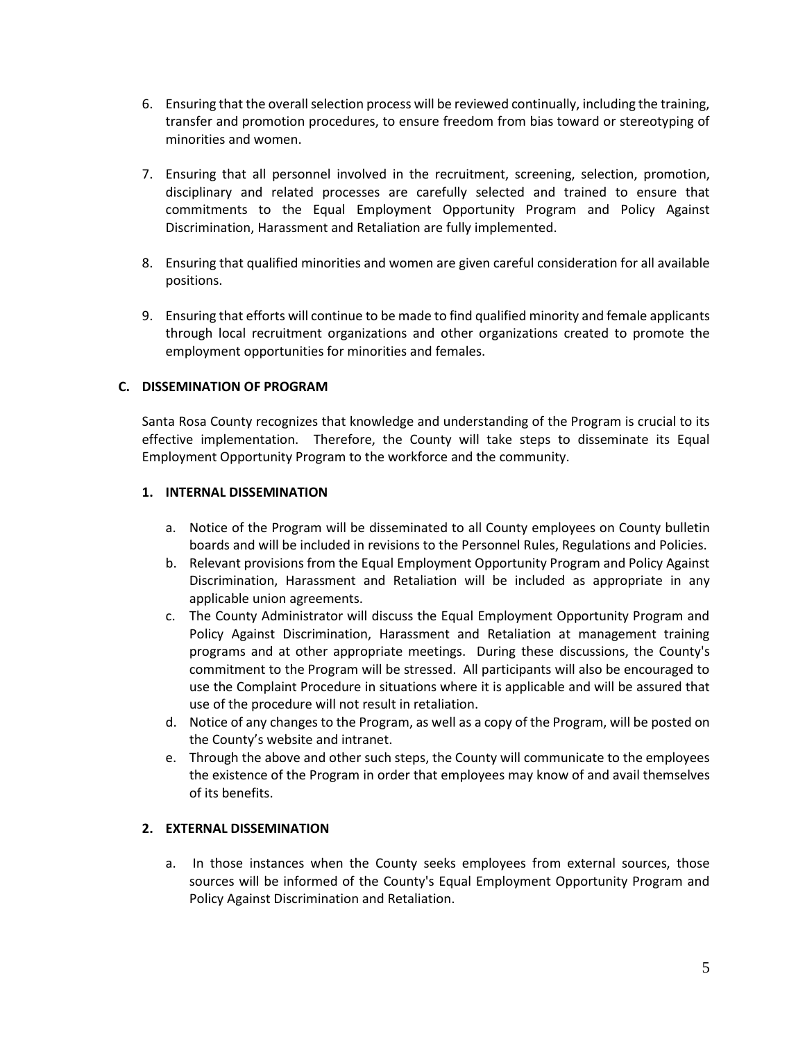6. Ensuring that the overall selection process will be reviewed continually, including the training, transfer and promotion procedures, to ensure freedom from bias toward or stereotyping of minorities and women.

7. Ensuring that all personnel involved in the recruitment, screening, selection, promotion, disciplinary and related processes are carefully selected and trained to ensure that commitments to the Equal Employment Opportunity Program and Policy Against Discrimination, Harassment and Retaliation are fully implemented.

8. Ensuring that qualified minorities and women are given careful consideration for all available positions.

9. Ensuring that efforts will continue to be made to find qualified minority and female applicants through local recruitment organizations and other organizations created to promote the employment opportunities for minorities and females.

**C. DISSEMINATION OF PROGRAM**

Santa Rosa County recognizes that knowledge and understanding of the Program is crucial to its effective implementation. Therefore, the County will take steps to disseminate its Equal Employment Opportunity Program to the workforce and the community.

**1. INTERNAL DISSEMINATION**

a. Notice of the Program will be disseminated to all County employees on County bulletin boards and will be included in revisions to the Personnel Rules, Regulations and Policies.
b. Relevant provisions from the Equal Employment Opportunity Program and Policy Against Discrimination, Harassment and Retaliation will be included as appropriate in any applicable union agreements.
c. The County Administrator will discuss the Equal Employment Opportunity Program and Policy Against Discrimination, Harassment and Retaliation at management training programs and at other appropriate meetings. During these discussions, the County's commitment to the Program will be stressed. All participants will also be encouraged to use the Complaint Procedure in situations where it is applicable and will be assured that use of the procedure will not result in retaliation.
d. Notice of any changes to the Program, as well as a copy of the Program, will be posted on the County's website and intranet.
e. Through the above and other such steps, the County will communicate to the employees the existence of the Program in order that employees may know of and avail themselves of its benefits.

**2. EXTERNAL DISSEMINATION**

a. In those instances when the County seeks employees from external sources, those sources will be informed of the County's Equal Employment Opportunity Program and Policy Against Discrimination and Retaliation.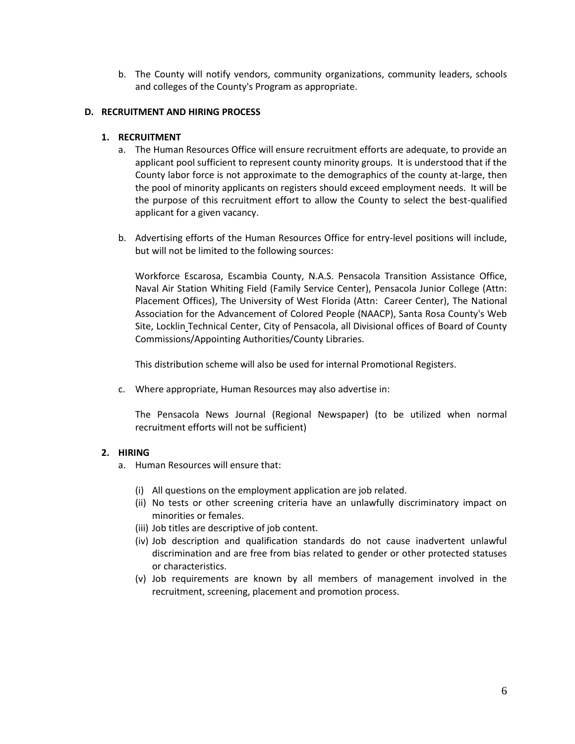b. The County will notify vendors, community organizations, community leaders, schools and colleges of the County's Program as appropriate.

### D. RECRUITMENT AND HIRING PROCESS

#### 1. RECRUITMENT

a. The Human Resources Office will ensure recruitment efforts are adequate, to provide an applicant pool sufficient to represent county minority groups. It is understood that if the County labor force is not approximate to the demographics of the county at-large, then the pool of minority applicants on registers should exceed employment needs. It will be the purpose of this recruitment effort to allow the County to select the best-qualified applicant for a given vacancy.

b. Advertising efforts of the Human Resources Office for entry-level positions will include, but will not be limited to the following sources:

Workforce Escarosa, Escambia County, N.A.S. Pensacola Transition Assistance Office, Naval Air Station Whiting Field (Family Service Center), Pensacola Junior College (Attn: Placement Offices), The University of West Florida (Attn: Career Center), The National Association for the Advancement of Colored People (NAACP), Santa Rosa County's Web Site, Locklin Technical Center, City of Pensacola, all Divisional offices of Board of County Commissions/Appointing Authorities/County Libraries.

This distribution scheme will also be used for internal Promotional Registers.

c. Where appropriate, Human Resources may also advertise in:

The Pensacola News Journal (Regional Newspaper) (to be utilized when normal recruitment efforts will not be sufficient)

#### 2. HIRING

a. Human Resources will ensure that:

(i) All questions on the employment application are job related.
(ii) No tests or other screening criteria have an unlawfully discriminatory impact on minorities or females.
(iii) Job titles are descriptive of job content.
(iv) Job description and qualification standards do not cause inadvertent unlawful discrimination and are free from bias related to gender or other protected statuses or characteristics.
(v) Job requirements are known by all members of management involved in the recruitment, screening, placement and promotion process.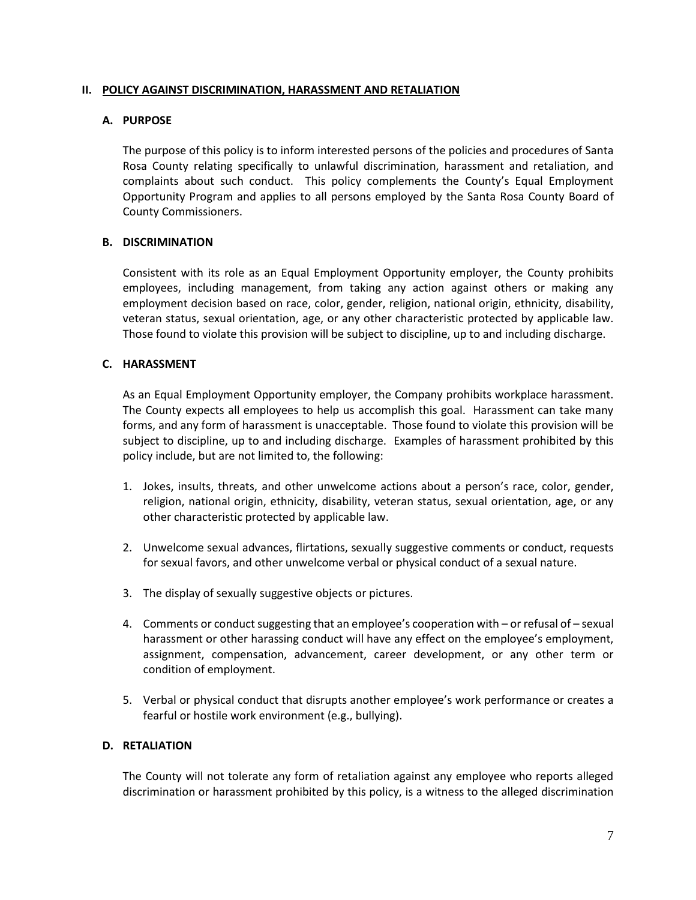## II. POLICY AGAINST DISCRIMINATION, HARASSMENT AND RETALIATION

### A. PURPOSE

The purpose of this policy is to inform interested persons of the policies and procedures of Santa Rosa County relating specifically to unlawful discrimination, harassment and retaliation, and complaints about such conduct. This policy complements the County's Equal Employment Opportunity Program and applies to all persons employed by the Santa Rosa County Board of County Commissioners.

### B. DISCRIMINATION

Consistent with its role as an Equal Employment Opportunity employer, the County prohibits employees, including management, from taking any action against others or making any employment decision based on race, color, gender, religion, national origin, ethnicity, disability, veteran status, sexual orientation, age, or any other characteristic protected by applicable law. Those found to violate this provision will be subject to discipline, up to and including discharge.

### C. HARASSMENT

As an Equal Employment Opportunity employer, the Company prohibits workplace harassment. The County expects all employees to help us accomplish this goal. Harassment can take many forms, and any form of harassment is unacceptable. Those found to violate this provision will be subject to discipline, up to and including discharge. Examples of harassment prohibited by this policy include, but are not limited to, the following:

1. Jokes, insults, threats, and other unwelcome actions about a person's race, color, gender, religion, national origin, ethnicity, disability, veteran status, sexual orientation, age, or any other characteristic protected by applicable law.

2. Unwelcome sexual advances, flirtations, sexually suggestive comments or conduct, requests for sexual favors, and other unwelcome verbal or physical conduct of a sexual nature.

3. The display of sexually suggestive objects or pictures.

4. Comments or conduct suggesting that an employee's cooperation with – or refusal of – sexual harassment or other harassing conduct will have any effect on the employee's employment, assignment, compensation, advancement, career development, or any other term or condition of employment.

5. Verbal or physical conduct that disrupts another employee's work performance or creates a fearful or hostile work environment (e.g., bullying).

### D. RETALIATION

The County will not tolerate any form of retaliation against any employee who reports alleged discrimination or harassment prohibited by this policy, is a witness to the alleged discrimination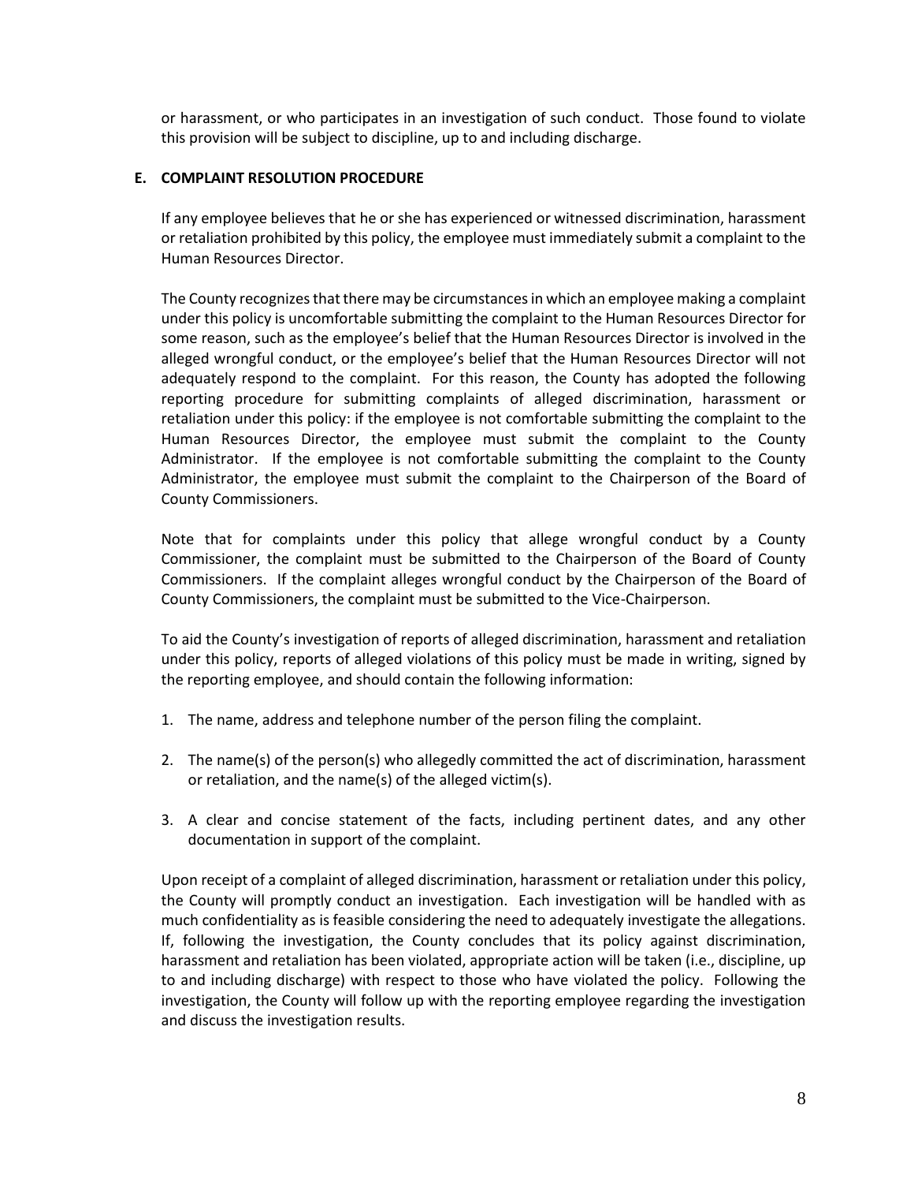or harassment, or who participates in an investigation of such conduct. Those found to violate this provision will be subject to discipline, up to and including discharge.

### E. COMPLAINT RESOLUTION PROCEDURE

If any employee believes that he or she has experienced or witnessed discrimination, harassment or retaliation prohibited by this policy, the employee must immediately submit a complaint to the Human Resources Director.

The County recognizes that there may be circumstances in which an employee making a complaint under this policy is uncomfortable submitting the complaint to the Human Resources Director for some reason, such as the employee's belief that the Human Resources Director is involved in the alleged wrongful conduct, or the employee's belief that the Human Resources Director will not adequately respond to the complaint. For this reason, the County has adopted the following reporting procedure for submitting complaints of alleged discrimination, harassment or retaliation under this policy: if the employee is not comfortable submitting the complaint to the Human Resources Director, the employee must submit the complaint to the County Administrator. If the employee is not comfortable submitting the complaint to the County Administrator, the employee must submit the complaint to the Chairperson of the Board of County Commissioners.

Note that for complaints under this policy that allege wrongful conduct by a County Commissioner, the complaint must be submitted to the Chairperson of the Board of County Commissioners. If the complaint alleges wrongful conduct by the Chairperson of the Board of County Commissioners, the complaint must be submitted to the Vice-Chairperson.

To aid the County's investigation of reports of alleged discrimination, harassment and retaliation under this policy, reports of alleged violations of this policy must be made in writing, signed by the reporting employee, and should contain the following information:

1. The name, address and telephone number of the person filing the complaint.
2. The name(s) of the person(s) who allegedly committed the act of discrimination, harassment or retaliation, and the name(s) of the alleged victim(s).
3. A clear and concise statement of the facts, including pertinent dates, and any other documentation in support of the complaint.

Upon receipt of a complaint of alleged discrimination, harassment or retaliation under this policy, the County will promptly conduct an investigation. Each investigation will be handled with as much confidentiality as is feasible considering the need to adequately investigate the allegations. If, following the investigation, the County concludes that its policy against discrimination, harassment and retaliation has been violated, appropriate action will be taken (i.e., discipline, up to and including discharge) with respect to those who have violated the policy. Following the investigation, the County will follow up with the reporting employee regarding the investigation and discuss the investigation results.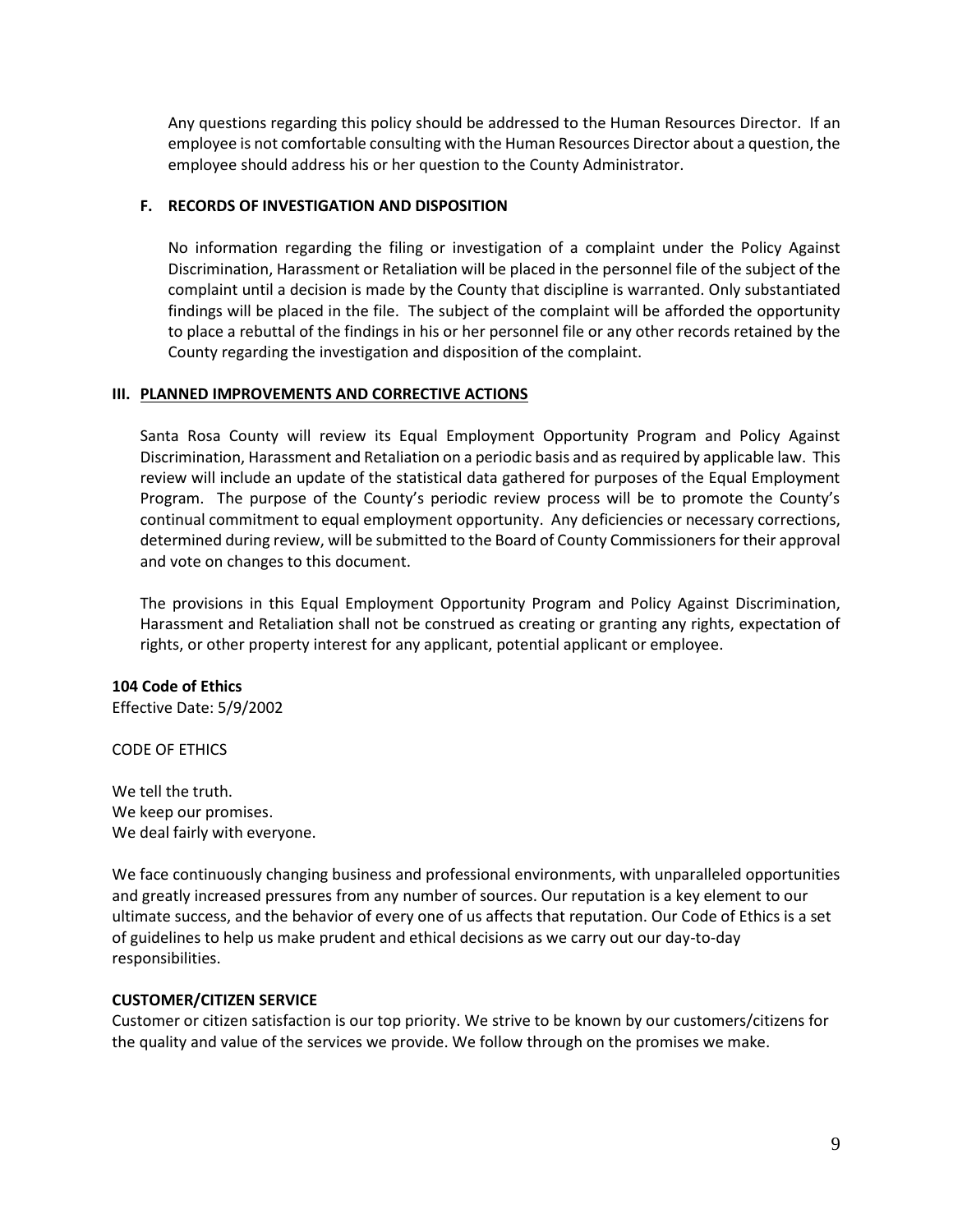Any questions regarding this policy should be addressed to the Human Resources Director. If an employee is not comfortable consulting with the Human Resources Director about a question, the employee should address his or her question to the County Administrator.

### F. RECORDS OF INVESTIGATION AND DISPOSITION

No information regarding the filing or investigation of a complaint under the Policy Against Discrimination, Harassment or Retaliation will be placed in the personnel file of the subject of the complaint until a decision is made by the County that discipline is warranted. Only substantiated findings will be placed in the file. The subject of the complaint will be afforded the opportunity to place a rebuttal of the findings in his or her personnel file or any other records retained by the County regarding the investigation and disposition of the complaint.

## III. PLANNED IMPROVEMENTS AND CORRECTIVE ACTIONS

Santa Rosa County will review its Equal Employment Opportunity Program and Policy Against Discrimination, Harassment and Retaliation on a periodic basis and as required by applicable law. This review will include an update of the statistical data gathered for purposes of the Equal Employment Program. The purpose of the County's periodic review process will be to promote the County's continual commitment to equal employment opportunity. Any deficiencies or necessary corrections, determined during review, will be submitted to the Board of County Commissioners for their approval and vote on changes to this document.

The provisions in this Equal Employment Opportunity Program and Policy Against Discrimination, Harassment and Retaliation shall not be construed as creating or granting any rights, expectation of rights, or other property interest for any applicant, potential applicant or employee.

## 104 Code of Ethics

Effective Date: 5/9/2002

CODE OF ETHICS

We tell the truth.
We keep our promises.
We deal fairly with everyone.

We face continuously changing business and professional environments, with unparalleled opportunities and greatly increased pressures from any number of sources. Our reputation is a key element to our ultimate success, and the behavior of every one of us affects that reputation. Our Code of Ethics is a set of guidelines to help us make prudent and ethical decisions as we carry out our day-to-day responsibilities.

### CUSTOMER/CITIZEN SERVICE

Customer or citizen satisfaction is our top priority. We strive to be known by our customers/citizens for the quality and value of the services we provide. We follow through on the promises we make.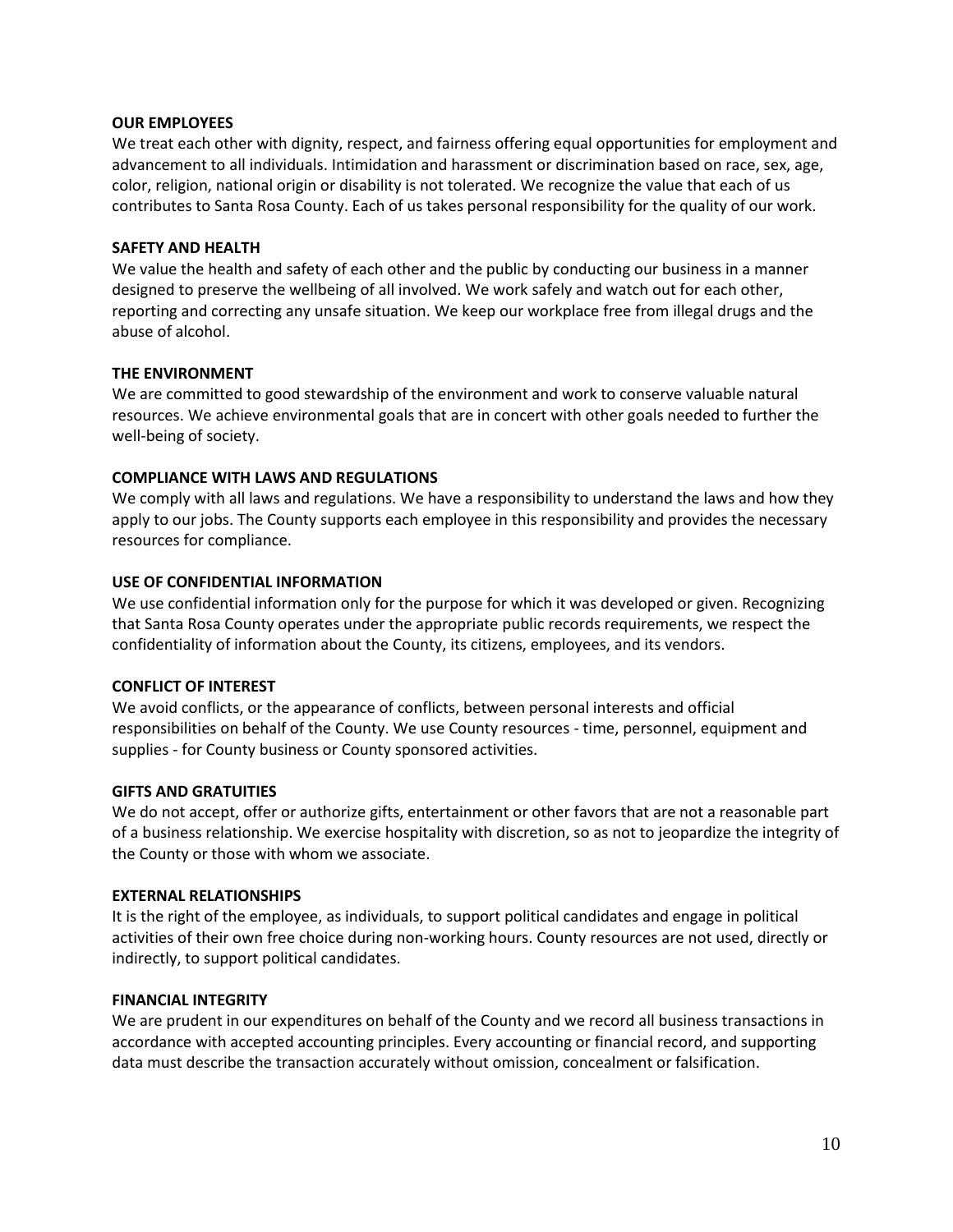**OUR EMPLOYEES**

We treat each other with dignity, respect, and fairness offering equal opportunities for employment and advancement to all individuals. Intimidation and harassment or discrimination based on race, sex, age, color, religion, national origin or disability is not tolerated. We recognize the value that each of us contributes to Santa Rosa County. Each of us takes personal responsibility for the quality of our work.

**SAFETY AND HEALTH**

We value the health and safety of each other and the public by conducting our business in a manner designed to preserve the wellbeing of all involved. We work safely and watch out for each other, reporting and correcting any unsafe situation. We keep our workplace free from illegal drugs and the abuse of alcohol.

**THE ENVIRONMENT**

We are committed to good stewardship of the environment and work to conserve valuable natural resources. We achieve environmental goals that are in concert with other goals needed to further the well-being of society.

**COMPLIANCE WITH LAWS AND REGULATIONS**

We comply with all laws and regulations. We have a responsibility to understand the laws and how they apply to our jobs. The County supports each employee in this responsibility and provides the necessary resources for compliance.

**USE OF CONFIDENTIAL INFORMATION**

We use confidential information only for the purpose for which it was developed or given. Recognizing that Santa Rosa County operates under the appropriate public records requirements, we respect the confidentiality of information about the County, its citizens, employees, and its vendors.

**CONFLICT OF INTEREST**

We avoid conflicts, or the appearance of conflicts, between personal interests and official responsibilities on behalf of the County. We use County resources - time, personnel, equipment and supplies - for County business or County sponsored activities.

**GIFTS AND GRATUITIES**

We do not accept, offer or authorize gifts, entertainment or other favors that are not a reasonable part of a business relationship. We exercise hospitality with discretion, so as not to jeopardize the integrity of the County or those with whom we associate.

**EXTERNAL RELATIONSHIPS**

It is the right of the employee, as individuals, to support political candidates and engage in political activities of their own free choice during non-working hours. County resources are not used, directly or indirectly, to support political candidates.

**FINANCIAL INTEGRITY**

We are prudent in our expenditures on behalf of the County and we record all business transactions in accordance with accepted accounting principles. Every accounting or financial record, and supporting data must describe the transaction accurately without omission, concealment or falsification.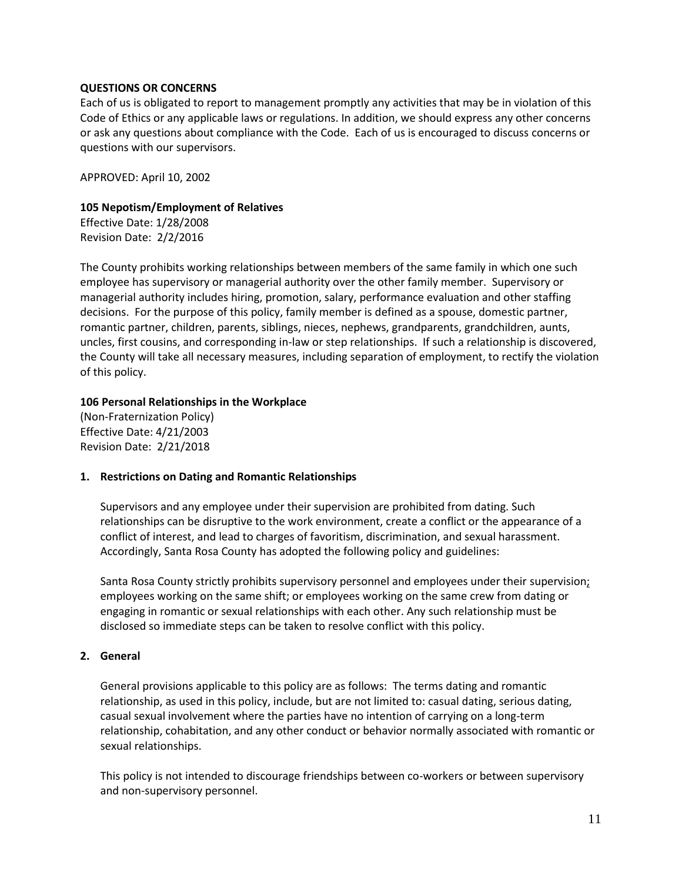**QUESTIONS OR CONCERNS**

Each of us is obligated to report to management promptly any activities that may be in violation of this Code of Ethics or any applicable laws or regulations. In addition, we should express any other concerns or ask any questions about compliance with the Code. Each of us is encouraged to discuss concerns or questions with our supervisors.

APPROVED: April 10, 2002

**105 Nepotism/Employment of Relatives**

Effective Date: 1/28/2008
Revision Date: 2/2/2016

The County prohibits working relationships between members of the same family in which one such employee has supervisory or managerial authority over the other family member. Supervisory or managerial authority includes hiring, promotion, salary, performance evaluation and other staffing decisions. For the purpose of this policy, family member is defined as a spouse, domestic partner, romantic partner, children, parents, siblings, nieces, nephews, grandparents, grandchildren, aunts, uncles, first cousins, and corresponding in-law or step relationships. If such a relationship is discovered, the County will take all necessary measures, including separation of employment, to rectify the violation of this policy.

**106 Personal Relationships in the Workplace**

(Non-Fraternization Policy)
Effective Date: 4/21/2003
Revision Date: 2/21/2018

**1. Restrictions on Dating and Romantic Relationships**

Supervisors and any employee under their supervision are prohibited from dating. Such relationships can be disruptive to the work environment, create a conflict or the appearance of a conflict of interest, and lead to charges of favoritism, discrimination, and sexual harassment. Accordingly, Santa Rosa County has adopted the following policy and guidelines:

Santa Rosa County strictly prohibits supervisory personnel and employees under their supervision; employees working on the same shift; or employees working on the same crew from dating or engaging in romantic or sexual relationships with each other. Any such relationship must be disclosed so immediate steps can be taken to resolve conflict with this policy.

**2. General**

General provisions applicable to this policy are as follows: The terms dating and romantic relationship, as used in this policy, include, but are not limited to: casual dating, serious dating, casual sexual involvement where the parties have no intention of carrying on a long-term relationship, cohabitation, and any other conduct or behavior normally associated with romantic or sexual relationships.

This policy is not intended to discourage friendships between co-workers or between supervisory and non-supervisory personnel.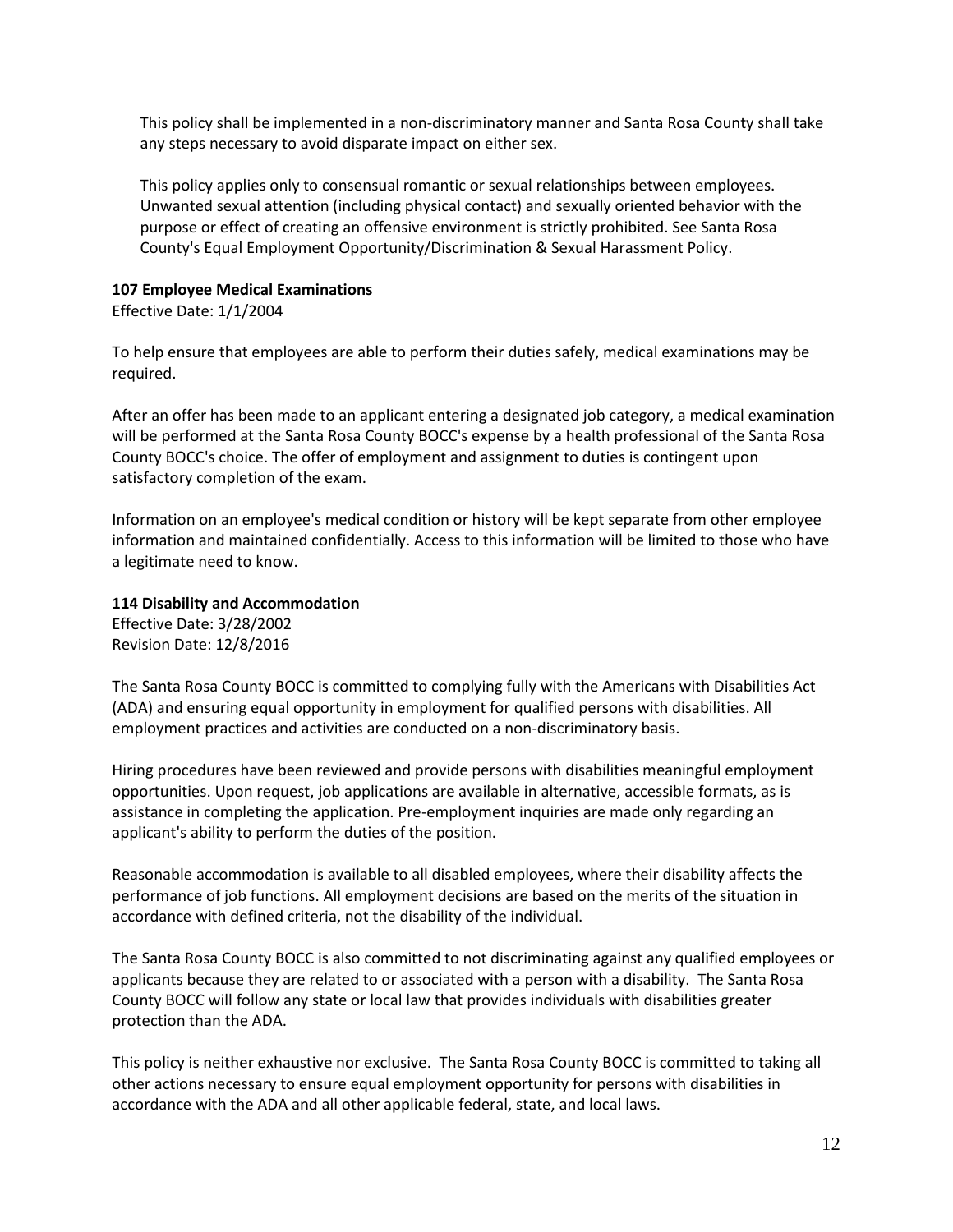This policy shall be implemented in a non-discriminatory manner and Santa Rosa County shall take any steps necessary to avoid disparate impact on either sex.

This policy applies only to consensual romantic or sexual relationships between employees. Unwanted sexual attention (including physical contact) and sexually oriented behavior with the purpose or effect of creating an offensive environment is strictly prohibited. See Santa Rosa County's Equal Employment Opportunity/Discrimination & Sexual Harassment Policy.

**107 Employee Medical Examinations**
Effective Date: 1/1/2004

To help ensure that employees are able to perform their duties safely, medical examinations may be required.

After an offer has been made to an applicant entering a designated job category, a medical examination will be performed at the Santa Rosa County BOCC's expense by a health professional of the Santa Rosa County BOCC's choice. The offer of employment and assignment to duties is contingent upon satisfactory completion of the exam.

Information on an employee's medical condition or history will be kept separate from other employee information and maintained confidentially. Access to this information will be limited to those who have a legitimate need to know.

**114 Disability and Accommodation**
Effective Date: 3/28/2002
Revision Date: 12/8/2016

The Santa Rosa County BOCC is committed to complying fully with the Americans with Disabilities Act (ADA) and ensuring equal opportunity in employment for qualified persons with disabilities. All employment practices and activities are conducted on a non-discriminatory basis.

Hiring procedures have been reviewed and provide persons with disabilities meaningful employment opportunities. Upon request, job applications are available in alternative, accessible formats, as is assistance in completing the application. Pre-employment inquiries are made only regarding an applicant's ability to perform the duties of the position.

Reasonable accommodation is available to all disabled employees, where their disability affects the performance of job functions. All employment decisions are based on the merits of the situation in accordance with defined criteria, not the disability of the individual.

The Santa Rosa County BOCC is also committed to not discriminating against any qualified employees or applicants because they are related to or associated with a person with a disability. The Santa Rosa County BOCC will follow any state or local law that provides individuals with disabilities greater protection than the ADA.

This policy is neither exhaustive nor exclusive. The Santa Rosa County BOCC is committed to taking all other actions necessary to ensure equal employment opportunity for persons with disabilities in accordance with the ADA and all other applicable federal, state, and local laws.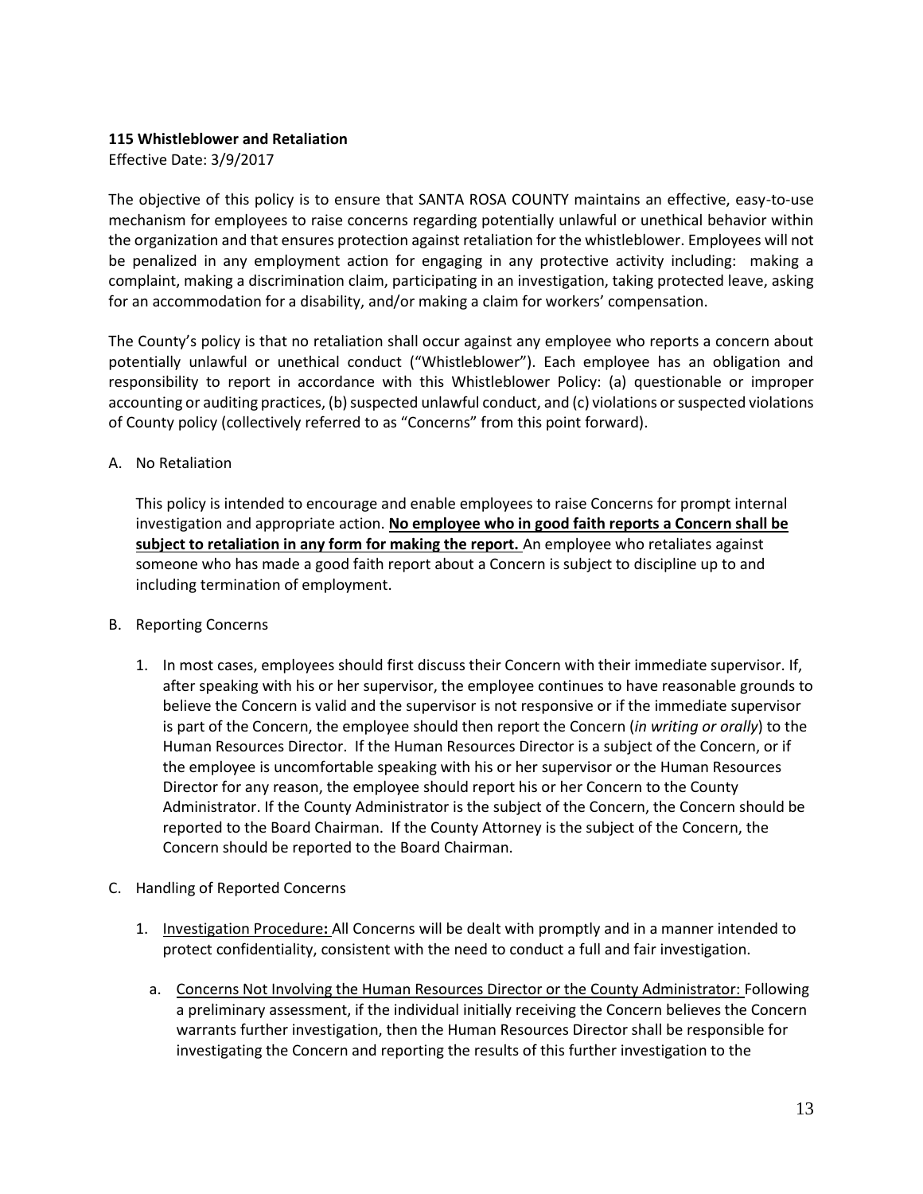**115 Whistleblower and Retaliation**

Effective Date: 3/9/2017

The objective of this policy is to ensure that SANTA ROSA COUNTY maintains an effective, easy-to-use mechanism for employees to raise concerns regarding potentially unlawful or unethical behavior within the organization and that ensures protection against retaliation for the whistleblower. Employees will not be penalized in any employment action for engaging in any protective activity including: making a complaint, making a discrimination claim, participating in an investigation, taking protected leave, asking for an accommodation for a disability, and/or making a claim for workers' compensation.

The County's policy is that no retaliation shall occur against any employee who reports a concern about potentially unlawful or unethical conduct ("Whistleblower"). Each employee has an obligation and responsibility to report in accordance with this Whistleblower Policy: (a) questionable or improper accounting or auditing practices, (b) suspected unlawful conduct, and (c) violations or suspected violations of County policy (collectively referred to as "Concerns" from this point forward).

A. No Retaliation

   This policy is intended to encourage and enable employees to raise Concerns for prompt internal investigation and appropriate action. **No employee who in good faith reports a Concern shall be subject to retaliation in any form for making the report.** An employee who retaliates against someone who has made a good faith report about a Concern is subject to discipline up to and including termination of employment.

B. Reporting Concerns

   1. In most cases, employees should first discuss their Concern with their immediate supervisor. If, after speaking with his or her supervisor, the employee continues to have reasonable grounds to believe the Concern is valid and the supervisor is not responsive or if the immediate supervisor is part of the Concern, the employee should then report the Concern (*in writing or orally*) to the Human Resources Director. If the Human Resources Director is a subject of the Concern, or if the employee is uncomfortable speaking with his or her supervisor or the Human Resources Director for any reason, the employee should report his or her Concern to the County Administrator. If the County Administrator is the subject of the Concern, the Concern should be reported to the Board Chairman. If the County Attorney is the subject of the Concern, the Concern should be reported to the Board Chairman.

C. Handling of Reported Concerns

   1. Investigation Procedure**:** All Concerns will be dealt with promptly and in a manner intended to protect confidentiality, consistent with the need to conduct a full and fair investigation.

      a. Concerns Not Involving the Human Resources Director or the County Administrator: Following a preliminary assessment, if the individual initially receiving the Concern believes the Concern warrants further investigation, then the Human Resources Director shall be responsible for investigating the Concern and reporting the results of this further investigation to the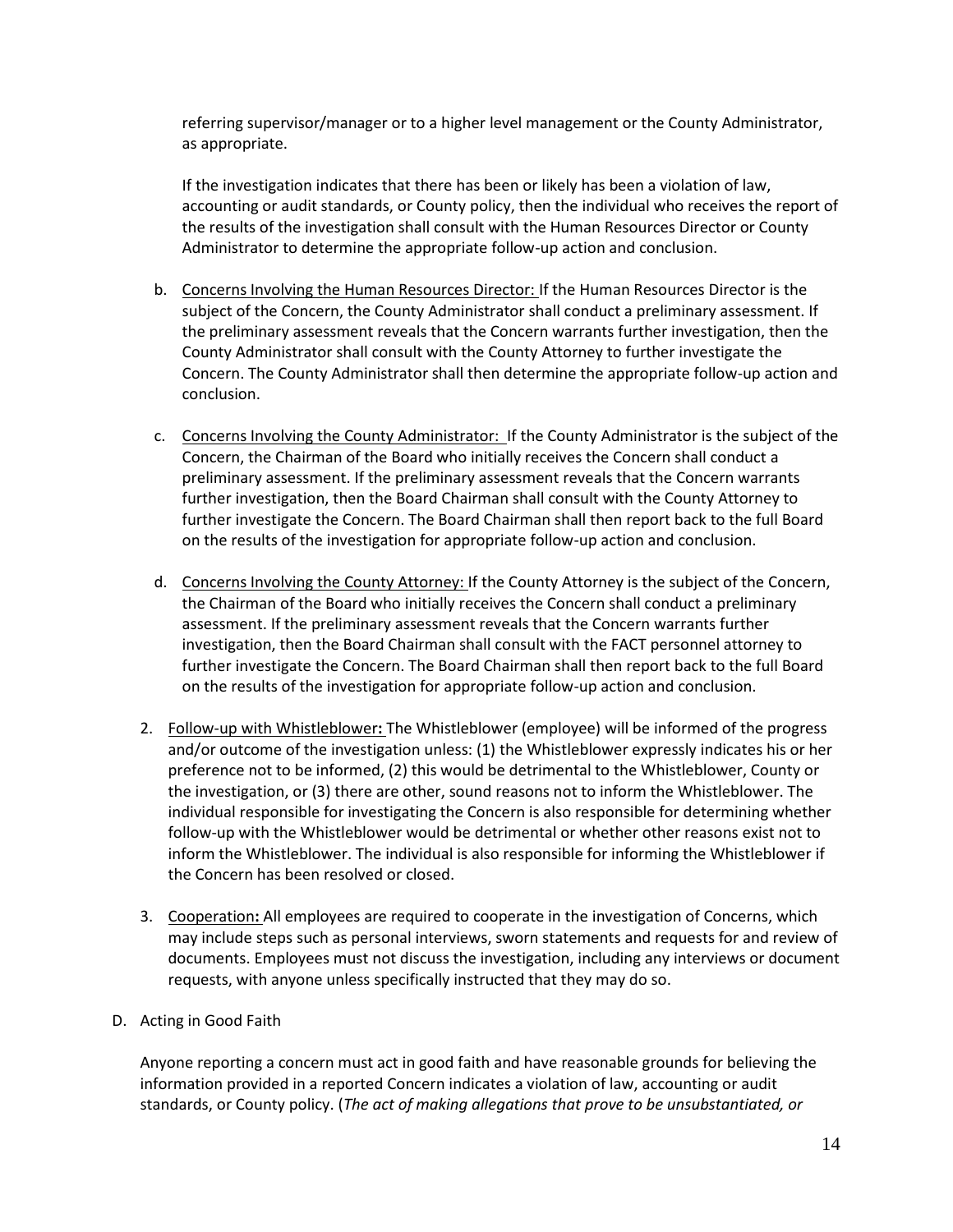referring supervisor/manager or to a higher level management or the County Administrator, as appropriate.

If the investigation indicates that there has been or likely has been a violation of law, accounting or audit standards, or County policy, then the individual who receives the report of the results of the investigation shall consult with the Human Resources Director or County Administrator to determine the appropriate follow-up action and conclusion.

b. Concerns Involving the Human Resources Director: If the Human Resources Director is the subject of the Concern, the County Administrator shall conduct a preliminary assessment. If the preliminary assessment reveals that the Concern warrants further investigation, then the County Administrator shall consult with the County Attorney to further investigate the Concern. The County Administrator shall then determine the appropriate follow-up action and conclusion.

c. Concerns Involving the County Administrator: If the County Administrator is the subject of the Concern, the Chairman of the Board who initially receives the Concern shall conduct a preliminary assessment. If the preliminary assessment reveals that the Concern warrants further investigation, then the Board Chairman shall consult with the County Attorney to further investigate the Concern. The Board Chairman shall then report back to the full Board on the results of the investigation for appropriate follow-up action and conclusion.

d. Concerns Involving the County Attorney: If the County Attorney is the subject of the Concern, the Chairman of the Board who initially receives the Concern shall conduct a preliminary assessment. If the preliminary assessment reveals that the Concern warrants further investigation, then the Board Chairman shall consult with the FACT personnel attorney to further investigate the Concern. The Board Chairman shall then report back to the full Board on the results of the investigation for appropriate follow-up action and conclusion.

2. Follow-up with Whistleblower**:** The Whistleblower (employee) will be informed of the progress and/or outcome of the investigation unless: (1) the Whistleblower expressly indicates his or her preference not to be informed, (2) this would be detrimental to the Whistleblower, County or the investigation, or (3) there are other, sound reasons not to inform the Whistleblower. The individual responsible for investigating the Concern is also responsible for determining whether follow-up with the Whistleblower would be detrimental or whether other reasons exist not to inform the Whistleblower. The individual is also responsible for informing the Whistleblower if the Concern has been resolved or closed.

3. Cooperation**:** All employees are required to cooperate in the investigation of Concerns, which may include steps such as personal interviews, sworn statements and requests for and review of documents. Employees must not discuss the investigation, including any interviews or document requests, with anyone unless specifically instructed that they may do so.

D. Acting in Good Faith

Anyone reporting a concern must act in good faith and have reasonable grounds for believing the information provided in a reported Concern indicates a violation of law, accounting or audit standards, or County policy. (*The act of making allegations that prove to be unsubstantiated, or*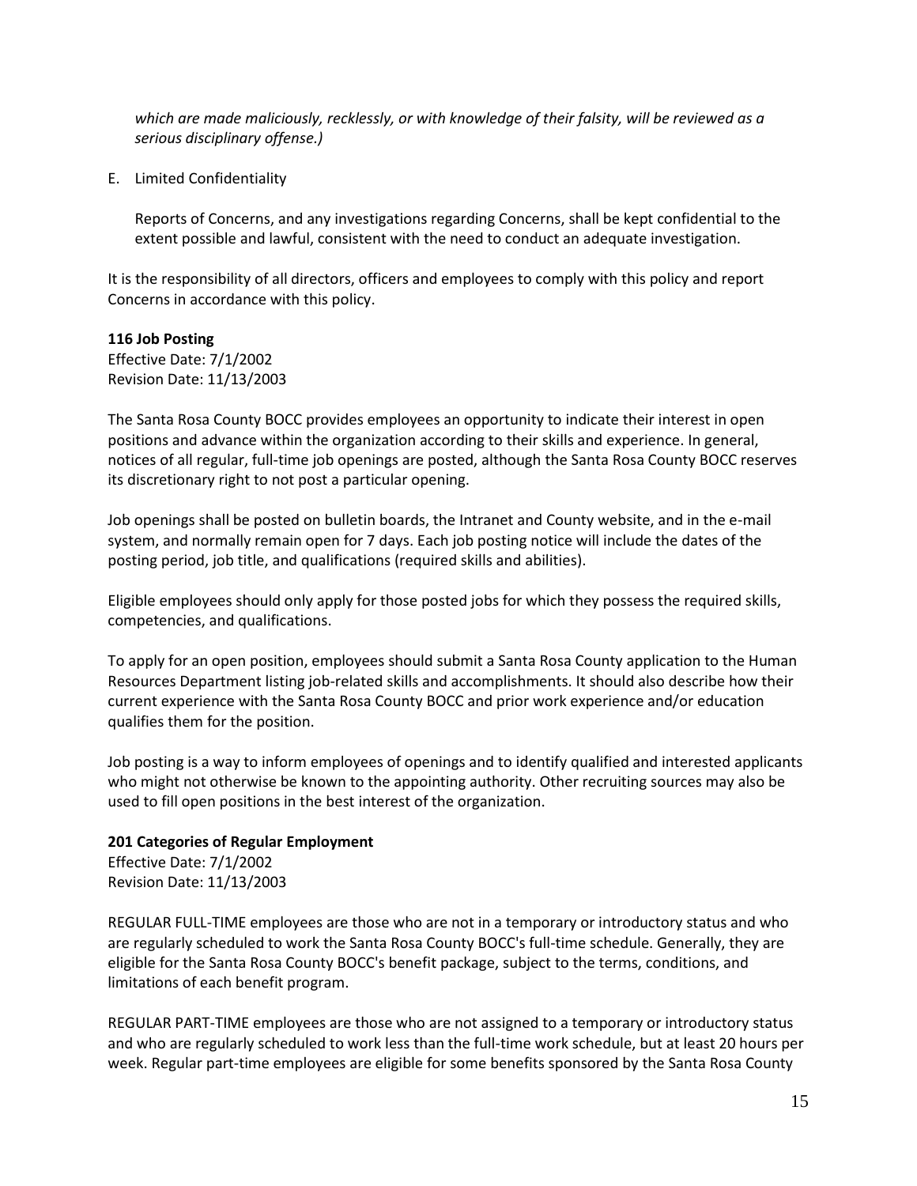*which are made maliciously, recklessly, or with knowledge of their falsity, will be reviewed as a serious disciplinary offense.)*

E. Limited Confidentiality

Reports of Concerns, and any investigations regarding Concerns, shall be kept confidential to the extent possible and lawful, consistent with the need to conduct an adequate investigation.

It is the responsibility of all directors, officers and employees to comply with this policy and report Concerns in accordance with this policy.

**116 Job Posting**
Effective Date: 7/1/2002
Revision Date: 11/13/2003

The Santa Rosa County BOCC provides employees an opportunity to indicate their interest in open positions and advance within the organization according to their skills and experience. In general, notices of all regular, full-time job openings are posted, although the Santa Rosa County BOCC reserves its discretionary right to not post a particular opening.

Job openings shall be posted on bulletin boards, the Intranet and County website, and in the e-mail system, and normally remain open for 7 days. Each job posting notice will include the dates of the posting period, job title, and qualifications (required skills and abilities).

Eligible employees should only apply for those posted jobs for which they possess the required skills, competencies, and qualifications.

To apply for an open position, employees should submit a Santa Rosa County application to the Human Resources Department listing job-related skills and accomplishments. It should also describe how their current experience with the Santa Rosa County BOCC and prior work experience and/or education qualifies them for the position.

Job posting is a way to inform employees of openings and to identify qualified and interested applicants who might not otherwise be known to the appointing authority. Other recruiting sources may also be used to fill open positions in the best interest of the organization.

**201 Categories of Regular Employment**
Effective Date: 7/1/2002
Revision Date: 11/13/2003

REGULAR FULL-TIME employees are those who are not in a temporary or introductory status and who are regularly scheduled to work the Santa Rosa County BOCC's full-time schedule. Generally, they are eligible for the Santa Rosa County BOCC's benefit package, subject to the terms, conditions, and limitations of each benefit program.

REGULAR PART-TIME employees are those who are not assigned to a temporary or introductory status and who are regularly scheduled to work less than the full-time work schedule, but at least 20 hours per week. Regular part-time employees are eligible for some benefits sponsored by the Santa Rosa County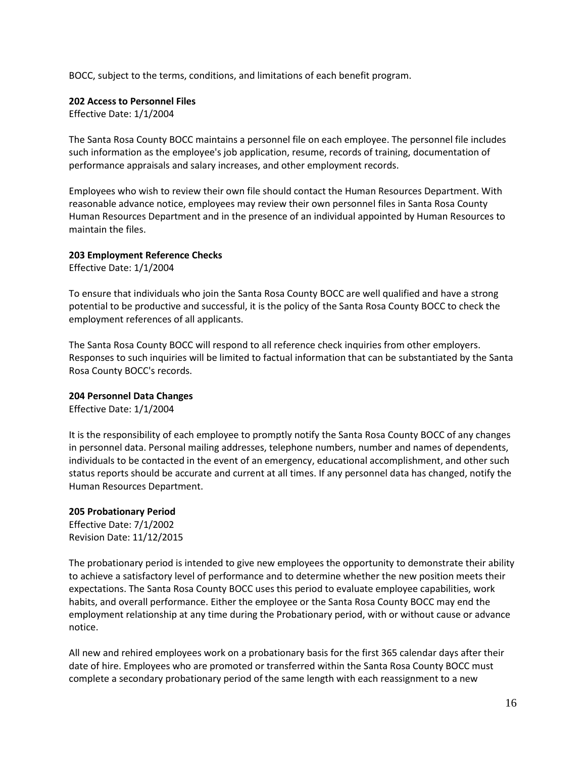BOCC, subject to the terms, conditions, and limitations of each benefit program.

**202 Access to Personnel Files**

Effective Date: 1/1/2004

The Santa Rosa County BOCC maintains a personnel file on each employee. The personnel file includes such information as the employee's job application, resume, records of training, documentation of performance appraisals and salary increases, and other employment records.

Employees who wish to review their own file should contact the Human Resources Department. With reasonable advance notice, employees may review their own personnel files in Santa Rosa County Human Resources Department and in the presence of an individual appointed by Human Resources to maintain the files.

**203 Employment Reference Checks**

Effective Date: 1/1/2004

To ensure that individuals who join the Santa Rosa County BOCC are well qualified and have a strong potential to be productive and successful, it is the policy of the Santa Rosa County BOCC to check the employment references of all applicants.

The Santa Rosa County BOCC will respond to all reference check inquiries from other employers. Responses to such inquiries will be limited to factual information that can be substantiated by the Santa Rosa County BOCC's records.

**204 Personnel Data Changes**

Effective Date: 1/1/2004

It is the responsibility of each employee to promptly notify the Santa Rosa County BOCC of any changes in personnel data. Personal mailing addresses, telephone numbers, number and names of dependents, individuals to be contacted in the event of an emergency, educational accomplishment, and other such status reports should be accurate and current at all times. If any personnel data has changed, notify the Human Resources Department.

**205 Probationary Period**

Effective Date: 7/1/2002

Revision Date: 11/12/2015

The probationary period is intended to give new employees the opportunity to demonstrate their ability to achieve a satisfactory level of performance and to determine whether the new position meets their expectations. The Santa Rosa County BOCC uses this period to evaluate employee capabilities, work habits, and overall performance. Either the employee or the Santa Rosa County BOCC may end the employment relationship at any time during the Probationary period, with or without cause or advance notice.

All new and rehired employees work on a probationary basis for the first 365 calendar days after their date of hire. Employees who are promoted or transferred within the Santa Rosa County BOCC must complete a secondary probationary period of the same length with each reassignment to a new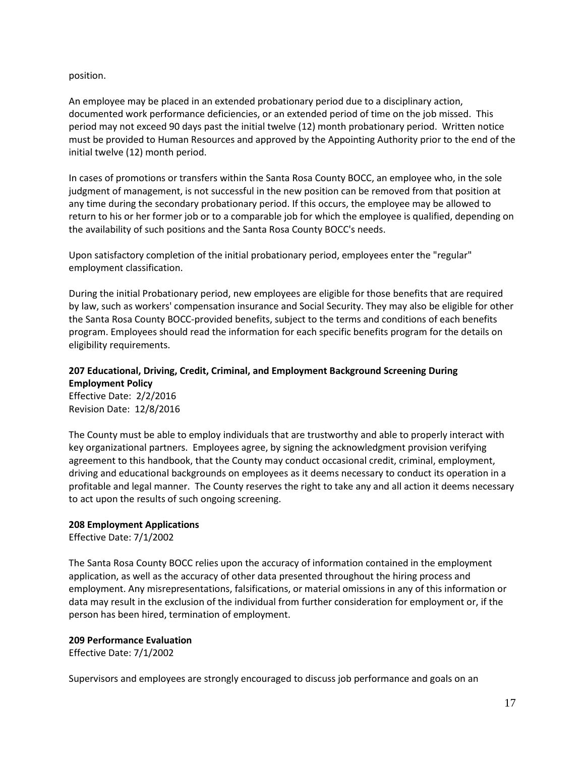position.

An employee may be placed in an extended probationary period due to a disciplinary action, documented work performance deficiencies, or an extended period of time on the job missed. This period may not exceed 90 days past the initial twelve (12) month probationary period. Written notice must be provided to Human Resources and approved by the Appointing Authority prior to the end of the initial twelve (12) month period.

In cases of promotions or transfers within the Santa Rosa County BOCC, an employee who, in the sole judgment of management, is not successful in the new position can be removed from that position at any time during the secondary probationary period. If this occurs, the employee may be allowed to return to his or her former job or to a comparable job for which the employee is qualified, depending on the availability of such positions and the Santa Rosa County BOCC's needs.

Upon satisfactory completion of the initial probationary period, employees enter the "regular" employment classification.

During the initial Probationary period, new employees are eligible for those benefits that are required by law, such as workers' compensation insurance and Social Security. They may also be eligible for other the Santa Rosa County BOCC-provided benefits, subject to the terms and conditions of each benefits program. Employees should read the information for each specific benefits program for the details on eligibility requirements.

**207 Educational, Driving, Credit, Criminal, and Employment Background Screening During Employment Policy**

Effective Date: 2/2/2016
Revision Date: 12/8/2016

The County must be able to employ individuals that are trustworthy and able to properly interact with key organizational partners. Employees agree, by signing the acknowledgment provision verifying agreement to this handbook, that the County may conduct occasional credit, criminal, employment, driving and educational backgrounds on employees as it deems necessary to conduct its operation in a profitable and legal manner. The County reserves the right to take any and all action it deems necessary to act upon the results of such ongoing screening.

**208 Employment Applications**

Effective Date: 7/1/2002

The Santa Rosa County BOCC relies upon the accuracy of information contained in the employment application, as well as the accuracy of other data presented throughout the hiring process and employment. Any misrepresentations, falsifications, or material omissions in any of this information or data may result in the exclusion of the individual from further consideration for employment or, if the person has been hired, termination of employment.

**209 Performance Evaluation**

Effective Date: 7/1/2002

Supervisors and employees are strongly encouraged to discuss job performance and goals on an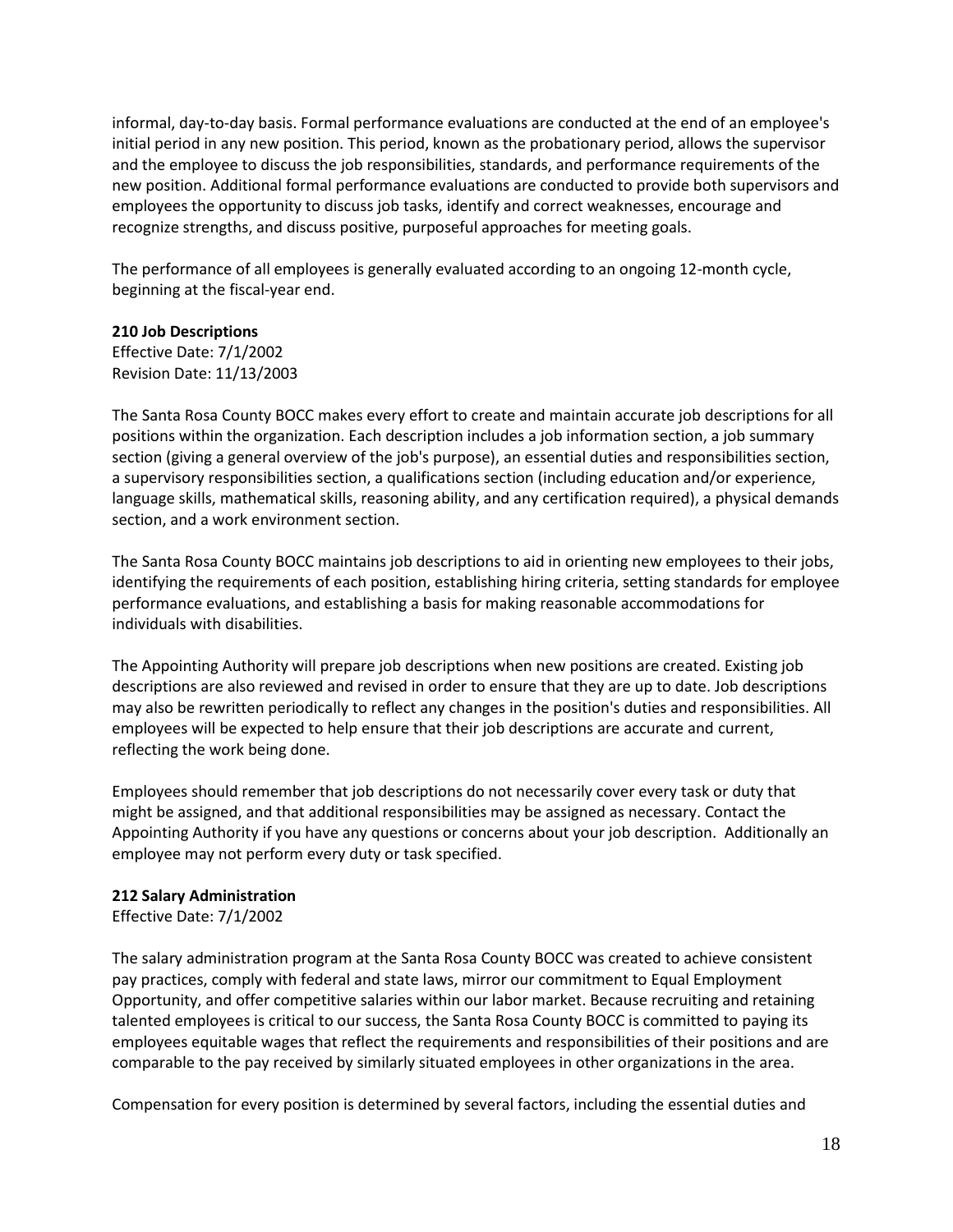informal, day-to-day basis. Formal performance evaluations are conducted at the end of an employee's initial period in any new position. This period, known as the probationary period, allows the supervisor and the employee to discuss the job responsibilities, standards, and performance requirements of the new position. Additional formal performance evaluations are conducted to provide both supervisors and employees the opportunity to discuss job tasks, identify and correct weaknesses, encourage and recognize strengths, and discuss positive, purposeful approaches for meeting goals.

The performance of all employees is generally evaluated according to an ongoing 12-month cycle, beginning at the fiscal-year end.

**210 Job Descriptions**
Effective Date: 7/1/2002
Revision Date: 11/13/2003

The Santa Rosa County BOCC makes every effort to create and maintain accurate job descriptions for all positions within the organization. Each description includes a job information section, a job summary section (giving a general overview of the job's purpose), an essential duties and responsibilities section, a supervisory responsibilities section, a qualifications section (including education and/or experience, language skills, mathematical skills, reasoning ability, and any certification required), a physical demands section, and a work environment section.

The Santa Rosa County BOCC maintains job descriptions to aid in orienting new employees to their jobs, identifying the requirements of each position, establishing hiring criteria, setting standards for employee performance evaluations, and establishing a basis for making reasonable accommodations for individuals with disabilities.

The Appointing Authority will prepare job descriptions when new positions are created. Existing job descriptions are also reviewed and revised in order to ensure that they are up to date. Job descriptions may also be rewritten periodically to reflect any changes in the position's duties and responsibilities. All employees will be expected to help ensure that their job descriptions are accurate and current, reflecting the work being done.

Employees should remember that job descriptions do not necessarily cover every task or duty that might be assigned, and that additional responsibilities may be assigned as necessary. Contact the Appointing Authority if you have any questions or concerns about your job description. Additionally an employee may not perform every duty or task specified.

**212 Salary Administration**
Effective Date: 7/1/2002

The salary administration program at the Santa Rosa County BOCC was created to achieve consistent pay practices, comply with federal and state laws, mirror our commitment to Equal Employment Opportunity, and offer competitive salaries within our labor market. Because recruiting and retaining talented employees is critical to our success, the Santa Rosa County BOCC is committed to paying its employees equitable wages that reflect the requirements and responsibilities of their positions and are comparable to the pay received by similarly situated employees in other organizations in the area.

Compensation for every position is determined by several factors, including the essential duties and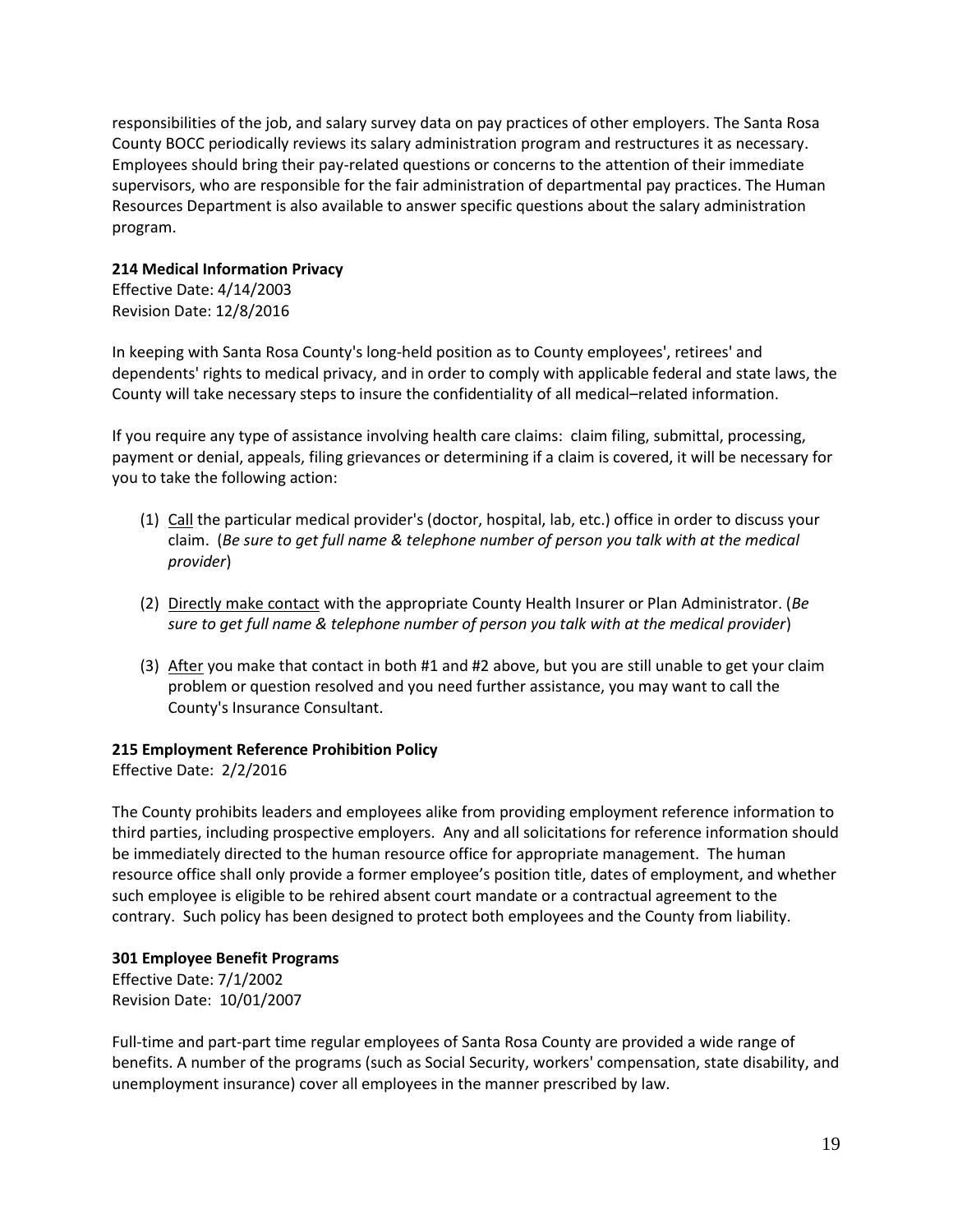responsibilities of the job, and salary survey data on pay practices of other employers. The Santa Rosa County BOCC periodically reviews its salary administration program and restructures it as necessary. Employees should bring their pay-related questions or concerns to the attention of their immediate supervisors, who are responsible for the fair administration of departmental pay practices. The Human Resources Department is also available to answer specific questions about the salary administration program.

**214 Medical Information Privacy**
Effective Date: 4/14/2003
Revision Date: 12/8/2016

In keeping with Santa Rosa County's long-held position as to County employees', retirees' and dependents' rights to medical privacy, and in order to comply with applicable federal and state laws, the County will take necessary steps to insure the confidentiality of all medical–related information.

If you require any type of assistance involving health care claims: claim filing, submittal, processing, payment or denial, appeals, filing grievances or determining if a claim is covered, it will be necessary for you to take the following action:

(1) <u>Call</u> the particular medical provider's (doctor, hospital, lab, etc.) office in order to discuss your claim. (*Be sure to get full name & telephone number of person you talk with at the medical provider*)

(2) <u>Directly make contact</u> with the appropriate County Health Insurer or Plan Administrator. (*Be sure to get full name & telephone number of person you talk with at the medical provider*)

(3) <u>After</u> you make that contact in both #1 and #2 above, but you are still unable to get your claim problem or question resolved and you need further assistance, you may want to call the County's Insurance Consultant.

**215 Employment Reference Prohibition Policy**
Effective Date: 2/2/2016

The County prohibits leaders and employees alike from providing employment reference information to third parties, including prospective employers. Any and all solicitations for reference information should be immediately directed to the human resource office for appropriate management. The human resource office shall only provide a former employee's position title, dates of employment, and whether such employee is eligible to be rehired absent court mandate or a contractual agreement to the contrary. Such policy has been designed to protect both employees and the County from liability.

**301 Employee Benefit Programs**
Effective Date: 7/1/2002
Revision Date: 10/01/2007

Full-time and part-part time regular employees of Santa Rosa County are provided a wide range of benefits. A number of the programs (such as Social Security, workers' compensation, state disability, and unemployment insurance) cover all employees in the manner prescribed by law.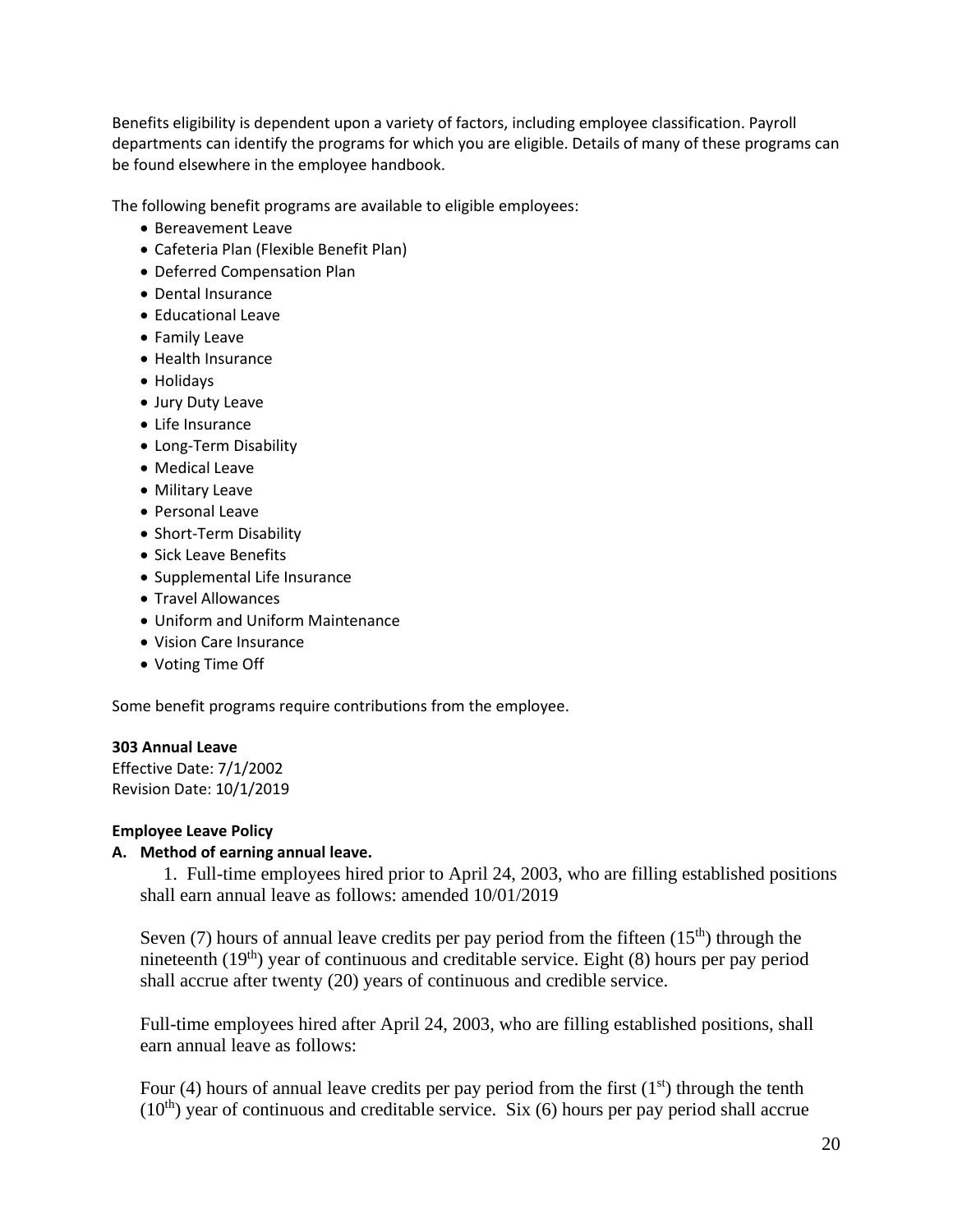Benefits eligibility is dependent upon a variety of factors, including employee classification. Payroll departments can identify the programs for which you are eligible. Details of many of these programs can be found elsewhere in the employee handbook.

The following benefit programs are available to eligible employees:

- Bereavement Leave
- Cafeteria Plan (Flexible Benefit Plan)
- Deferred Compensation Plan
- Dental Insurance
- Educational Leave
- Family Leave
- Health Insurance
- Holidays
- Jury Duty Leave
- Life Insurance
- Long-Term Disability
- Medical Leave
- Military Leave
- Personal Leave
- Short-Term Disability
- Sick Leave Benefits
- Supplemental Life Insurance
- Travel Allowances
- Uniform and Uniform Maintenance
- Vision Care Insurance
- Voting Time Off

Some benefit programs require contributions from the employee.

**303 Annual Leave**
Effective Date: 7/1/2002
Revision Date: 10/1/2019

**Employee Leave Policy**

**A. Method of earning annual leave.**

1. Full-time employees hired prior to April 24, 2003, who are filling established positions shall earn annual leave as follows: amended 10/01/2019

Seven (7) hours of annual leave credits per pay period from the fifteen (15th) through the nineteenth (19th) year of continuous and creditable service. Eight (8) hours per pay period shall accrue after twenty (20) years of continuous and credible service.

Full-time employees hired after April 24, 2003, who are filling established positions, shall earn annual leave as follows:

Four (4) hours of annual leave credits per pay period from the first (1st) through the tenth (10th) year of continuous and creditable service. Six (6) hours per pay period shall accrue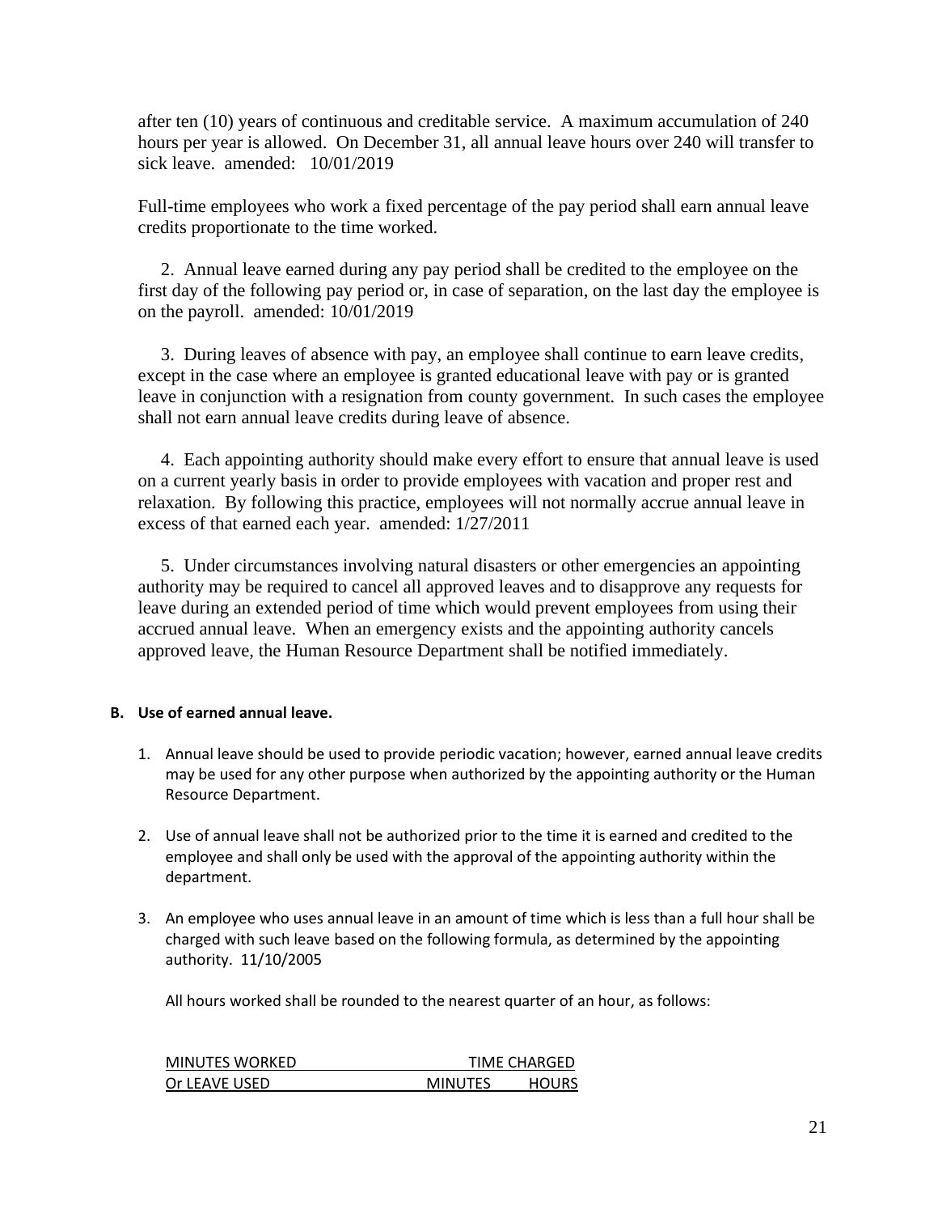after ten (10) years of continuous and creditable service. A maximum accumulation of 240 hours per year is allowed. On December 31, all annual leave hours over 240 will transfer to sick leave. amended: 10/01/2019

Full-time employees who work a fixed percentage of the pay period shall earn annual leave credits proportionate to the time worked.

2. Annual leave earned during any pay period shall be credited to the employee on the first day of the following pay period or, in case of separation, on the last day the employee is on the payroll. amended: 10/01/2019

3. During leaves of absence with pay, an employee shall continue to earn leave credits, except in the case where an employee is granted educational leave with pay or is granted leave in conjunction with a resignation from county government. In such cases the employee shall not earn annual leave credits during leave of absence.

4. Each appointing authority should make every effort to ensure that annual leave is used on a current yearly basis in order to provide employees with vacation and proper rest and relaxation. By following this practice, employees will not normally accrue annual leave in excess of that earned each year. amended: 1/27/2011

5. Under circumstances involving natural disasters or other emergencies an appointing authority may be required to cancel all approved leaves and to disapprove any requests for leave during an extended period of time which would prevent employees from using their accrued annual leave. When an emergency exists and the appointing authority cancels approved leave, the Human Resource Department shall be notified immediately.

**B. Use of earned annual leave.**

1. Annual leave should be used to provide periodic vacation; however, earned annual leave credits may be used for any other purpose when authorized by the appointing authority or the Human Resource Department.

2. Use of annual leave shall not be authorized prior to the time it is earned and credited to the employee and shall only be used with the approval of the appointing authority within the department.

3. An employee who uses annual leave in an amount of time which is less than a full hour shall be charged with such leave based on the following formula, as determined by the appointing authority. 11/10/2005

   All hours worked shall be rounded to the nearest quarter of an hour, as follows:

| MINUTES WORKED Or LEAVE USED | TIME CHARGED MINUTES | HOURS |
|---|---|---|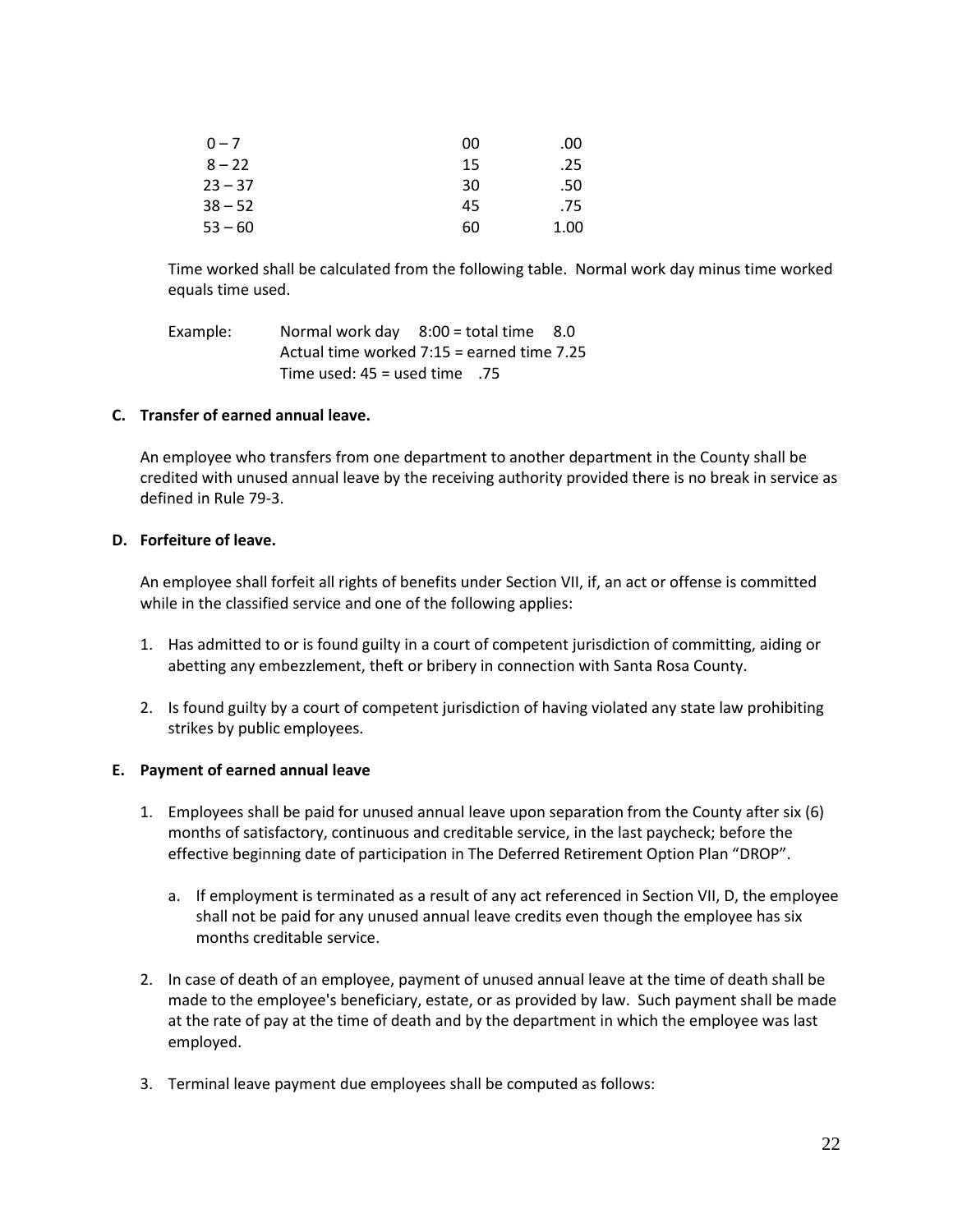| | | |
|---|---|---|
| 0 – 7 | 00 | .00 |
| 8 – 22 | 15 | .25 |
| 23 – 37 | 30 | .50 |
| 38 – 52 | 45 | .75 |
| 53 – 60 | 60 | 1.00 |

Time worked shall be calculated from the following table. Normal work day minus time worked equals time used.

Example: Normal work day 8:00 = total time 8.0
Actual time worked 7:15 = earned time 7.25
Time used: 45 = used time .75

**C. Transfer of earned annual leave.**

An employee who transfers from one department to another department in the County shall be credited with unused annual leave by the receiving authority provided there is no break in service as defined in Rule 79-3.

**D. Forfeiture of leave.**

An employee shall forfeit all rights of benefits under Section VII, if, an act or offense is committed while in the classified service and one of the following applies:

1. Has admitted to or is found guilty in a court of competent jurisdiction of committing, aiding or abetting any embezzlement, theft or bribery in connection with Santa Rosa County.

2. Is found guilty by a court of competent jurisdiction of having violated any state law prohibiting strikes by public employees.

**E. Payment of earned annual leave**

1. Employees shall be paid for unused annual leave upon separation from the County after six (6) months of satisfactory, continuous and creditable service, in the last paycheck; before the effective beginning date of participation in The Deferred Retirement Option Plan "DROP".

   a. If employment is terminated as a result of any act referenced in Section VII, D, the employee shall not be paid for any unused annual leave credits even though the employee has six months creditable service.

2. In case of death of an employee, payment of unused annual leave at the time of death shall be made to the employee's beneficiary, estate, or as provided by law. Such payment shall be made at the rate of pay at the time of death and by the department in which the employee was last employed.

3. Terminal leave payment due employees shall be computed as follows: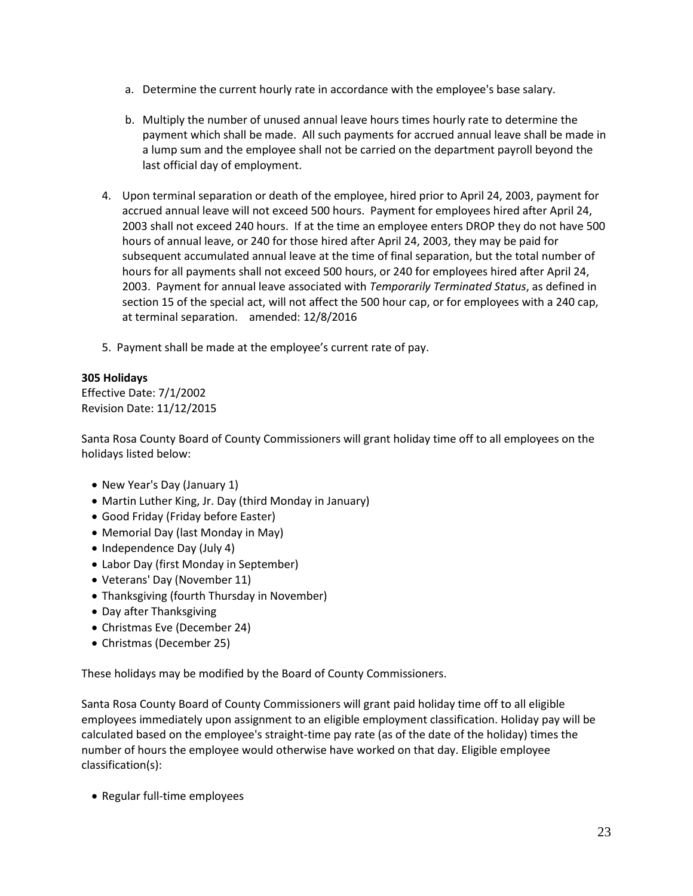a. Determine the current hourly rate in accordance with the employee's base salary.

   b. Multiply the number of unused annual leave hours times hourly rate to determine the payment which shall be made. All such payments for accrued annual leave shall be made in a lump sum and the employee shall not be carried on the department payroll beyond the last official day of employment.

4. Upon terminal separation or death of the employee, hired prior to April 24, 2003, payment for accrued annual leave will not exceed 500 hours. Payment for employees hired after April 24, 2003 shall not exceed 240 hours. If at the time an employee enters DROP they do not have 500 hours of annual leave, or 240 for those hired after April 24, 2003, they may be paid for subsequent accumulated annual leave at the time of final separation, but the total number of hours for all payments shall not exceed 500 hours, or 240 for employees hired after April 24, 2003. Payment for annual leave associated with *Temporarily Terminated Status*, as defined in section 15 of the special act, will not affect the 500 hour cap, or for employees with a 240 cap, at terminal separation. amended: 12/8/2016

5. Payment shall be made at the employee's current rate of pay.

**305 Holidays**
Effective Date: 7/1/2002
Revision Date: 11/12/2015

Santa Rosa County Board of County Commissioners will grant holiday time off to all employees on the holidays listed below:

- New Year's Day (January 1)
- Martin Luther King, Jr. Day (third Monday in January)
- Good Friday (Friday before Easter)
- Memorial Day (last Monday in May)
- Independence Day (July 4)
- Labor Day (first Monday in September)
- Veterans' Day (November 11)
- Thanksgiving (fourth Thursday in November)
- Day after Thanksgiving
- Christmas Eve (December 24)
- Christmas (December 25)

These holidays may be modified by the Board of County Commissioners.

Santa Rosa County Board of County Commissioners will grant paid holiday time off to all eligible employees immediately upon assignment to an eligible employment classification. Holiday pay will be calculated based on the employee's straight-time pay rate (as of the date of the holiday) times the number of hours the employee would otherwise have worked on that day. Eligible employee classification(s):

- Regular full-time employees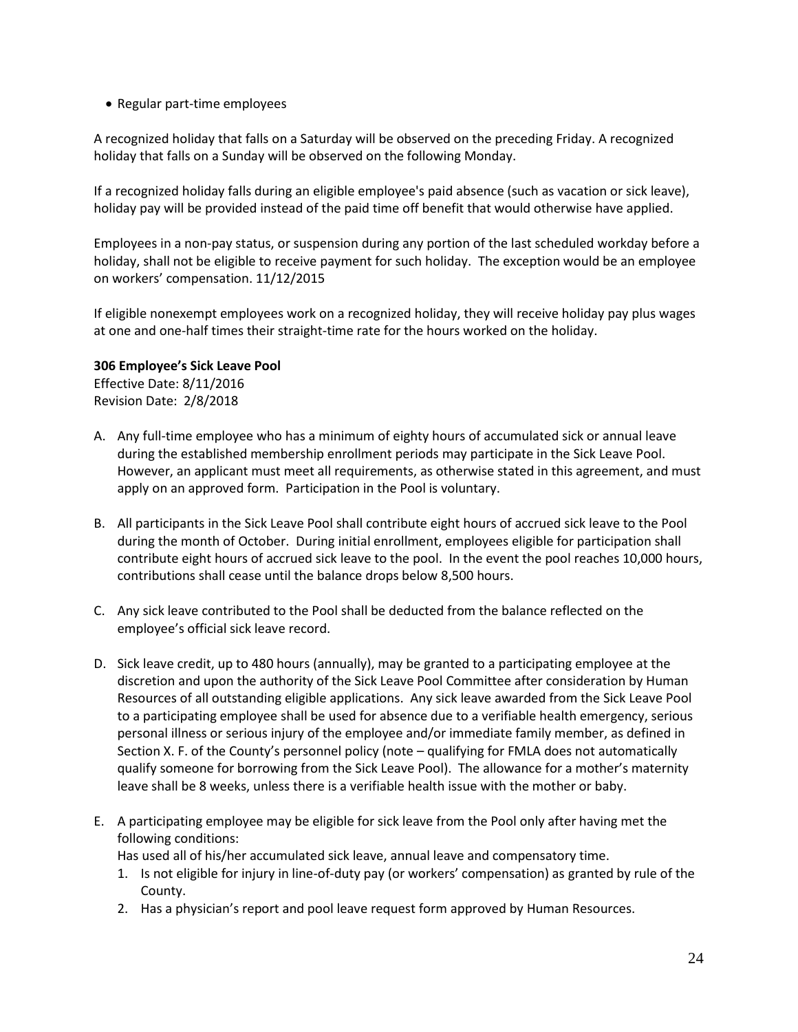- Regular part-time employees

A recognized holiday that falls on a Saturday will be observed on the preceding Friday. A recognized holiday that falls on a Sunday will be observed on the following Monday.

If a recognized holiday falls during an eligible employee's paid absence (such as vacation or sick leave), holiday pay will be provided instead of the paid time off benefit that would otherwise have applied.

Employees in a non-pay status, or suspension during any portion of the last scheduled workday before a holiday, shall not be eligible to receive payment for such holiday. The exception would be an employee on workers' compensation. 11/12/2015

If eligible nonexempt employees work on a recognized holiday, they will receive holiday pay plus wages at one and one-half times their straight-time rate for the hours worked on the holiday.

**306 Employee's Sick Leave Pool**

Effective Date: 8/11/2016
Revision Date: 2/8/2018

A. Any full-time employee who has a minimum of eighty hours of accumulated sick or annual leave during the established membership enrollment periods may participate in the Sick Leave Pool. However, an applicant must meet all requirements, as otherwise stated in this agreement, and must apply on an approved form. Participation in the Pool is voluntary.

B. All participants in the Sick Leave Pool shall contribute eight hours of accrued sick leave to the Pool during the month of October. During initial enrollment, employees eligible for participation shall contribute eight hours of accrued sick leave to the pool. In the event the pool reaches 10,000 hours, contributions shall cease until the balance drops below 8,500 hours.

C. Any sick leave contributed to the Pool shall be deducted from the balance reflected on the employee's official sick leave record.

D. Sick leave credit, up to 480 hours (annually), may be granted to a participating employee at the discretion and upon the authority of the Sick Leave Pool Committee after consideration by Human Resources of all outstanding eligible applications. Any sick leave awarded from the Sick Leave Pool to a participating employee shall be used for absence due to a verifiable health emergency, serious personal illness or serious injury of the employee and/or immediate family member, as defined in Section X. F. of the County's personnel policy (note – qualifying for FMLA does not automatically qualify someone for borrowing from the Sick Leave Pool). The allowance for a mother's maternity leave shall be 8 weeks, unless there is a verifiable health issue with the mother or baby.

E. A participating employee may be eligible for sick leave from the Pool only after having met the following conditions:

   Has used all of his/her accumulated sick leave, annual leave and compensatory time.

   1. Is not eligible for injury in line-of-duty pay (or workers' compensation) as granted by rule of the County.
   2. Has a physician's report and pool leave request form approved by Human Resources.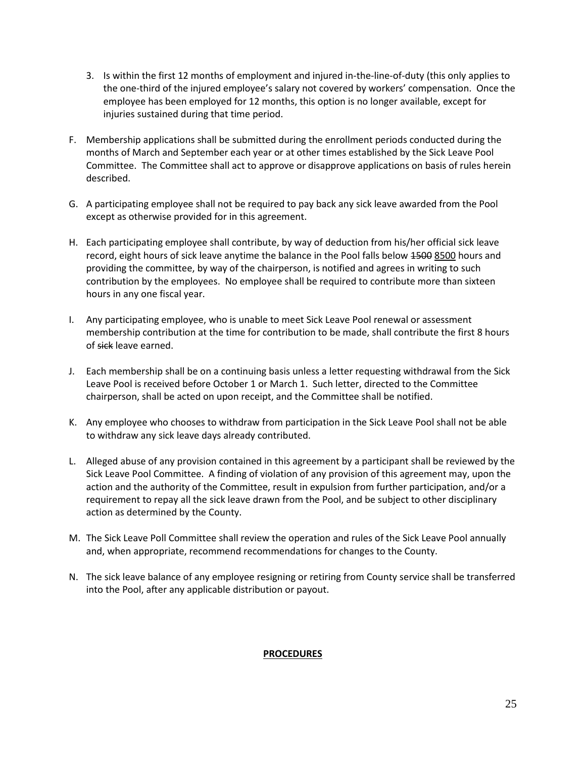3. Is within the first 12 months of employment and injured in-the-line-of-duty (this only applies to the one-third of the injured employee's salary not covered by workers' compensation. Once the employee has been employed for 12 months, this option is no longer available, except for injuries sustained during that time period.

F. Membership applications shall be submitted during the enrollment periods conducted during the months of March and September each year or at other times established by the Sick Leave Pool Committee. The Committee shall act to approve or disapprove applications on basis of rules herein described.

G. A participating employee shall not be required to pay back any sick leave awarded from the Pool except as otherwise provided for in this agreement.

H. Each participating employee shall contribute, by way of deduction from his/her official sick leave record, eight hours of sick leave anytime the balance in the Pool falls below ~~1500~~ <u>8500</u> hours and providing the committee, by way of the chairperson, is notified and agrees in writing to such contribution by the employees. No employee shall be required to contribute more than sixteen hours in any one fiscal year.

I. Any participating employee, who is unable to meet Sick Leave Pool renewal or assessment membership contribution at the time for contribution to be made, shall contribute the first 8 hours of ~~sick~~ leave earned.

J. Each membership shall be on a continuing basis unless a letter requesting withdrawal from the Sick Leave Pool is received before October 1 or March 1. Such letter, directed to the Committee chairperson, shall be acted on upon receipt, and the Committee shall be notified.

K. Any employee who chooses to withdraw from participation in the Sick Leave Pool shall not be able to withdraw any sick leave days already contributed.

L. Alleged abuse of any provision contained in this agreement by a participant shall be reviewed by the Sick Leave Pool Committee. A finding of violation of any provision of this agreement may, upon the action and the authority of the Committee, result in expulsion from further participation, and/or a requirement to repay all the sick leave drawn from the Pool, and be subject to other disciplinary action as determined by the County.

M. The Sick Leave Poll Committee shall review the operation and rules of the Sick Leave Pool annually and, when appropriate, recommend recommendations for changes to the County.

N. The sick leave balance of any employee resigning or retiring from County service shall be transferred into the Pool, after any applicable distribution or payout.

**<u>PROCEDURES</u>**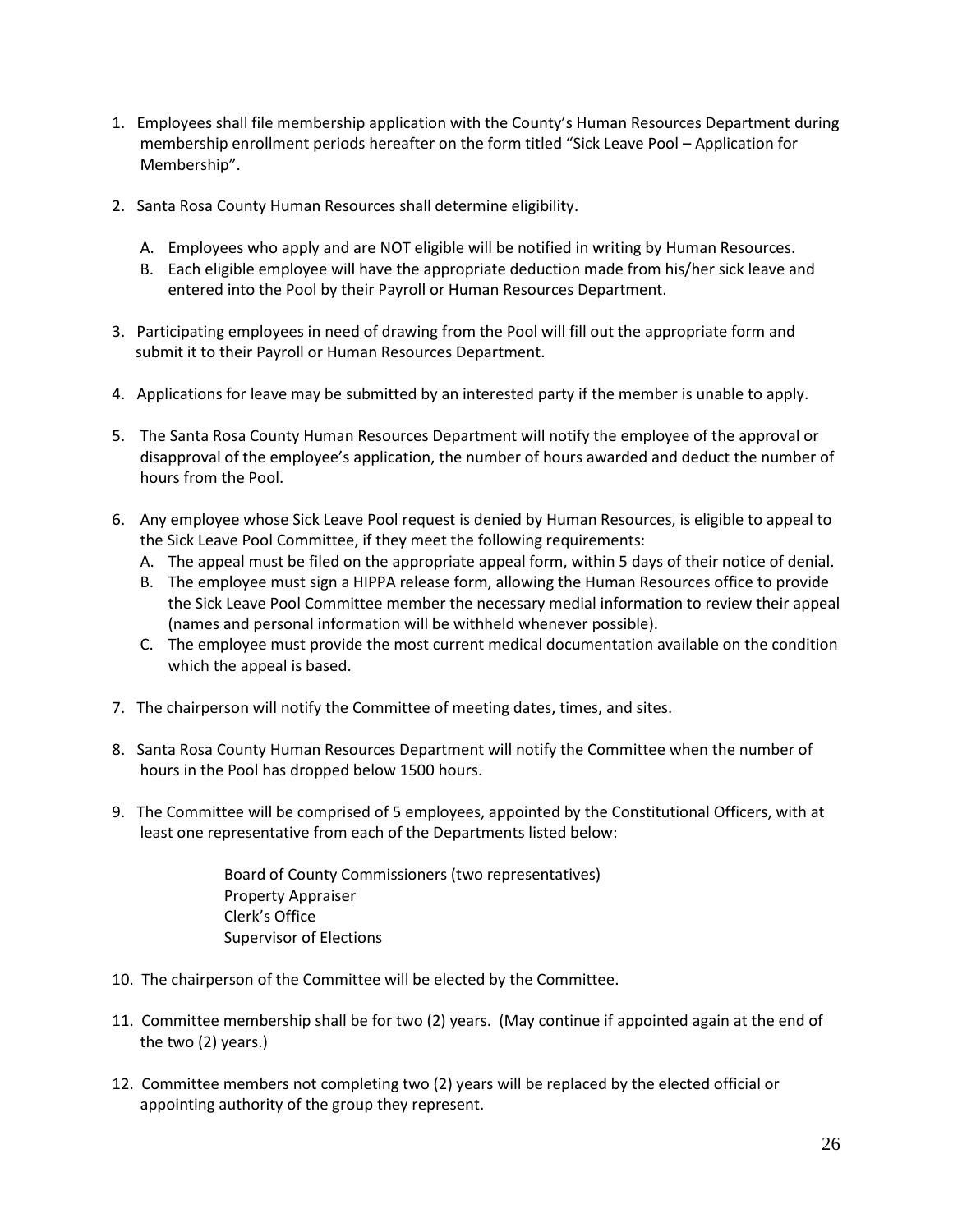1. Employees shall file membership application with the County's Human Resources Department during membership enrollment periods hereafter on the form titled "Sick Leave Pool – Application for Membership".

2. Santa Rosa County Human Resources shall determine eligibility.

   A. Employees who apply and are NOT eligible will be notified in writing by Human Resources.
   B. Each eligible employee will have the appropriate deduction made from his/her sick leave and entered into the Pool by their Payroll or Human Resources Department.

3. Participating employees in need of drawing from the Pool will fill out the appropriate form and submit it to their Payroll or Human Resources Department.

4. Applications for leave may be submitted by an interested party if the member is unable to apply.

5. The Santa Rosa County Human Resources Department will notify the employee of the approval or disapproval of the employee's application, the number of hours awarded and deduct the number of hours from the Pool.

6. Any employee whose Sick Leave Pool request is denied by Human Resources, is eligible to appeal to the Sick Leave Pool Committee, if they meet the following requirements:
   A. The appeal must be filed on the appropriate appeal form, within 5 days of their notice of denial.
   B. The employee must sign a HIPPA release form, allowing the Human Resources office to provide the Sick Leave Pool Committee member the necessary medial information to review their appeal (names and personal information will be withheld whenever possible).
   C. The employee must provide the most current medical documentation available on the condition which the appeal is based.

7. The chairperson will notify the Committee of meeting dates, times, and sites.

8. Santa Rosa County Human Resources Department will notify the Committee when the number of hours in the Pool has dropped below 1500 hours.

9. The Committee will be comprised of 5 employees, appointed by the Constitutional Officers, with at least one representative from each of the Departments listed below:

   Board of County Commissioners (two representatives)
   Property Appraiser
   Clerk's Office
   Supervisor of Elections

10. The chairperson of the Committee will be elected by the Committee.

11. Committee membership shall be for two (2) years. (May continue if appointed again at the end of the two (2) years.)

12. Committee members not completing two (2) years will be replaced by the elected official or appointing authority of the group they represent.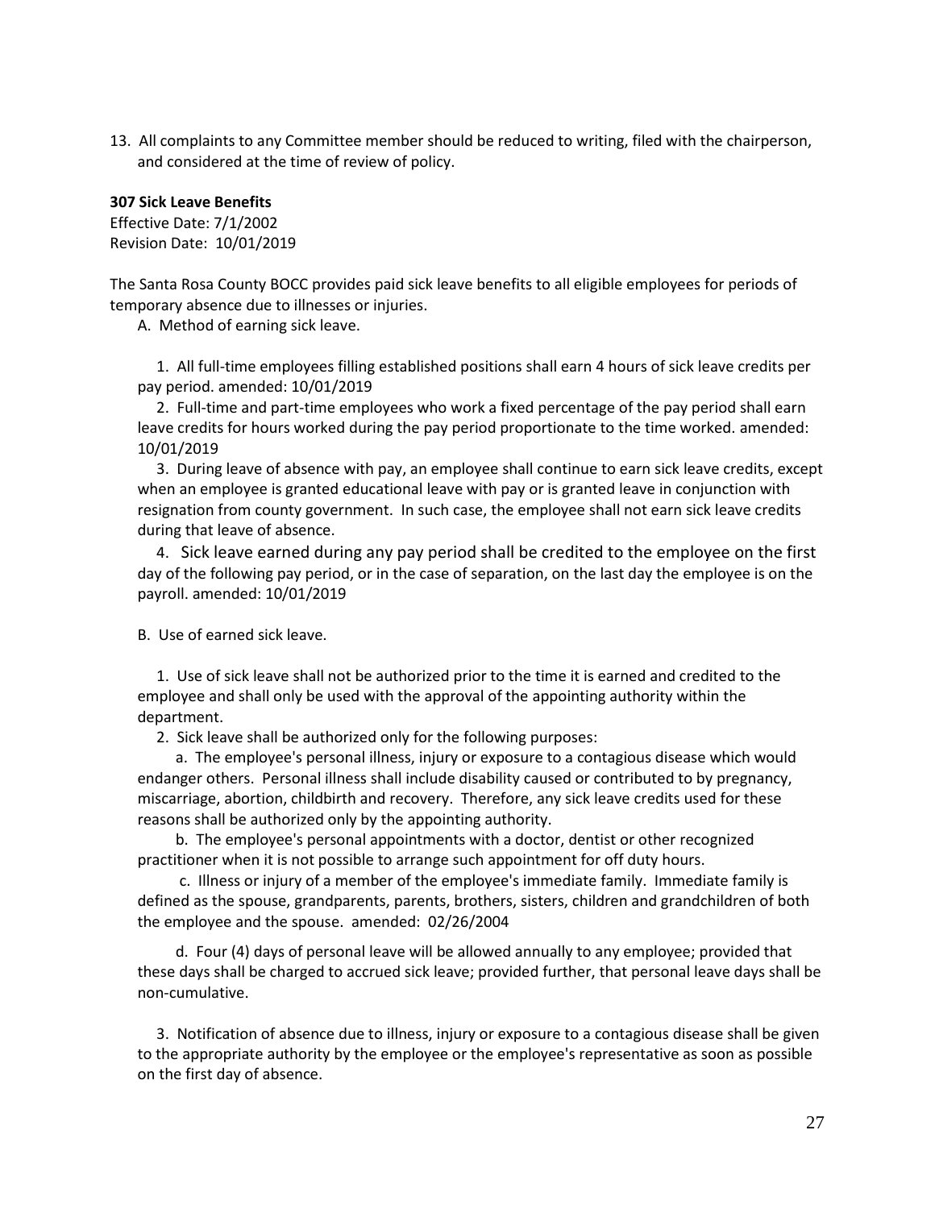13. All complaints to any Committee member should be reduced to writing, filed with the chairperson, and considered at the time of review of policy.

**307 Sick Leave Benefits**
Effective Date: 7/1/2002
Revision Date: 10/01/2019

The Santa Rosa County BOCC provides paid sick leave benefits to all eligible employees for periods of temporary absence due to illnesses or injuries.

A. Method of earning sick leave.

1. All full-time employees filling established positions shall earn 4 hours of sick leave credits per pay period. amended: 10/01/2019

2. Full-time and part-time employees who work a fixed percentage of the pay period shall earn leave credits for hours worked during the pay period proportionate to the time worked. amended: 10/01/2019

3. During leave of absence with pay, an employee shall continue to earn sick leave credits, except when an employee is granted educational leave with pay or is granted leave in conjunction with resignation from county government. In such case, the employee shall not earn sick leave credits during that leave of absence.

4. Sick leave earned during any pay period shall be credited to the employee on the first day of the following pay period, or in the case of separation, on the last day the employee is on the payroll. amended: 10/01/2019

B. Use of earned sick leave.

1. Use of sick leave shall not be authorized prior to the time it is earned and credited to the employee and shall only be used with the approval of the appointing authority within the department.

2. Sick leave shall be authorized only for the following purposes:

a. The employee's personal illness, injury or exposure to a contagious disease which would endanger others. Personal illness shall include disability caused or contributed to by pregnancy, miscarriage, abortion, childbirth and recovery. Therefore, any sick leave credits used for these reasons shall be authorized only by the appointing authority.

b. The employee's personal appointments with a doctor, dentist or other recognized practitioner when it is not possible to arrange such appointment for off duty hours.

c. Illness or injury of a member of the employee's immediate family. Immediate family is defined as the spouse, grandparents, parents, brothers, sisters, children and grandchildren of both the employee and the spouse. amended: 02/26/2004

d. Four (4) days of personal leave will be allowed annually to any employee; provided that these days shall be charged to accrued sick leave; provided further, that personal leave days shall be non-cumulative.

3. Notification of absence due to illness, injury or exposure to a contagious disease shall be given to the appropriate authority by the employee or the employee's representative as soon as possible on the first day of absence.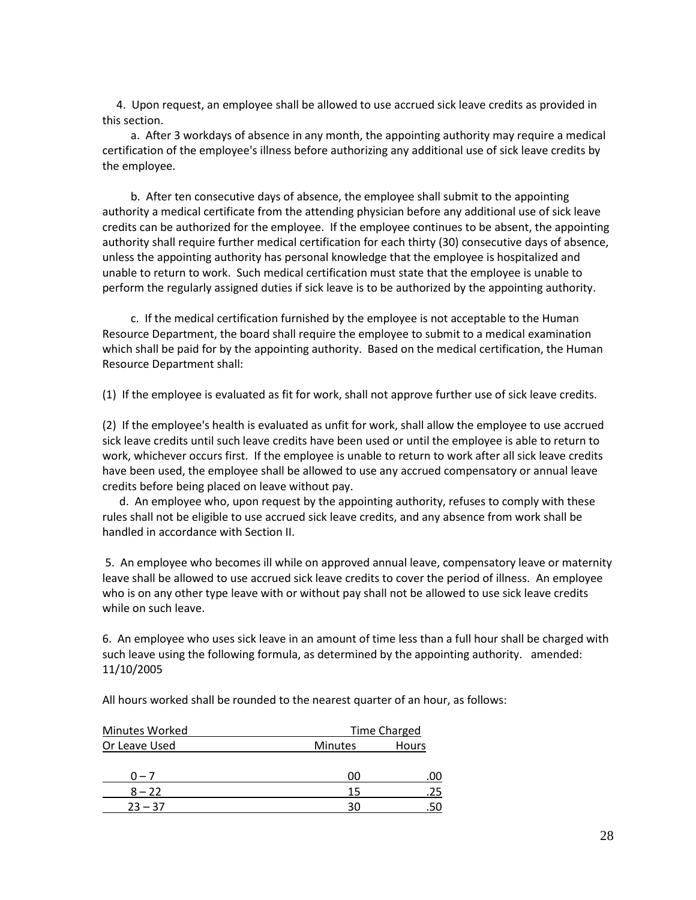4. Upon request, an employee shall be allowed to use accrued sick leave credits as provided in this section.

a. After 3 workdays of absence in any month, the appointing authority may require a medical certification of the employee's illness before authorizing any additional use of sick leave credits by the employee.

b. After ten consecutive days of absence, the employee shall submit to the appointing authority a medical certificate from the attending physician before any additional use of sick leave credits can be authorized for the employee. If the employee continues to be absent, the appointing authority shall require further medical certification for each thirty (30) consecutive days of absence, unless the appointing authority has personal knowledge that the employee is hospitalized and unable to return to work. Such medical certification must state that the employee is unable to perform the regularly assigned duties if sick leave is to be authorized by the appointing authority.

c. If the medical certification furnished by the employee is not acceptable to the Human Resource Department, the board shall require the employee to submit to a medical examination which shall be paid for by the appointing authority. Based on the medical certification, the Human Resource Department shall:

(1) If the employee is evaluated as fit for work, shall not approve further use of sick leave credits.

(2) If the employee's health is evaluated as unfit for work, shall allow the employee to use accrued sick leave credits until such leave credits have been used or until the employee is able to return to work, whichever occurs first. If the employee is unable to return to work after all sick leave credits have been used, the employee shall be allowed to use any accrued compensatory or annual leave credits before being placed on leave without pay.

d. An employee who, upon request by the appointing authority, refuses to comply with these rules shall not be eligible to use accrued sick leave credits, and any absence from work shall be handled in accordance with Section II.

5. An employee who becomes ill while on approved annual leave, compensatory leave or maternity leave shall be allowed to use accrued sick leave credits to cover the period of illness. An employee who is on any other type leave with or without pay shall not be allowed to use sick leave credits while on such leave.

6. An employee who uses sick leave in an amount of time less than a full hour shall be charged with such leave using the following formula, as determined by the appointing authority. amended: 11/10/2005

All hours worked shall be rounded to the nearest quarter of an hour, as follows:

| Minutes Worked Or Leave Used | Time Charged Minutes | Hours |
|---|---|---|
| 0 – 7 | 00 | .00 |
| 8 – 22 | 15 | .25 |
| 23 – 37 | 30 | .50 |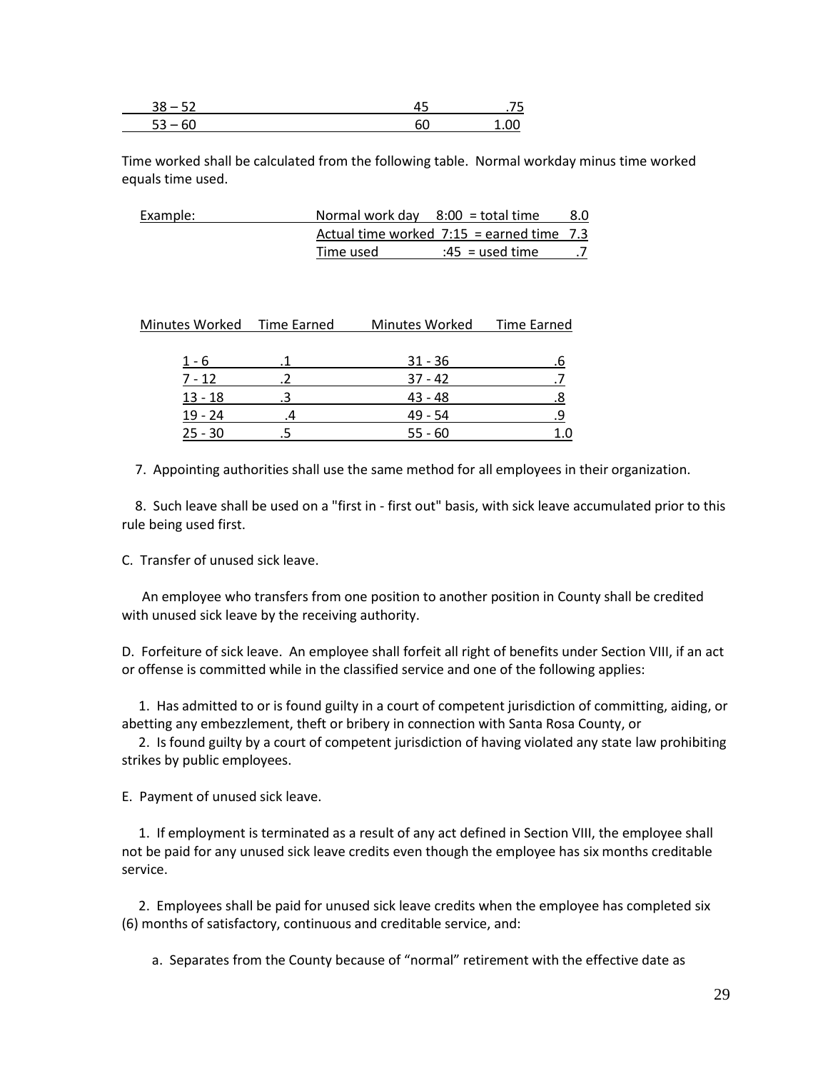| | | |
|---|---|---|
| 38 – 52 | 45 | .75 |
| 53 – 60 | 60 | 1.00 |

Time worked shall be calculated from the following table. Normal workday minus time worked equals time used.

| Example: | | | |
|---|---|---|---|
| | Normal work day | 8:00 = total time | 8.0 |
| | Actual time worked | 7:15 = earned time | 7.3 |
| | Time used | :45 = used time | .7 |

| Minutes Worked | Time Earned | Minutes Worked | Time Earned |
|---|---|---|---|
| 1 - 6 | .1 | 31 - 36 | .6 |
| 7 - 12 | .2 | 37 - 42 | .7 |
| 13 - 18 | .3 | 43 - 48 | .8 |
| 19 - 24 | .4 | 49 - 54 | .9 |
| 25 - 30 | .5 | 55 - 60 | 1.0 |

7. Appointing authorities shall use the same method for all employees in their organization.

8. Such leave shall be used on a "first in - first out" basis, with sick leave accumulated prior to this rule being used first.

C. Transfer of unused sick leave.

An employee who transfers from one position to another position in County shall be credited with unused sick leave by the receiving authority.

D. Forfeiture of sick leave. An employee shall forfeit all right of benefits under Section VIII, if an act or offense is committed while in the classified service and one of the following applies:

1. Has admitted to or is found guilty in a court of competent jurisdiction of committing, aiding, or abetting any embezzlement, theft or bribery in connection with Santa Rosa County, or

2. Is found guilty by a court of competent jurisdiction of having violated any state law prohibiting strikes by public employees.

E. Payment of unused sick leave.

1. If employment is terminated as a result of any act defined in Section VIII, the employee shall not be paid for any unused sick leave credits even though the employee has six months creditable service.

2. Employees shall be paid for unused sick leave credits when the employee has completed six (6) months of satisfactory, continuous and creditable service, and:

a. Separates from the County because of “normal” retirement with the effective date as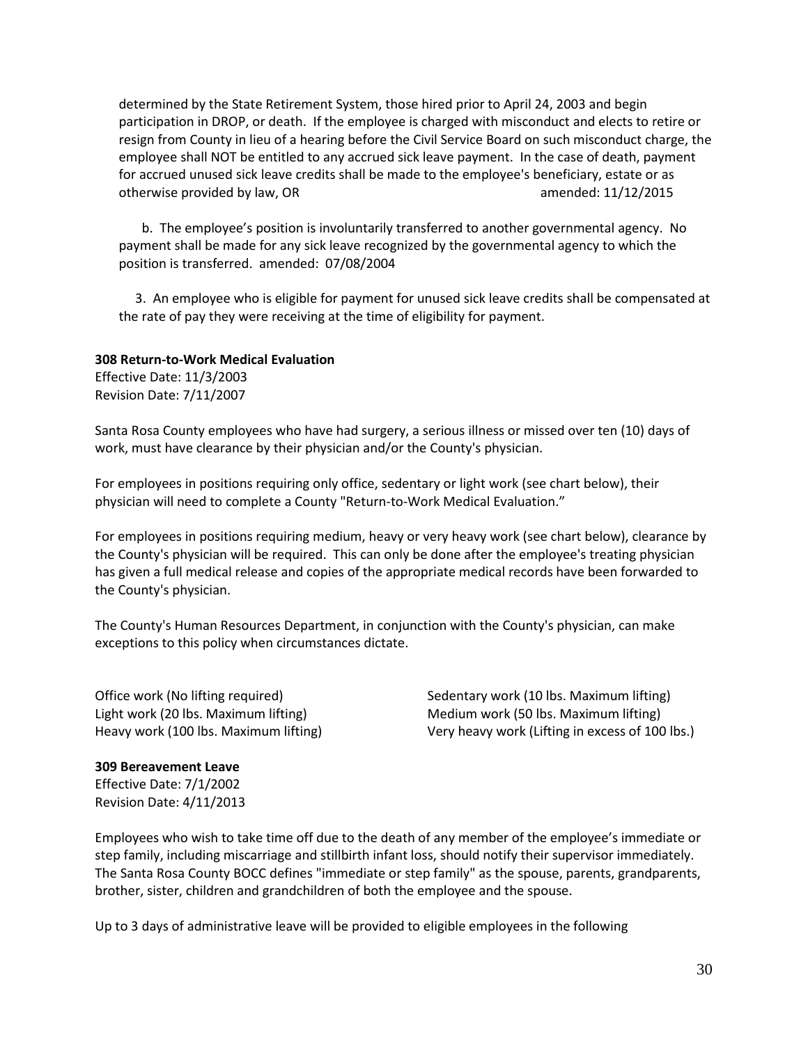determined by the State Retirement System, those hired prior to April 24, 2003 and begin participation in DROP, or death. If the employee is charged with misconduct and elects to retire or resign from County in lieu of a hearing before the Civil Service Board on such misconduct charge, the employee shall NOT be entitled to any accrued sick leave payment. In the case of death, payment for accrued unused sick leave credits shall be made to the employee's beneficiary, estate or as otherwise provided by law, OR amended: 11/12/2015

b. The employee's position is involuntarily transferred to another governmental agency. No payment shall be made for any sick leave recognized by the governmental agency to which the position is transferred. amended: 07/08/2004

3. An employee who is eligible for payment for unused sick leave credits shall be compensated at the rate of pay they were receiving at the time of eligibility for payment.

**308 Return-to-Work Medical Evaluation**

Effective Date: 11/3/2003
Revision Date: 7/11/2007

Santa Rosa County employees who have had surgery, a serious illness or missed over ten (10) days of work, must have clearance by their physician and/or the County's physician.

For employees in positions requiring only office, sedentary or light work (see chart below), their physician will need to complete a County "Return-to-Work Medical Evaluation."

For employees in positions requiring medium, heavy or very heavy work (see chart below), clearance by the County's physician will be required. This can only be done after the employee's treating physician has given a full medical release and copies of the appropriate medical records have been forwarded to the County's physician.

The County's Human Resources Department, in conjunction with the County's physician, can make exceptions to this policy when circumstances dictate.

| | |
|---|---|
| Office work (No lifting required) | Sedentary work (10 lbs. Maximum lifting) |
| Light work (20 lbs. Maximum lifting) | Medium work (50 lbs. Maximum lifting) |
| Heavy work (100 lbs. Maximum lifting) | Very heavy work (Lifting in excess of 100 lbs.) |

**309 Bereavement Leave**

Effective Date: 7/1/2002
Revision Date: 4/11/2013

Employees who wish to take time off due to the death of any member of the employee's immediate or step family, including miscarriage and stillbirth infant loss, should notify their supervisor immediately. The Santa Rosa County BOCC defines "immediate or step family" as the spouse, parents, grandparents, brother, sister, children and grandchildren of both the employee and the spouse.

Up to 3 days of administrative leave will be provided to eligible employees in the following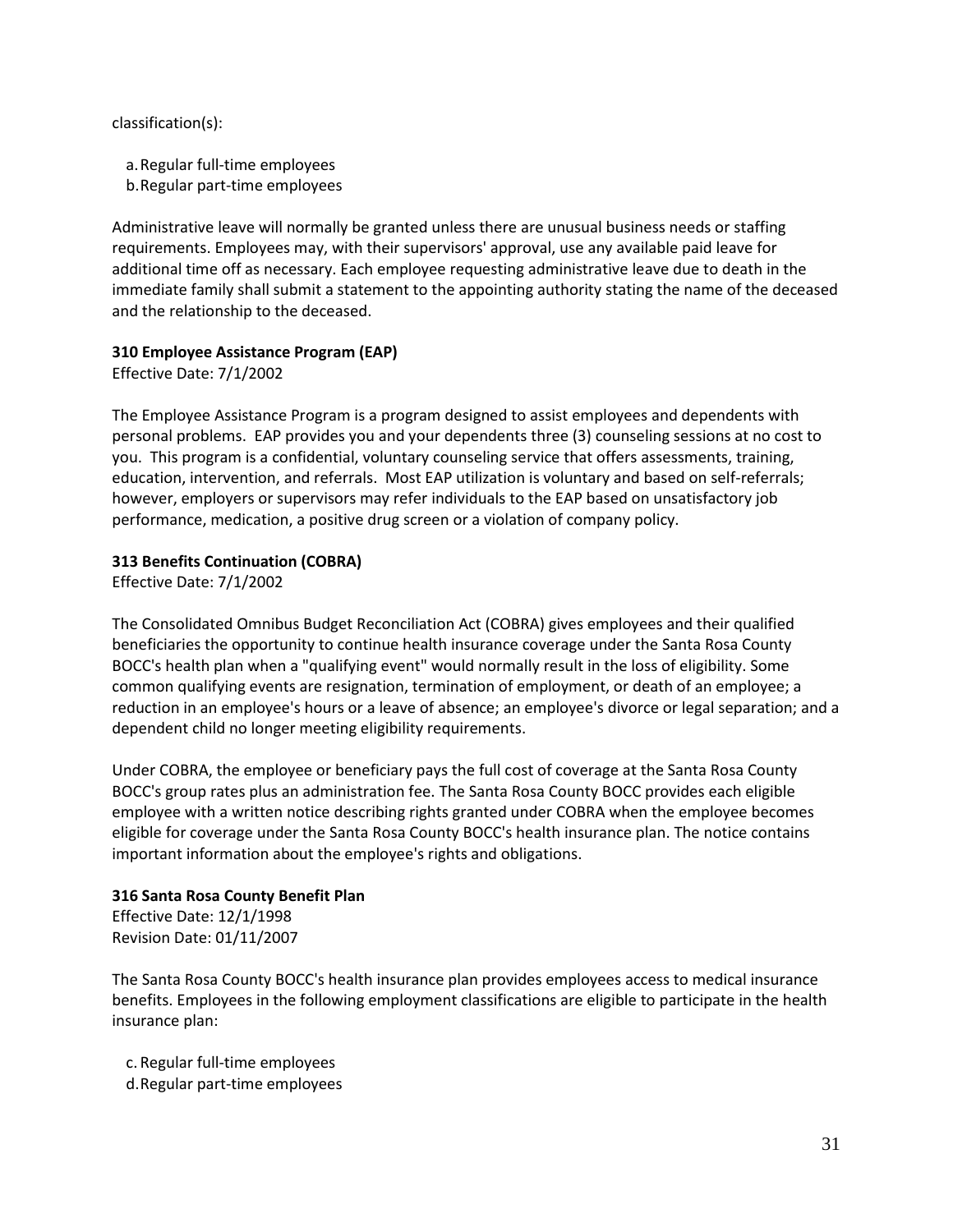classification(s):

a. Regular full-time employees
b. Regular part-time employees

Administrative leave will normally be granted unless there are unusual business needs or staffing requirements. Employees may, with their supervisors' approval, use any available paid leave for additional time off as necessary. Each employee requesting administrative leave due to death in the immediate family shall submit a statement to the appointing authority stating the name of the deceased and the relationship to the deceased.

**310 Employee Assistance Program (EAP)**
Effective Date: 7/1/2002

The Employee Assistance Program is a program designed to assist employees and dependents with personal problems. EAP provides you and your dependents three (3) counseling sessions at no cost to you. This program is a confidential, voluntary counseling service that offers assessments, training, education, intervention, and referrals. Most EAP utilization is voluntary and based on self-referrals; however, employers or supervisors may refer individuals to the EAP based on unsatisfactory job performance, medication, a positive drug screen or a violation of company policy.

**313 Benefits Continuation (COBRA)**
Effective Date: 7/1/2002

The Consolidated Omnibus Budget Reconciliation Act (COBRA) gives employees and their qualified beneficiaries the opportunity to continue health insurance coverage under the Santa Rosa County BOCC's health plan when a "qualifying event" would normally result in the loss of eligibility. Some common qualifying events are resignation, termination of employment, or death of an employee; a reduction in an employee's hours or a leave of absence; an employee's divorce or legal separation; and a dependent child no longer meeting eligibility requirements.

Under COBRA, the employee or beneficiary pays the full cost of coverage at the Santa Rosa County BOCC's group rates plus an administration fee. The Santa Rosa County BOCC provides each eligible employee with a written notice describing rights granted under COBRA when the employee becomes eligible for coverage under the Santa Rosa County BOCC's health insurance plan. The notice contains important information about the employee's rights and obligations.

**316 Santa Rosa County Benefit Plan**
Effective Date: 12/1/1998
Revision Date: 01/11/2007

The Santa Rosa County BOCC's health insurance plan provides employees access to medical insurance benefits. Employees in the following employment classifications are eligible to participate in the health insurance plan:

c. Regular full-time employees
d. Regular part-time employees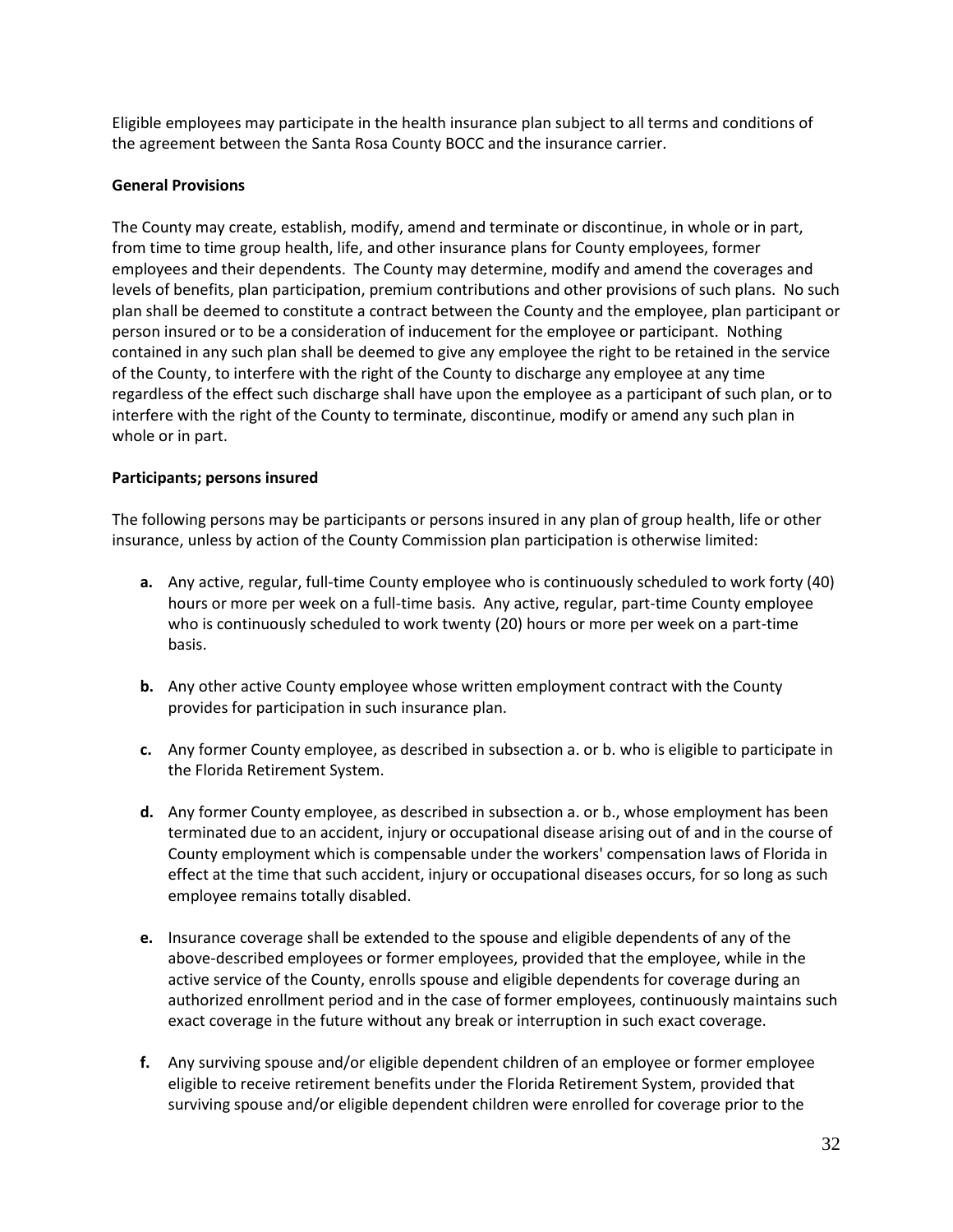Eligible employees may participate in the health insurance plan subject to all terms and conditions of the agreement between the Santa Rosa County BOCC and the insurance carrier.

**General Provisions**

The County may create, establish, modify, amend and terminate or discontinue, in whole or in part, from time to time group health, life, and other insurance plans for County employees, former employees and their dependents. The County may determine, modify and amend the coverages and levels of benefits, plan participation, premium contributions and other provisions of such plans. No such plan shall be deemed to constitute a contract between the County and the employee, plan participant or person insured or to be a consideration of inducement for the employee or participant. Nothing contained in any such plan shall be deemed to give any employee the right to be retained in the service of the County, to interfere with the right of the County to discharge any employee at any time regardless of the effect such discharge shall have upon the employee as a participant of such plan, or to interfere with the right of the County to terminate, discontinue, modify or amend any such plan in whole or in part.

**Participants; persons insured**

The following persons may be participants or persons insured in any plan of group health, life or other insurance, unless by action of the County Commission plan participation is otherwise limited:

- **a.** Any active, regular, full-time County employee who is continuously scheduled to work forty (40) hours or more per week on a full-time basis. Any active, regular, part-time County employee who is continuously scheduled to work twenty (20) hours or more per week on a part-time basis.

- **b.** Any other active County employee whose written employment contract with the County provides for participation in such insurance plan.

- **c.** Any former County employee, as described in subsection a. or b. who is eligible to participate in the Florida Retirement System.

- **d.** Any former County employee, as described in subsection a. or b., whose employment has been terminated due to an accident, injury or occupational disease arising out of and in the course of County employment which is compensable under the workers' compensation laws of Florida in effect at the time that such accident, injury or occupational diseases occurs, for so long as such employee remains totally disabled.

- **e.** Insurance coverage shall be extended to the spouse and eligible dependents of any of the above-described employees or former employees, provided that the employee, while in the active service of the County, enrolls spouse and eligible dependents for coverage during an authorized enrollment period and in the case of former employees, continuously maintains such exact coverage in the future without any break or interruption in such exact coverage.

- **f.** Any surviving spouse and/or eligible dependent children of an employee or former employee eligible to receive retirement benefits under the Florida Retirement System, provided that surviving spouse and/or eligible dependent children were enrolled for coverage prior to the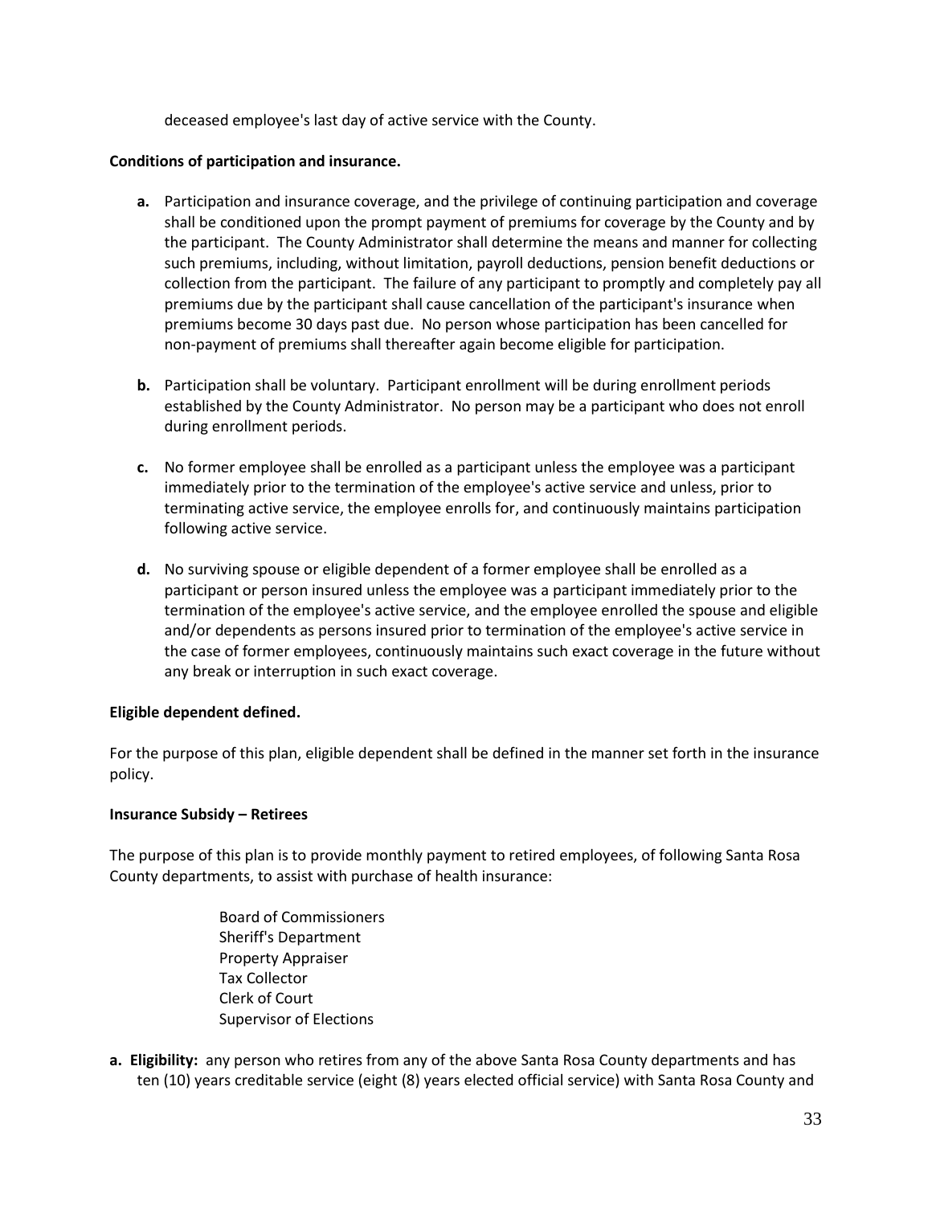deceased employee's last day of active service with the County.

**Conditions of participation and insurance.**

**a.** Participation and insurance coverage, and the privilege of continuing participation and coverage shall be conditioned upon the prompt payment of premiums for coverage by the County and by the participant. The County Administrator shall determine the means and manner for collecting such premiums, including, without limitation, payroll deductions, pension benefit deductions or collection from the participant. The failure of any participant to promptly and completely pay all premiums due by the participant shall cause cancellation of the participant's insurance when premiums become 30 days past due. No person whose participation has been cancelled for non-payment of premiums shall thereafter again become eligible for participation.

**b.** Participation shall be voluntary. Participant enrollment will be during enrollment periods established by the County Administrator. No person may be a participant who does not enroll during enrollment periods.

**c.** No former employee shall be enrolled as a participant unless the employee was a participant immediately prior to the termination of the employee's active service and unless, prior to terminating active service, the employee enrolls for, and continuously maintains participation following active service.

**d.** No surviving spouse or eligible dependent of a former employee shall be enrolled as a participant or person insured unless the employee was a participant immediately prior to the termination of the employee's active service, and the employee enrolled the spouse and eligible and/or dependents as persons insured prior to termination of the employee's active service in the case of former employees, continuously maintains such exact coverage in the future without any break or interruption in such exact coverage.

**Eligible dependent defined.**

For the purpose of this plan, eligible dependent shall be defined in the manner set forth in the insurance policy.

**Insurance Subsidy – Retirees**

The purpose of this plan is to provide monthly payment to retired employees, of following Santa Rosa County departments, to assist with purchase of health insurance:

Board of Commissioners
Sheriff's Department
Property Appraiser
Tax Collector
Clerk of Court
Supervisor of Elections

**a. Eligibility:** any person who retires from any of the above Santa Rosa County departments and has ten (10) years creditable service (eight (8) years elected official service) with Santa Rosa County and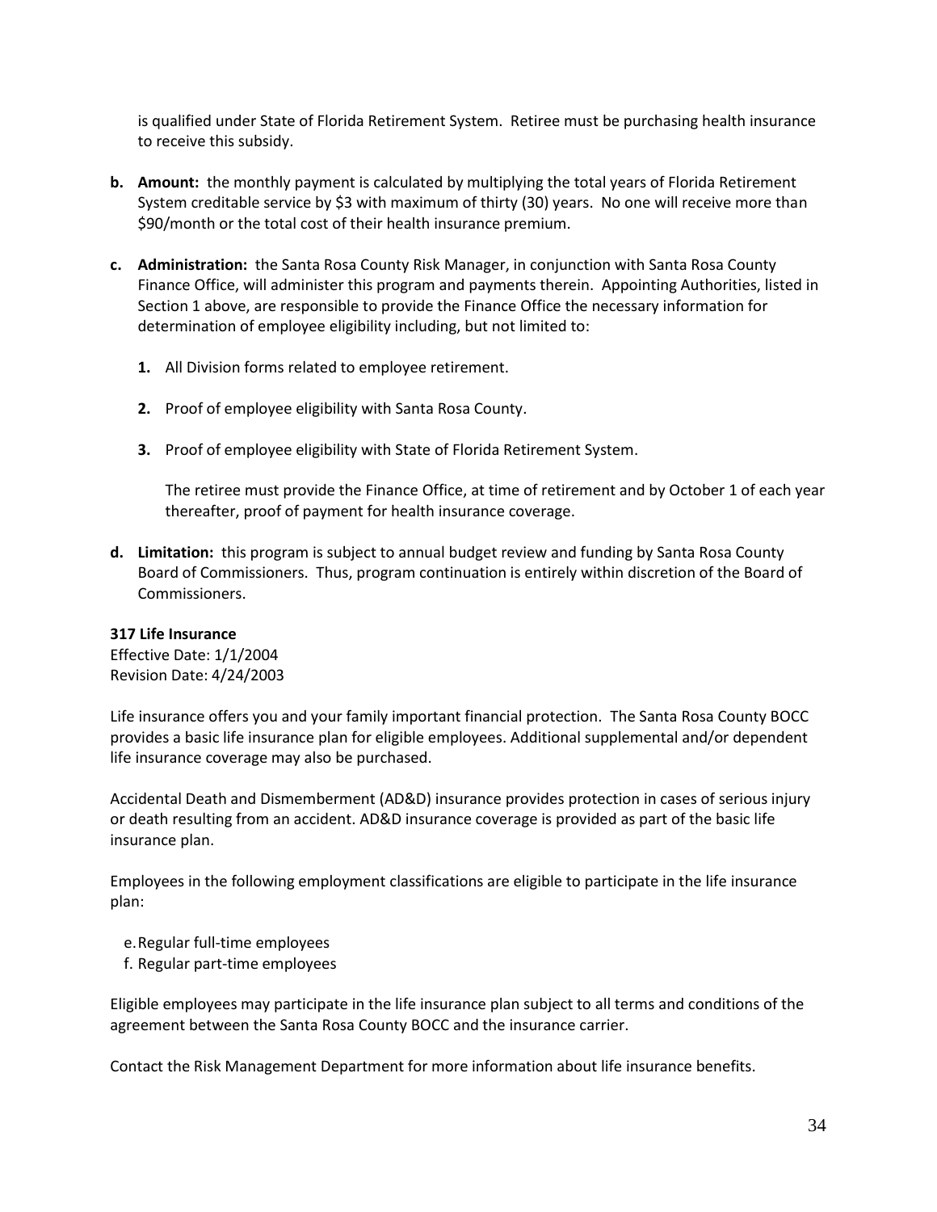is qualified under State of Florida Retirement System. Retiree must be purchasing health insurance to receive this subsidy.

**b. Amount:** the monthly payment is calculated by multiplying the total years of Florida Retirement System creditable service by $3 with maximum of thirty (30) years. No one will receive more than $90/month or the total cost of their health insurance premium.

**c. Administration:** the Santa Rosa County Risk Manager, in conjunction with Santa Rosa County Finance Office, will administer this program and payments therein. Appointing Authorities, listed in Section 1 above, are responsible to provide the Finance Office the necessary information for determination of employee eligibility including, but not limited to:

  **1.** All Division forms related to employee retirement.

  **2.** Proof of employee eligibility with Santa Rosa County.

  **3.** Proof of employee eligibility with State of Florida Retirement System.

  The retiree must provide the Finance Office, at time of retirement and by October 1 of each year thereafter, proof of payment for health insurance coverage.

**d. Limitation:** this program is subject to annual budget review and funding by Santa Rosa County Board of Commissioners. Thus, program continuation is entirely within discretion of the Board of Commissioners.

**317 Life Insurance**
Effective Date: 1/1/2004
Revision Date: 4/24/2003

Life insurance offers you and your family important financial protection. The Santa Rosa County BOCC provides a basic life insurance plan for eligible employees. Additional supplemental and/or dependent life insurance coverage may also be purchased.

Accidental Death and Dismemberment (AD&D) insurance provides protection in cases of serious injury or death resulting from an accident. AD&D insurance coverage is provided as part of the basic life insurance plan.

Employees in the following employment classifications are eligible to participate in the life insurance plan:

e. Regular full-time employees
f. Regular part-time employees

Eligible employees may participate in the life insurance plan subject to all terms and conditions of the agreement between the Santa Rosa County BOCC and the insurance carrier.

Contact the Risk Management Department for more information about life insurance benefits.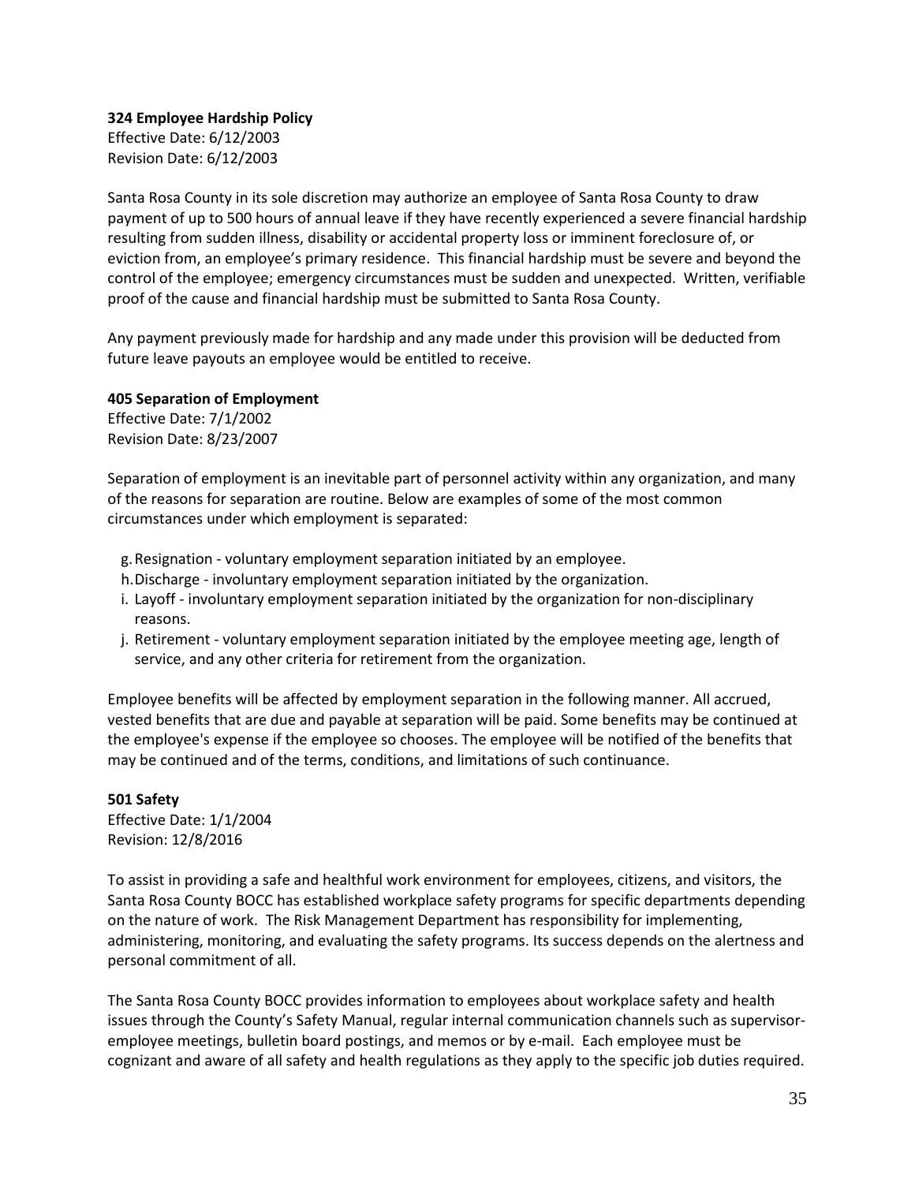**324 Employee Hardship Policy**

Effective Date: 6/12/2003
Revision Date: 6/12/2003

Santa Rosa County in its sole discretion may authorize an employee of Santa Rosa County to draw payment of up to 500 hours of annual leave if they have recently experienced a severe financial hardship resulting from sudden illness, disability or accidental property loss or imminent foreclosure of, or eviction from, an employee's primary residence. This financial hardship must be severe and beyond the control of the employee; emergency circumstances must be sudden and unexpected. Written, verifiable proof of the cause and financial hardship must be submitted to Santa Rosa County.

Any payment previously made for hardship and any made under this provision will be deducted from future leave payouts an employee would be entitled to receive.

**405 Separation of Employment**

Effective Date: 7/1/2002
Revision Date: 8/23/2007

Separation of employment is an inevitable part of personnel activity within any organization, and many of the reasons for separation are routine. Below are examples of some of the most common circumstances under which employment is separated:

g. Resignation - voluntary employment separation initiated by an employee.
h. Discharge - involuntary employment separation initiated by the organization.
i. Layoff - involuntary employment separation initiated by the organization for non-disciplinary reasons.
j. Retirement - voluntary employment separation initiated by the employee meeting age, length of service, and any other criteria for retirement from the organization.

Employee benefits will be affected by employment separation in the following manner. All accrued, vested benefits that are due and payable at separation will be paid. Some benefits may be continued at the employee's expense if the employee so chooses. The employee will be notified of the benefits that may be continued and of the terms, conditions, and limitations of such continuance.

**501 Safety**

Effective Date: 1/1/2004
Revision: 12/8/2016

To assist in providing a safe and healthful work environment for employees, citizens, and visitors, the Santa Rosa County BOCC has established workplace safety programs for specific departments depending on the nature of work. The Risk Management Department has responsibility for implementing, administering, monitoring, and evaluating the safety programs. Its success depends on the alertness and personal commitment of all.

The Santa Rosa County BOCC provides information to employees about workplace safety and health issues through the County's Safety Manual, regular internal communication channels such as supervisor-employee meetings, bulletin board postings, and memos or by e-mail. Each employee must be cognizant and aware of all safety and health regulations as they apply to the specific job duties required.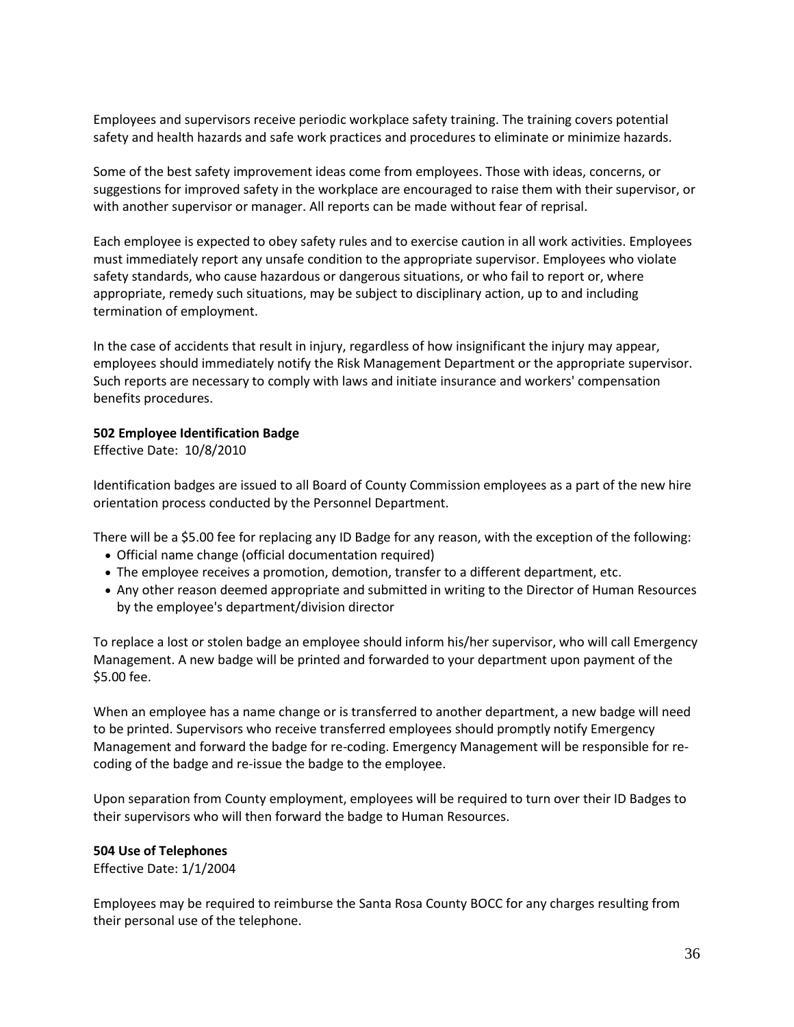Employees and supervisors receive periodic workplace safety training. The training covers potential safety and health hazards and safe work practices and procedures to eliminate or minimize hazards.

Some of the best safety improvement ideas come from employees. Those with ideas, concerns, or suggestions for improved safety in the workplace are encouraged to raise them with their supervisor, or with another supervisor or manager. All reports can be made without fear of reprisal.

Each employee is expected to obey safety rules and to exercise caution in all work activities. Employees must immediately report any unsafe condition to the appropriate supervisor. Employees who violate safety standards, who cause hazardous or dangerous situations, or who fail to report or, where appropriate, remedy such situations, may be subject to disciplinary action, up to and including termination of employment.

In the case of accidents that result in injury, regardless of how insignificant the injury may appear, employees should immediately notify the Risk Management Department or the appropriate supervisor. Such reports are necessary to comply with laws and initiate insurance and workers' compensation benefits procedures.

**502 Employee Identification Badge**
Effective Date: 10/8/2010

Identification badges are issued to all Board of County Commission employees as a part of the new hire orientation process conducted by the Personnel Department.

There will be a $5.00 fee for replacing any ID Badge for any reason, with the exception of the following:

- Official name change (official documentation required)
- The employee receives a promotion, demotion, transfer to a different department, etc.
- Any other reason deemed appropriate and submitted in writing to the Director of Human Resources by the employee's department/division director

To replace a lost or stolen badge an employee should inform his/her supervisor, who will call Emergency Management. A new badge will be printed and forwarded to your department upon payment of the $5.00 fee.

When an employee has a name change or is transferred to another department, a new badge will need to be printed. Supervisors who receive transferred employees should promptly notify Emergency Management and forward the badge for re-coding. Emergency Management will be responsible for re-coding of the badge and re-issue the badge to the employee.

Upon separation from County employment, employees will be required to turn over their ID Badges to their supervisors who will then forward the badge to Human Resources.

**504 Use of Telephones**
Effective Date: 1/1/2004

Employees may be required to reimburse the Santa Rosa County BOCC for any charges resulting from their personal use of the telephone.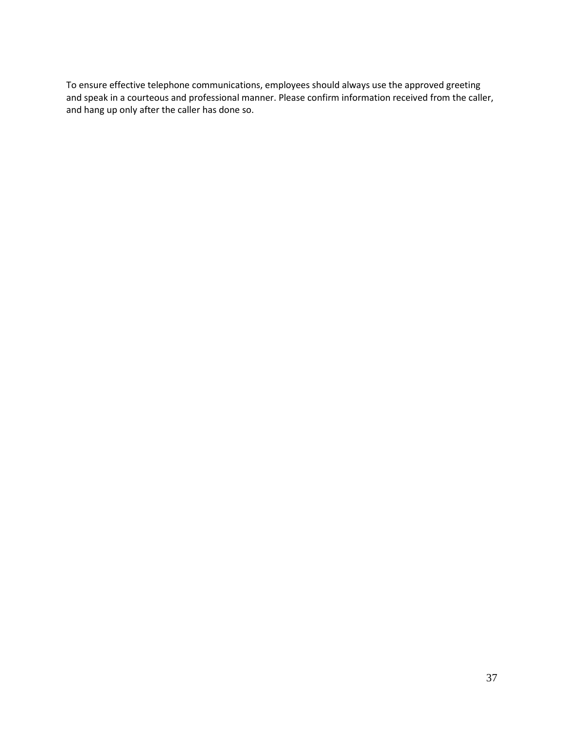To ensure effective telephone communications, employees should always use the approved greeting and speak in a courteous and professional manner. Please confirm information received from the caller, and hang up only after the caller has done so.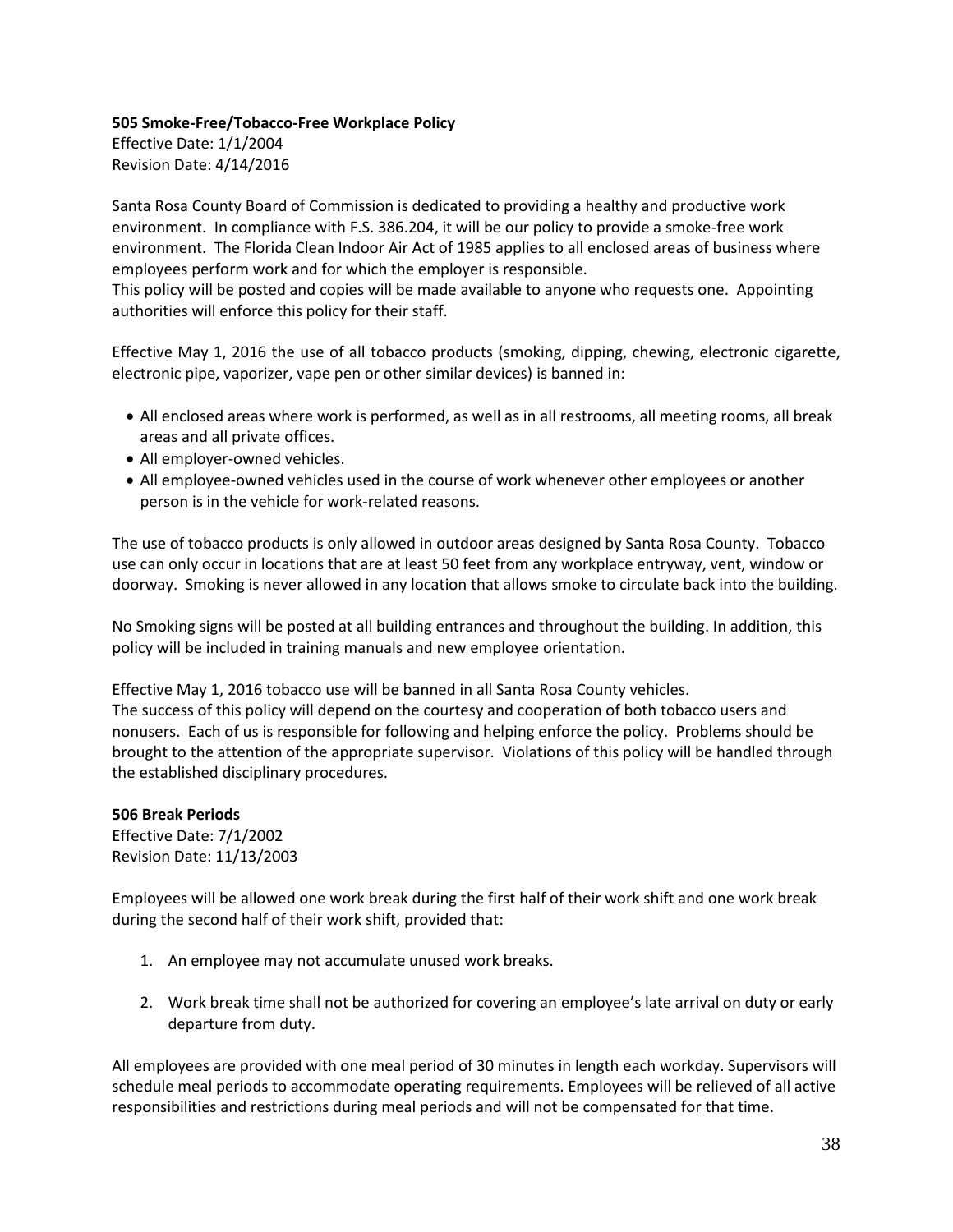**505 Smoke-Free/Tobacco-Free Workplace Policy**
Effective Date: 1/1/2004
Revision Date: 4/14/2016

Santa Rosa County Board of Commission is dedicated to providing a healthy and productive work environment. In compliance with F.S. 386.204, it will be our policy to provide a smoke-free work environment. The Florida Clean Indoor Air Act of 1985 applies to all enclosed areas of business where employees perform work and for which the employer is responsible.
This policy will be posted and copies will be made available to anyone who requests one. Appointing authorities will enforce this policy for their staff.

Effective May 1, 2016 the use of all tobacco products (smoking, dipping, chewing, electronic cigarette, electronic pipe, vaporizer, vape pen or other similar devices) is banned in:

- All enclosed areas where work is performed, as well as in all restrooms, all meeting rooms, all break areas and all private offices.
- All employer-owned vehicles.
- All employee-owned vehicles used in the course of work whenever other employees or another person is in the vehicle for work-related reasons.

The use of tobacco products is only allowed in outdoor areas designed by Santa Rosa County. Tobacco use can only occur in locations that are at least 50 feet from any workplace entryway, vent, window or doorway. Smoking is never allowed in any location that allows smoke to circulate back into the building.

No Smoking signs will be posted at all building entrances and throughout the building. In addition, this policy will be included in training manuals and new employee orientation.

Effective May 1, 2016 tobacco use will be banned in all Santa Rosa County vehicles.
The success of this policy will depend on the courtesy and cooperation of both tobacco users and nonusers. Each of us is responsible for following and helping enforce the policy. Problems should be brought to the attention of the appropriate supervisor. Violations of this policy will be handled through the established disciplinary procedures.

**506 Break Periods**
Effective Date: 7/1/2002
Revision Date: 11/13/2003

Employees will be allowed one work break during the first half of their work shift and one work break during the second half of their work shift, provided that:

1. An employee may not accumulate unused work breaks.

2. Work break time shall not be authorized for covering an employee's late arrival on duty or early departure from duty.

All employees are provided with one meal period of 30 minutes in length each workday. Supervisors will schedule meal periods to accommodate operating requirements. Employees will be relieved of all active responsibilities and restrictions during meal periods and will not be compensated for that time.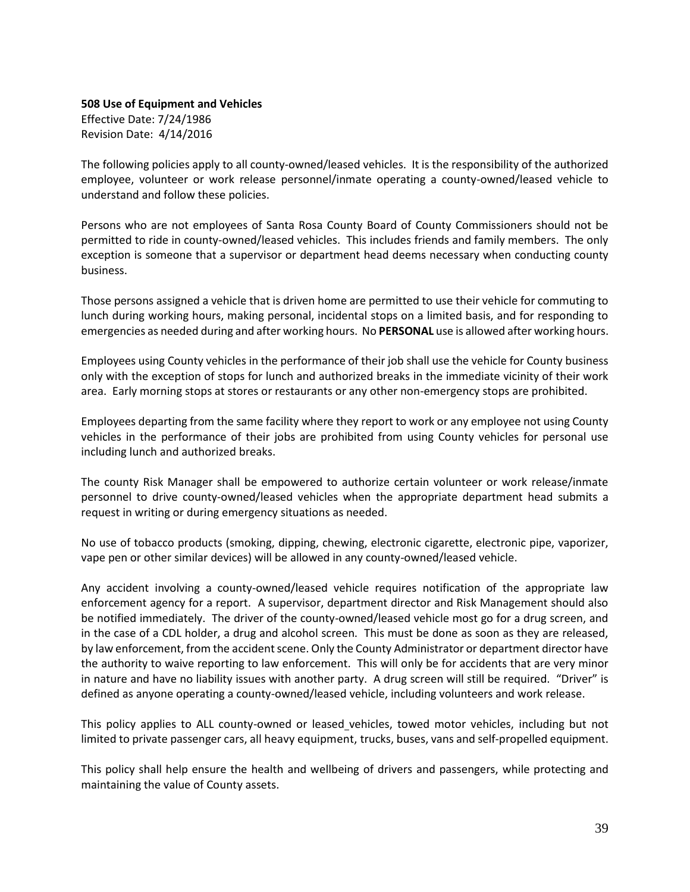**508 Use of Equipment and Vehicles**
Effective Date: 7/24/1986
Revision Date: 4/14/2016

The following policies apply to all county-owned/leased vehicles. It is the responsibility of the authorized employee, volunteer or work release personnel/inmate operating a county-owned/leased vehicle to understand and follow these policies.

Persons who are not employees of Santa Rosa County Board of County Commissioners should not be permitted to ride in county-owned/leased vehicles. This includes friends and family members. The only exception is someone that a supervisor or department head deems necessary when conducting county business.

Those persons assigned a vehicle that is driven home are permitted to use their vehicle for commuting to lunch during working hours, making personal, incidental stops on a limited basis, and for responding to emergencies as needed during and after working hours. No **PERSONAL** use is allowed after working hours.

Employees using County vehicles in the performance of their job shall use the vehicle for County business only with the exception of stops for lunch and authorized breaks in the immediate vicinity of their work area. Early morning stops at stores or restaurants or any other non-emergency stops are prohibited.

Employees departing from the same facility where they report to work or any employee not using County vehicles in the performance of their jobs are prohibited from using County vehicles for personal use including lunch and authorized breaks.

The county Risk Manager shall be empowered to authorize certain volunteer or work release/inmate personnel to drive county-owned/leased vehicles when the appropriate department head submits a request in writing or during emergency situations as needed.

No use of tobacco products (smoking, dipping, chewing, electronic cigarette, electronic pipe, vaporizer, vape pen or other similar devices) will be allowed in any county-owned/leased vehicle.

Any accident involving a county-owned/leased vehicle requires notification of the appropriate law enforcement agency for a report. A supervisor, department director and Risk Management should also be notified immediately. The driver of the county-owned/leased vehicle most go for a drug screen, and in the case of a CDL holder, a drug and alcohol screen. This must be done as soon as they are released, by law enforcement, from the accident scene. Only the County Administrator or department director have the authority to waive reporting to law enforcement. This will only be for accidents that are very minor in nature and have no liability issues with another party. A drug screen will still be required. "Driver" is defined as anyone operating a county-owned/leased vehicle, including volunteers and work release.

This policy applies to ALL county-owned or leased vehicles, towed motor vehicles, including but not limited to private passenger cars, all heavy equipment, trucks, buses, vans and self-propelled equipment.

This policy shall help ensure the health and wellbeing of drivers and passengers, while protecting and maintaining the value of County assets.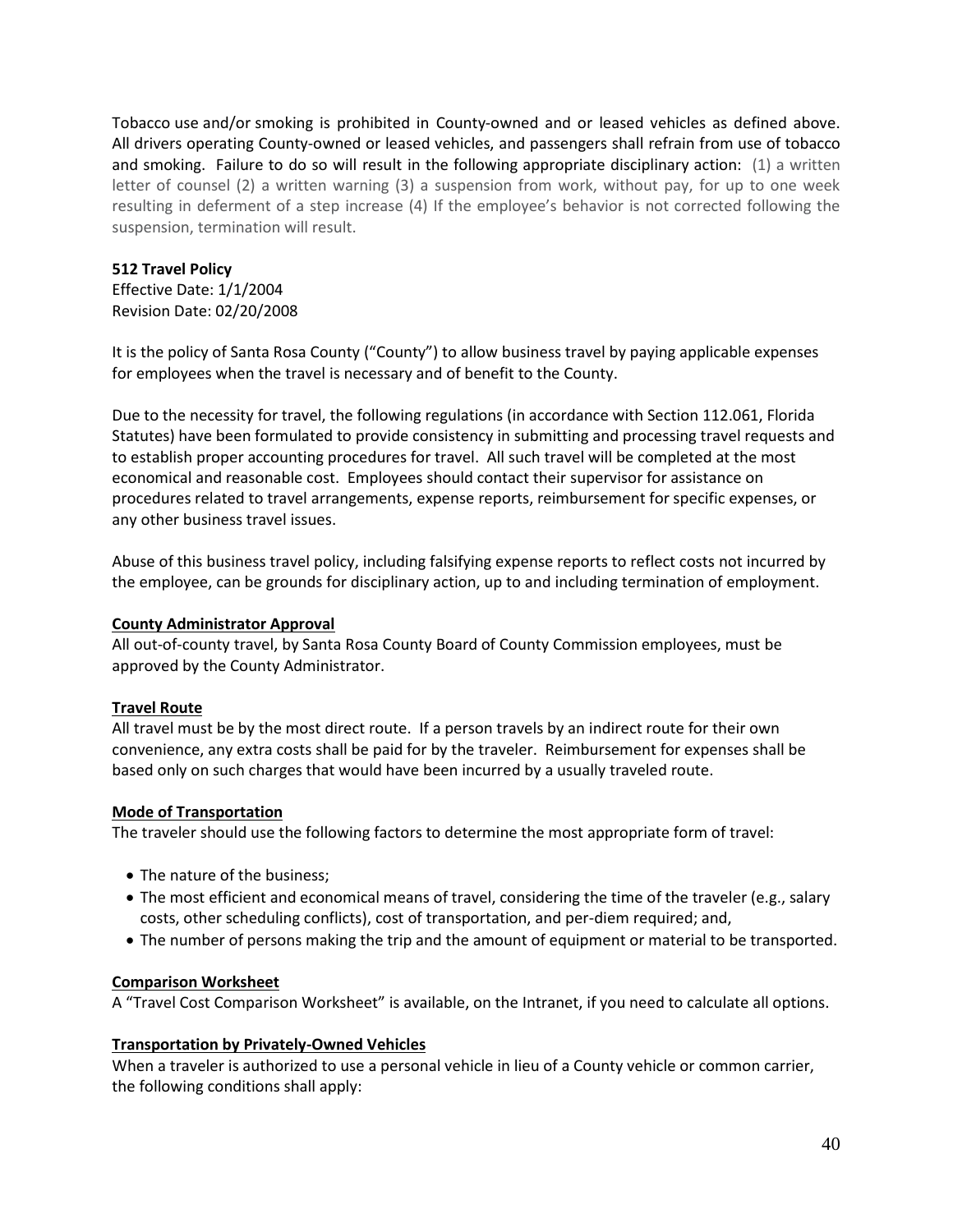Tobacco use and/or smoking is prohibited in County-owned and or leased vehicles as defined above. All drivers operating County-owned or leased vehicles, and passengers shall refrain from use of tobacco and smoking. Failure to do so will result in the following appropriate disciplinary action: (1) a written letter of counsel (2) a written warning (3) a suspension from work, without pay, for up to one week resulting in deferment of a step increase (4) If the employee's behavior is not corrected following the suspension, termination will result.

**512 Travel Policy**
Effective Date: 1/1/2004
Revision Date: 02/20/2008

It is the policy of Santa Rosa County ("County") to allow business travel by paying applicable expenses for employees when the travel is necessary and of benefit to the County.

Due to the necessity for travel, the following regulations (in accordance with Section 112.061, Florida Statutes) have been formulated to provide consistency in submitting and processing travel requests and to establish proper accounting procedures for travel. All such travel will be completed at the most economical and reasonable cost. Employees should contact their supervisor for assistance on procedures related to travel arrangements, expense reports, reimbursement for specific expenses, or any other business travel issues.

Abuse of this business travel policy, including falsifying expense reports to reflect costs not incurred by the employee, can be grounds for disciplinary action, up to and including termination of employment.

**County Administrator Approval**
All out-of-county travel, by Santa Rosa County Board of County Commission employees, must be approved by the County Administrator.

**Travel Route**
All travel must be by the most direct route. If a person travels by an indirect route for their own convenience, any extra costs shall be paid for by the traveler. Reimbursement for expenses shall be based only on such charges that would have been incurred by a usually traveled route.

**Mode of Transportation**
The traveler should use the following factors to determine the most appropriate form of travel:

- The nature of the business;
- The most efficient and economical means of travel, considering the time of the traveler (e.g., salary costs, other scheduling conflicts), cost of transportation, and per-diem required; and,
- The number of persons making the trip and the amount of equipment or material to be transported.

**Comparison Worksheet**
A "Travel Cost Comparison Worksheet" is available, on the Intranet, if you need to calculate all options.

**Transportation by Privately-Owned Vehicles**
When a traveler is authorized to use a personal vehicle in lieu of a County vehicle or common carrier, the following conditions shall apply: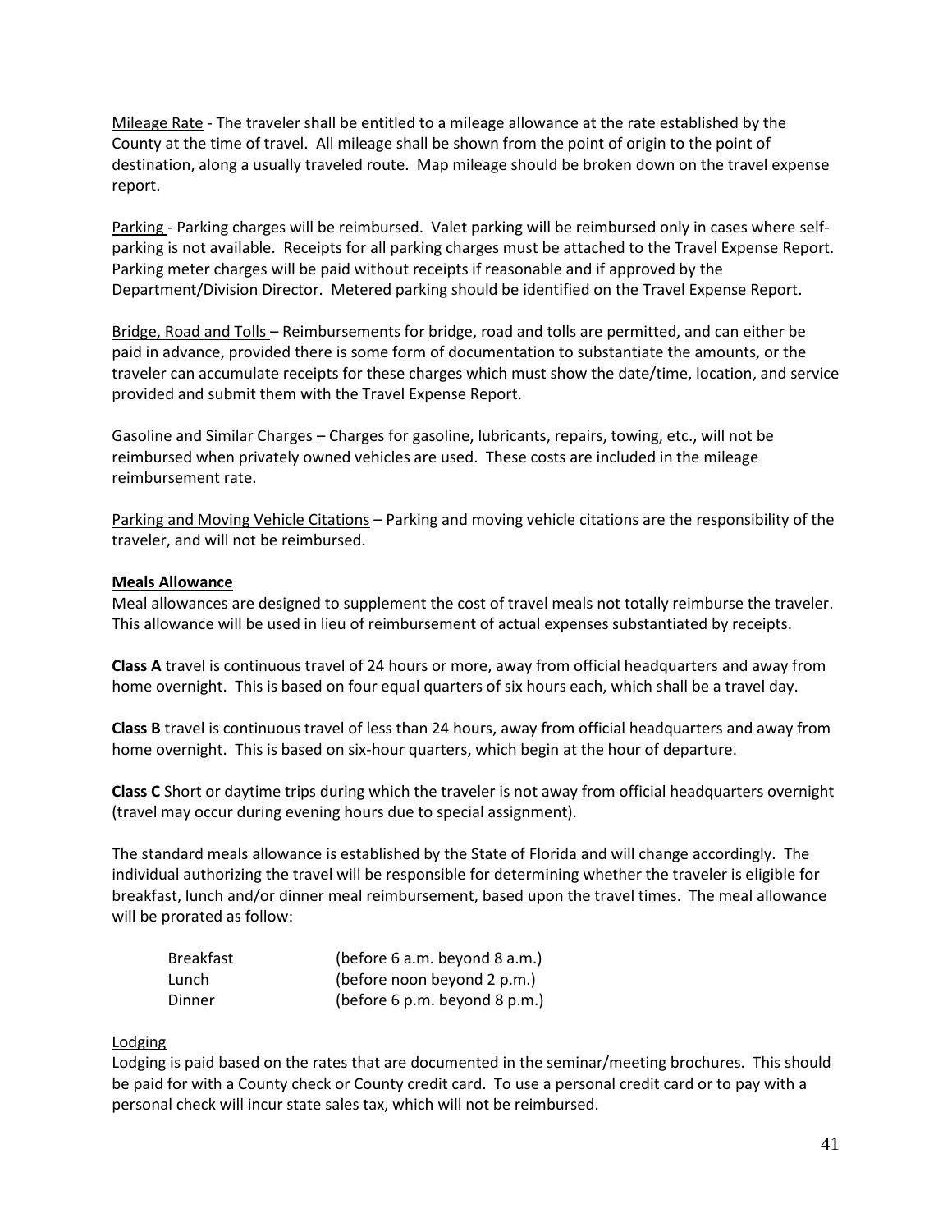Mileage Rate - The traveler shall be entitled to a mileage allowance at the rate established by the County at the time of travel. All mileage shall be shown from the point of origin to the point of destination, along a usually traveled route. Map mileage should be broken down on the travel expense report.

Parking - Parking charges will be reimbursed. Valet parking will be reimbursed only in cases where self-parking is not available. Receipts for all parking charges must be attached to the Travel Expense Report. Parking meter charges will be paid without receipts if reasonable and if approved by the Department/Division Director. Metered parking should be identified on the Travel Expense Report.

Bridge, Road and Tolls – Reimbursements for bridge, road and tolls are permitted, and can either be paid in advance, provided there is some form of documentation to substantiate the amounts, or the traveler can accumulate receipts for these charges which must show the date/time, location, and service provided and submit them with the Travel Expense Report.

Gasoline and Similar Charges – Charges for gasoline, lubricants, repairs, towing, etc., will not be reimbursed when privately owned vehicles are used. These costs are included in the mileage reimbursement rate.

Parking and Moving Vehicle Citations – Parking and moving vehicle citations are the responsibility of the traveler, and will not be reimbursed.

**Meals Allowance**

Meal allowances are designed to supplement the cost of travel meals not totally reimburse the traveler. This allowance will be used in lieu of reimbursement of actual expenses substantiated by receipts.

**Class A** travel is continuous travel of 24 hours or more, away from official headquarters and away from home overnight. This is based on four equal quarters of six hours each, which shall be a travel day.

**Class B** travel is continuous travel of less than 24 hours, away from official headquarters and away from home overnight. This is based on six-hour quarters, which begin at the hour of departure.

**Class C** Short or daytime trips during which the traveler is not away from official headquarters overnight (travel may occur during evening hours due to special assignment).

The standard meals allowance is established by the State of Florida and will change accordingly. The individual authorizing the travel will be responsible for determining whether the traveler is eligible for breakfast, lunch and/or dinner meal reimbursement, based upon the travel times. The meal allowance will be prorated as follow:

| | |
|---|---|
| Breakfast | (before 6 a.m. beyond 8 a.m.) |
| Lunch | (before noon beyond 2 p.m.) |
| Dinner | (before 6 p.m. beyond 8 p.m.) |

Lodging

Lodging is paid based on the rates that are documented in the seminar/meeting brochures. This should be paid for with a County check or County credit card. To use a personal credit card or to pay with a personal check will incur state sales tax, which will not be reimbursed.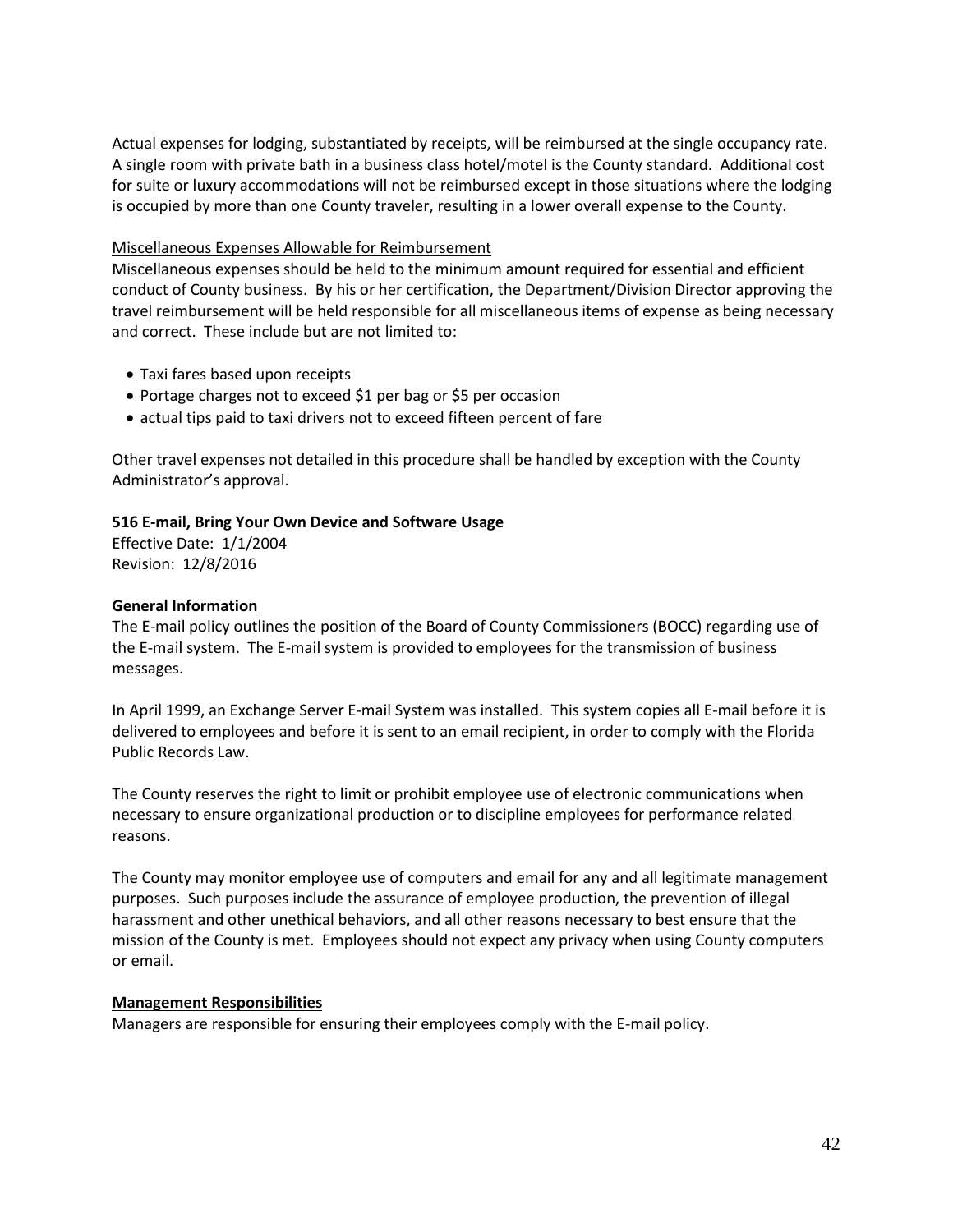Actual expenses for lodging, substantiated by receipts, will be reimbursed at the single occupancy rate. A single room with private bath in a business class hotel/motel is the County standard. Additional cost for suite or luxury accommodations will not be reimbursed except in those situations where the lodging is occupied by more than one County traveler, resulting in a lower overall expense to the County.

Miscellaneous Expenses Allowable for Reimbursement

Miscellaneous expenses should be held to the minimum amount required for essential and efficient conduct of County business. By his or her certification, the Department/Division Director approving the travel reimbursement will be held responsible for all miscellaneous items of expense as being necessary and correct. These include but are not limited to:

- Taxi fares based upon receipts
- Portage charges not to exceed $1 per bag or $5 per occasion
- actual tips paid to taxi drivers not to exceed fifteen percent of fare

Other travel expenses not detailed in this procedure shall be handled by exception with the County Administrator's approval.

## 516 E-mail, Bring Your Own Device and Software Usage

Effective Date: 1/1/2004
Revision: 12/8/2016

**General Information**

The E-mail policy outlines the position of the Board of County Commissioners (BOCC) regarding use of the E-mail system. The E-mail system is provided to employees for the transmission of business messages.

In April 1999, an Exchange Server E-mail System was installed. This system copies all E-mail before it is delivered to employees and before it is sent to an email recipient, in order to comply with the Florida Public Records Law.

The County reserves the right to limit or prohibit employee use of electronic communications when necessary to ensure organizational production or to discipline employees for performance related reasons.

The County may monitor employee use of computers and email for any and all legitimate management purposes. Such purposes include the assurance of employee production, the prevention of illegal harassment and other unethical behaviors, and all other reasons necessary to best ensure that the mission of the County is met. Employees should not expect any privacy when using County computers or email.

**Management Responsibilities**

Managers are responsible for ensuring their employees comply with the E-mail policy.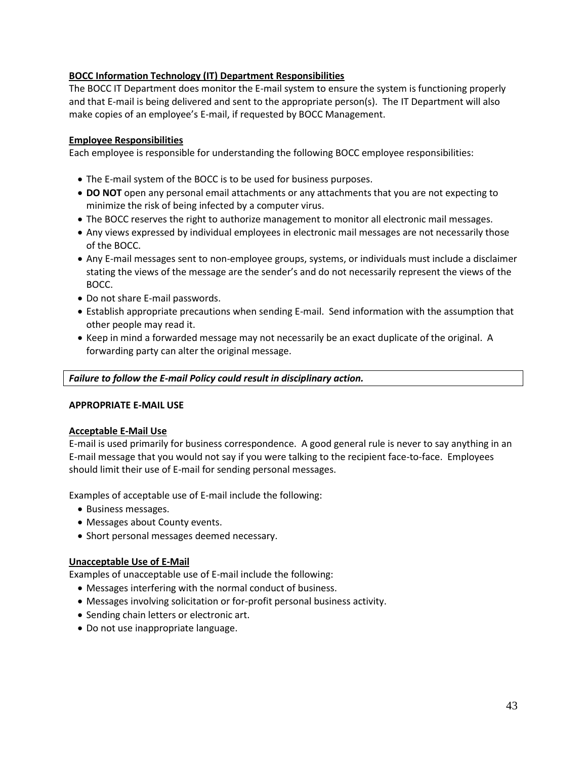**BOCC Information Technology (IT) Department Responsibilities**

The BOCC IT Department does monitor the E-mail system to ensure the system is functioning properly and that E-mail is being delivered and sent to the appropriate person(s). The IT Department will also make copies of an employee's E-mail, if requested by BOCC Management.

**Employee Responsibilities**

Each employee is responsible for understanding the following BOCC employee responsibilities:

- The E-mail system of the BOCC is to be used for business purposes.
- **DO NOT** open any personal email attachments or any attachments that you are not expecting to minimize the risk of being infected by a computer virus.
- The BOCC reserves the right to authorize management to monitor all electronic mail messages.
- Any views expressed by individual employees in electronic mail messages are not necessarily those of the BOCC.
- Any E-mail messages sent to non-employee groups, systems, or individuals must include a disclaimer stating the views of the message are the sender's and do not necessarily represent the views of the BOCC.
- Do not share E-mail passwords.
- Establish appropriate precautions when sending E-mail. Send information with the assumption that other people may read it.
- Keep in mind a forwarded message may not necessarily be an exact duplicate of the original. A forwarding party can alter the original message.

***Failure to follow the E-mail Policy could result in disciplinary action.***

**APPROPRIATE E-MAIL USE**

**Acceptable E-Mail Use**

E-mail is used primarily for business correspondence. A good general rule is never to say anything in an E-mail message that you would not say if you were talking to the recipient face-to-face. Employees should limit their use of E-mail for sending personal messages.

Examples of acceptable use of E-mail include the following:

- Business messages.
- Messages about County events.
- Short personal messages deemed necessary.

**Unacceptable Use of E-Mail**

Examples of unacceptable use of E-mail include the following:

- Messages interfering with the normal conduct of business.
- Messages involving solicitation or for-profit personal business activity.
- Sending chain letters or electronic art.
- Do not use inappropriate language.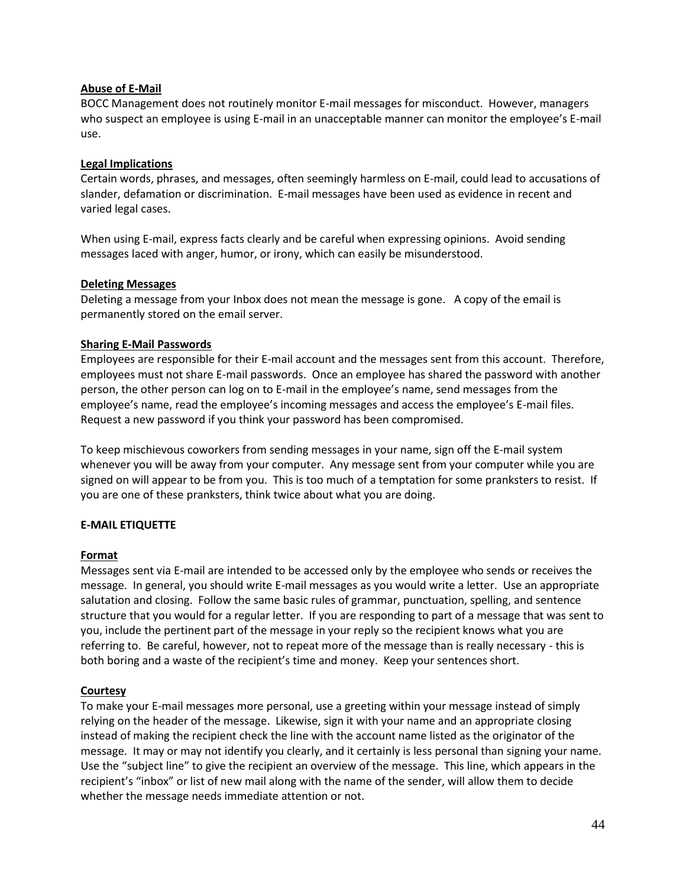**Abuse of E-Mail**

BOCC Management does not routinely monitor E-mail messages for misconduct. However, managers who suspect an employee is using E-mail in an unacceptable manner can monitor the employee's E-mail use.

**Legal Implications**

Certain words, phrases, and messages, often seemingly harmless on E-mail, could lead to accusations of slander, defamation or discrimination. E-mail messages have been used as evidence in recent and varied legal cases.

When using E-mail, express facts clearly and be careful when expressing opinions. Avoid sending messages laced with anger, humor, or irony, which can easily be misunderstood.

**Deleting Messages**

Deleting a message from your Inbox does not mean the message is gone. A copy of the email is permanently stored on the email server.

**Sharing E-Mail Passwords**

Employees are responsible for their E-mail account and the messages sent from this account. Therefore, employees must not share E-mail passwords. Once an employee has shared the password with another person, the other person can log on to E-mail in the employee's name, send messages from the employee's name, read the employee's incoming messages and access the employee's E-mail files. Request a new password if you think your password has been compromised.

To keep mischievous coworkers from sending messages in your name, sign off the E-mail system whenever you will be away from your computer. Any message sent from your computer while you are signed on will appear to be from you. This is too much of a temptation for some pranksters to resist. If you are one of these pranksters, think twice about what you are doing.

**E-MAIL ETIQUETTE**

**Format**

Messages sent via E-mail are intended to be accessed only by the employee who sends or receives the message. In general, you should write E-mail messages as you would write a letter. Use an appropriate salutation and closing. Follow the same basic rules of grammar, punctuation, spelling, and sentence structure that you would for a regular letter. If you are responding to part of a message that was sent to you, include the pertinent part of the message in your reply so the recipient knows what you are referring to. Be careful, however, not to repeat more of the message than is really necessary - this is both boring and a waste of the recipient's time and money. Keep your sentences short.

**Courtesy**

To make your E-mail messages more personal, use a greeting within your message instead of simply relying on the header of the message. Likewise, sign it with your name and an appropriate closing instead of making the recipient check the line with the account name listed as the originator of the message. It may or may not identify you clearly, and it certainly is less personal than signing your name. Use the "subject line" to give the recipient an overview of the message. This line, which appears in the recipient's "inbox" or list of new mail along with the name of the sender, will allow them to decide whether the message needs immediate attention or not.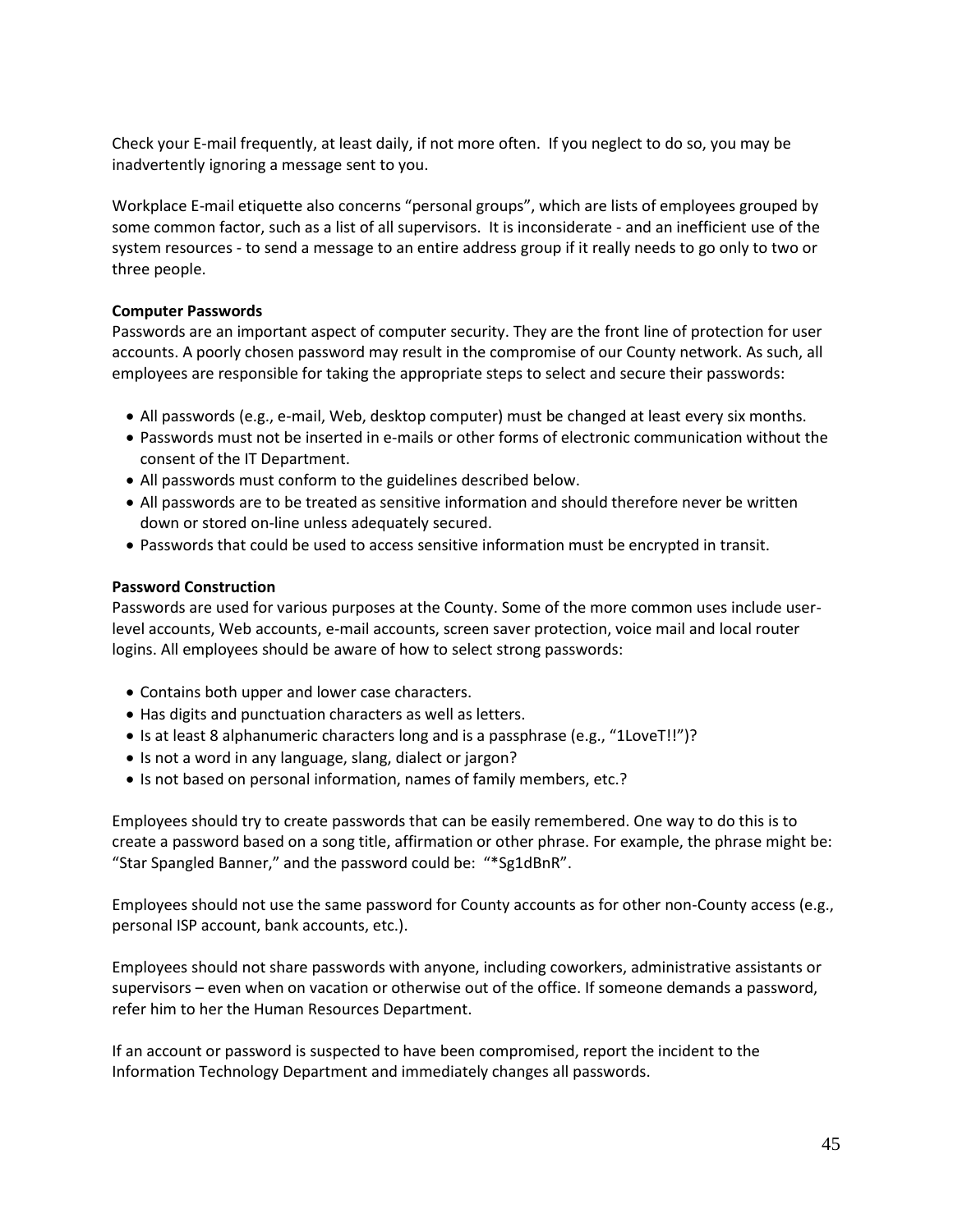Check your E-mail frequently, at least daily, if not more often. If you neglect to do so, you may be inadvertently ignoring a message sent to you.

Workplace E-mail etiquette also concerns "personal groups", which are lists of employees grouped by some common factor, such as a list of all supervisors. It is inconsiderate - and an inefficient use of the system resources - to send a message to an entire address group if it really needs to go only to two or three people.

**Computer Passwords**
Passwords are an important aspect of computer security. They are the front line of protection for user accounts. A poorly chosen password may result in the compromise of our County network. As such, all employees are responsible for taking the appropriate steps to select and secure their passwords:

- All passwords (e.g., e-mail, Web, desktop computer) must be changed at least every six months.
- Passwords must not be inserted in e-mails or other forms of electronic communication without the consent of the IT Department.
- All passwords must conform to the guidelines described below.
- All passwords are to be treated as sensitive information and should therefore never be written down or stored on-line unless adequately secured.
- Passwords that could be used to access sensitive information must be encrypted in transit.

**Password Construction**
Passwords are used for various purposes at the County. Some of the more common uses include user-level accounts, Web accounts, e-mail accounts, screen saver protection, voice mail and local router logins. All employees should be aware of how to select strong passwords:

- Contains both upper and lower case characters.
- Has digits and punctuation characters as well as letters.
- Is at least 8 alphanumeric characters long and is a passphrase (e.g., "1LoveT!!")?
- Is not a word in any language, slang, dialect or jargon?
- Is not based on personal information, names of family members, etc.?

Employees should try to create passwords that can be easily remembered. One way to do this is to create a password based on a song title, affirmation or other phrase. For example, the phrase might be: "Star Spangled Banner," and the password could be: "*Sg1dBnR".

Employees should not use the same password for County accounts as for other non-County access (e.g., personal ISP account, bank accounts, etc.).

Employees should not share passwords with anyone, including coworkers, administrative assistants or supervisors – even when on vacation or otherwise out of the office. If someone demands a password, refer him to her the Human Resources Department.

If an account or password is suspected to have been compromised, report the incident to the Information Technology Department and immediately changes all passwords.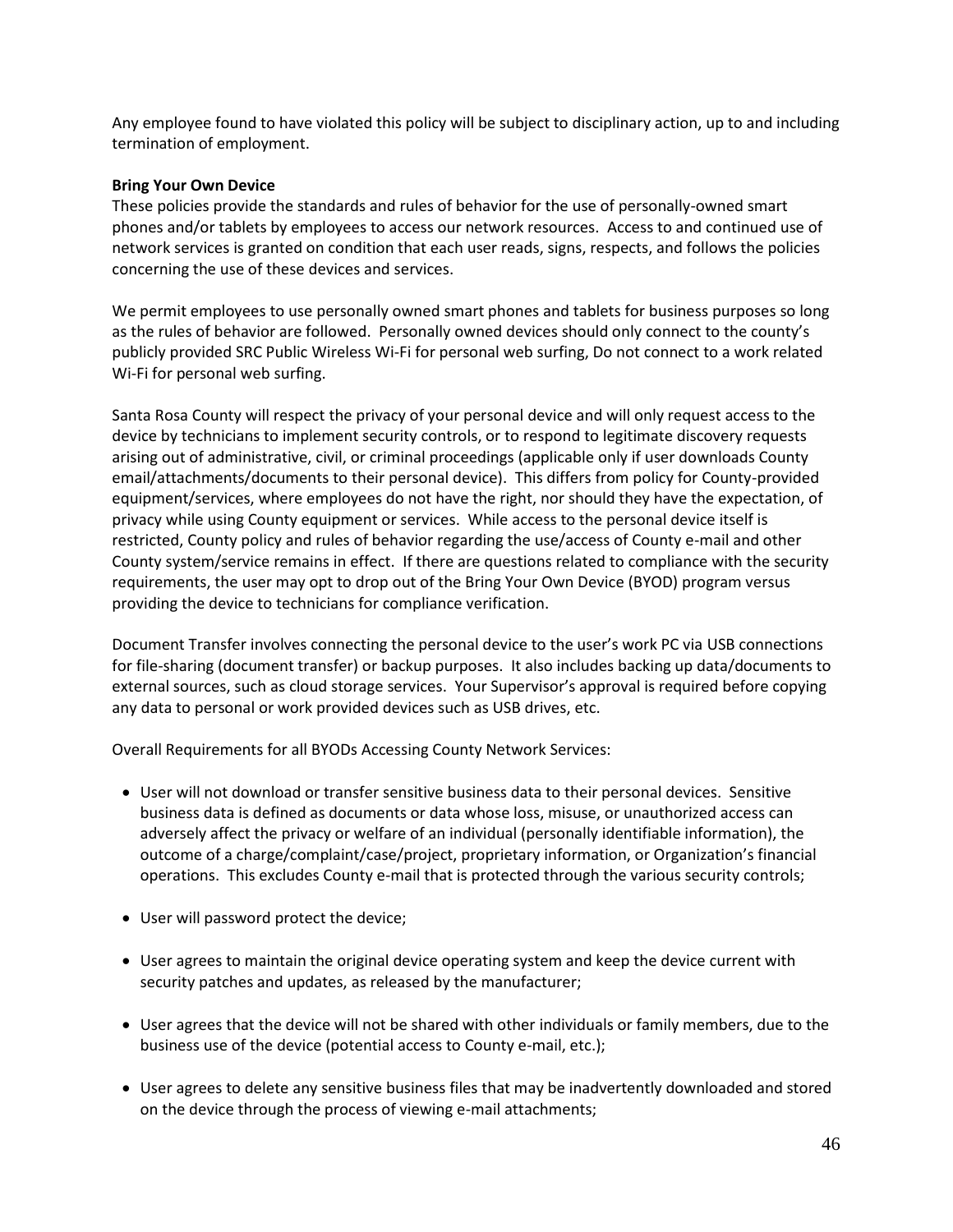Any employee found to have violated this policy will be subject to disciplinary action, up to and including termination of employment.

**Bring Your Own Device**

These policies provide the standards and rules of behavior for the use of personally-owned smart phones and/or tablets by employees to access our network resources. Access to and continued use of network services is granted on condition that each user reads, signs, respects, and follows the policies concerning the use of these devices and services.

We permit employees to use personally owned smart phones and tablets for business purposes so long as the rules of behavior are followed. Personally owned devices should only connect to the county's publicly provided SRC Public Wireless Wi-Fi for personal web surfing, Do not connect to a work related Wi-Fi for personal web surfing.

Santa Rosa County will respect the privacy of your personal device and will only request access to the device by technicians to implement security controls, or to respond to legitimate discovery requests arising out of administrative, civil, or criminal proceedings (applicable only if user downloads County email/attachments/documents to their personal device). This differs from policy for County-provided equipment/services, where employees do not have the right, nor should they have the expectation, of privacy while using County equipment or services. While access to the personal device itself is restricted, County policy and rules of behavior regarding the use/access of County e-mail and other County system/service remains in effect. If there are questions related to compliance with the security requirements, the user may opt to drop out of the Bring Your Own Device (BYOD) program versus providing the device to technicians for compliance verification.

Document Transfer involves connecting the personal device to the user's work PC via USB connections for file-sharing (document transfer) or backup purposes. It also includes backing up data/documents to external sources, such as cloud storage services. Your Supervisor's approval is required before copying any data to personal or work provided devices such as USB drives, etc.

Overall Requirements for all BYODs Accessing County Network Services:

- User will not download or transfer sensitive business data to their personal devices. Sensitive business data is defined as documents or data whose loss, misuse, or unauthorized access can adversely affect the privacy or welfare of an individual (personally identifiable information), the outcome of a charge/complaint/case/project, proprietary information, or Organization's financial operations. This excludes County e-mail that is protected through the various security controls;

- User will password protect the device;

- User agrees to maintain the original device operating system and keep the device current with security patches and updates, as released by the manufacturer;

- User agrees that the device will not be shared with other individuals or family members, due to the business use of the device (potential access to County e-mail, etc.);

- User agrees to delete any sensitive business files that may be inadvertently downloaded and stored on the device through the process of viewing e-mail attachments;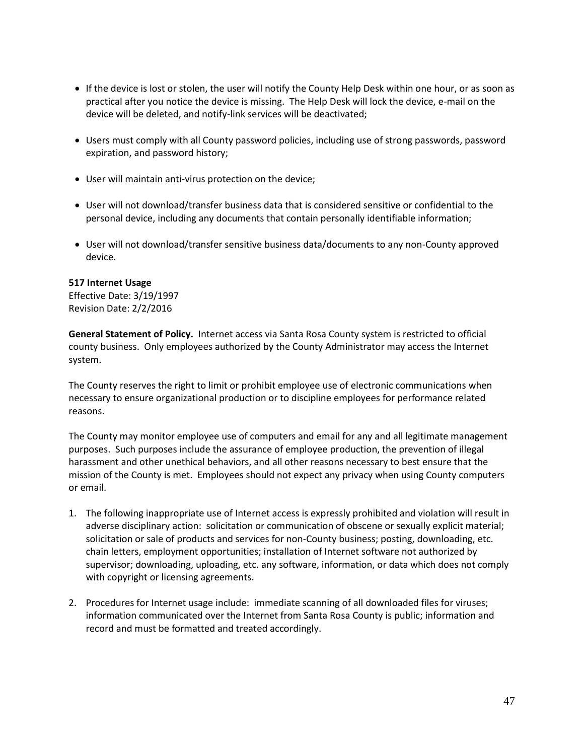- If the device is lost or stolen, the user will notify the County Help Desk within one hour, or as soon as practical after you notice the device is missing. The Help Desk will lock the device, e-mail on the device will be deleted, and notify-link services will be deactivated;
- Users must comply with all County password policies, including use of strong passwords, password expiration, and password history;
- User will maintain anti-virus protection on the device;
- User will not download/transfer business data that is considered sensitive or confidential to the personal device, including any documents that contain personally identifiable information;
- User will not download/transfer sensitive business data/documents to any non-County approved device.

**517 Internet Usage**
Effective Date: 3/19/1997
Revision Date: 2/2/2016

**General Statement of Policy.** Internet access via Santa Rosa County system is restricted to official county business. Only employees authorized by the County Administrator may access the Internet system.

The County reserves the right to limit or prohibit employee use of electronic communications when necessary to ensure organizational production or to discipline employees for performance related reasons.

The County may monitor employee use of computers and email for any and all legitimate management purposes. Such purposes include the assurance of employee production, the prevention of illegal harassment and other unethical behaviors, and all other reasons necessary to best ensure that the mission of the County is met. Employees should not expect any privacy when using County computers or email.

1. The following inappropriate use of Internet access is expressly prohibited and violation will result in adverse disciplinary action: solicitation or communication of obscene or sexually explicit material; solicitation or sale of products and services for non-County business; posting, downloading, etc. chain letters, employment opportunities; installation of Internet software not authorized by supervisor; downloading, uploading, etc. any software, information, or data which does not comply with copyright or licensing agreements.
2. Procedures for Internet usage include: immediate scanning of all downloaded files for viruses; information communicated over the Internet from Santa Rosa County is public; information and record and must be formatted and treated accordingly.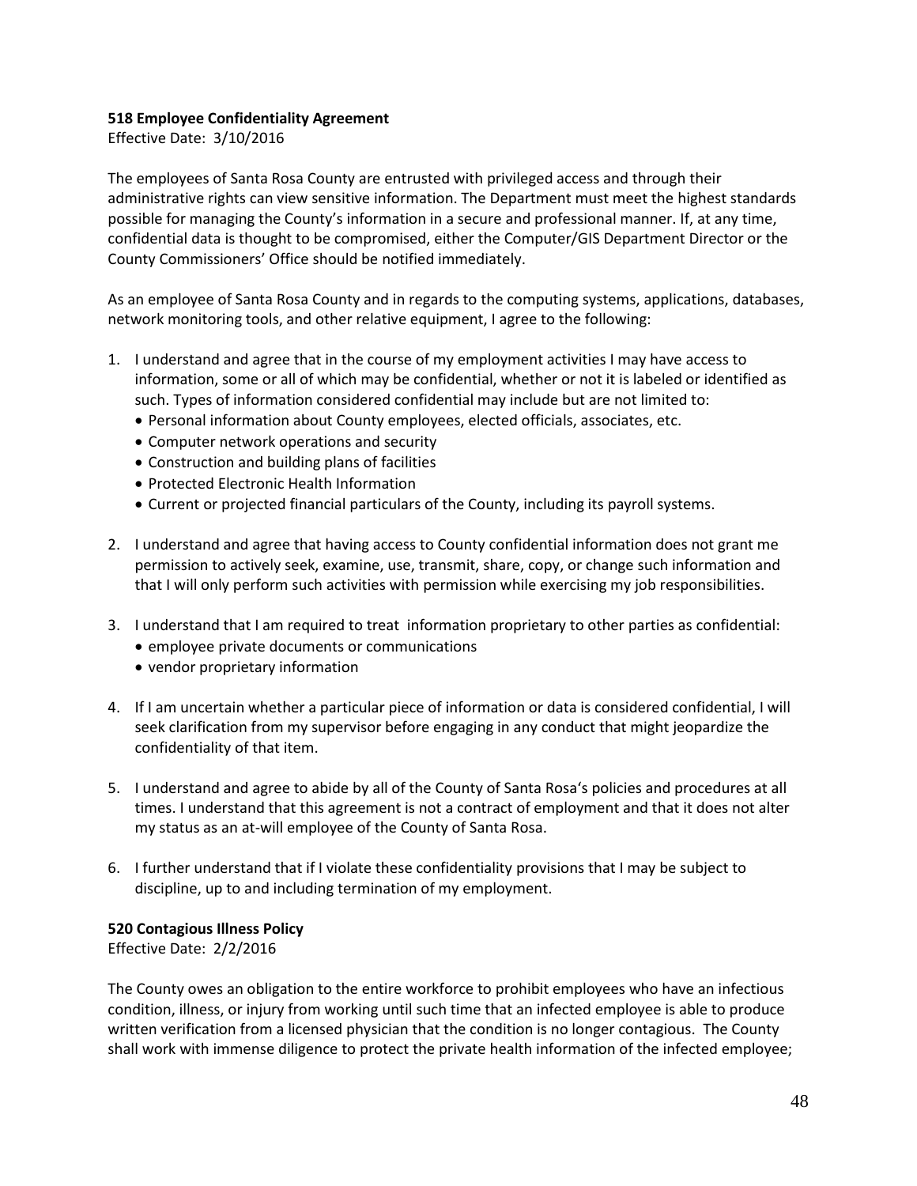**518 Employee Confidentiality Agreement**

Effective Date: 3/10/2016

The employees of Santa Rosa County are entrusted with privileged access and through their administrative rights can view sensitive information. The Department must meet the highest standards possible for managing the County's information in a secure and professional manner. If, at any time, confidential data is thought to be compromised, either the Computer/GIS Department Director or the County Commissioners' Office should be notified immediately.

As an employee of Santa Rosa County and in regards to the computing systems, applications, databases, network monitoring tools, and other relative equipment, I agree to the following:

1. I understand and agree that in the course of my employment activities I may have access to information, some or all of which may be confidential, whether or not it is labeled or identified as such. Types of information considered confidential may include but are not limited to:
   - Personal information about County employees, elected officials, associates, etc.
   - Computer network operations and security
   - Construction and building plans of facilities
   - Protected Electronic Health Information
   - Current or projected financial particulars of the County, including its payroll systems.

2. I understand and agree that having access to County confidential information does not grant me permission to actively seek, examine, use, transmit, share, copy, or change such information and that I will only perform such activities with permission while exercising my job responsibilities.

3. I understand that I am required to treat information proprietary to other parties as confidential:
   - employee private documents or communications
   - vendor proprietary information

4. If I am uncertain whether a particular piece of information or data is considered confidential, I will seek clarification from my supervisor before engaging in any conduct that might jeopardize the confidentiality of that item.

5. I understand and agree to abide by all of the County of Santa Rosa's policies and procedures at all times. I understand that this agreement is not a contract of employment and that it does not alter my status as an at-will employee of the County of Santa Rosa.

6. I further understand that if I violate these confidentiality provisions that I may be subject to discipline, up to and including termination of my employment.

**520 Contagious Illness Policy**

Effective Date: 2/2/2016

The County owes an obligation to the entire workforce to prohibit employees who have an infectious condition, illness, or injury from working until such time that an infected employee is able to produce written verification from a licensed physician that the condition is no longer contagious. The County shall work with immense diligence to protect the private health information of the infected employee;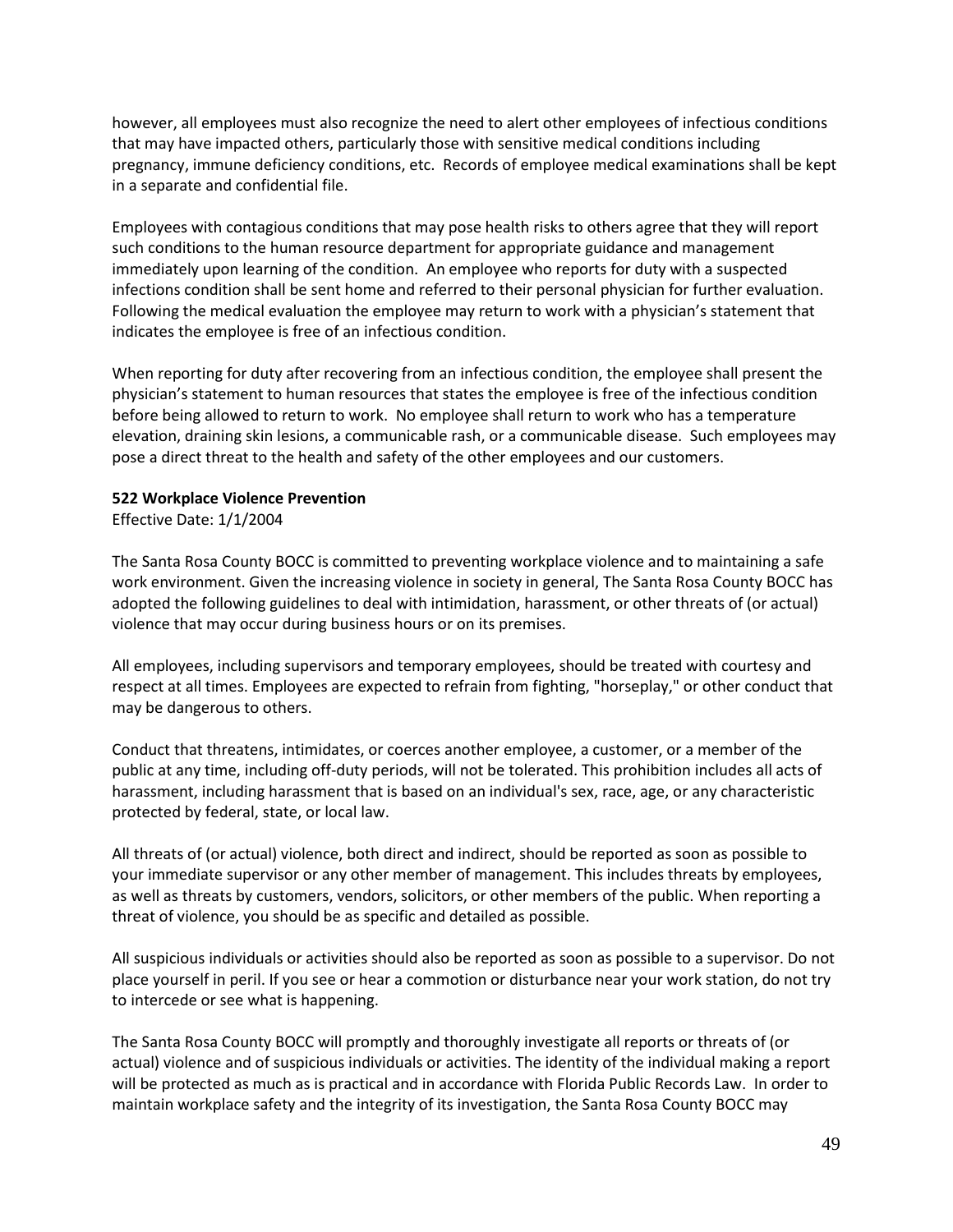however, all employees must also recognize the need to alert other employees of infectious conditions that may have impacted others, particularly those with sensitive medical conditions including pregnancy, immune deficiency conditions, etc. Records of employee medical examinations shall be kept in a separate and confidential file.

Employees with contagious conditions that may pose health risks to others agree that they will report such conditions to the human resource department for appropriate guidance and management immediately upon learning of the condition. An employee who reports for duty with a suspected infections condition shall be sent home and referred to their personal physician for further evaluation. Following the medical evaluation the employee may return to work with a physician's statement that indicates the employee is free of an infectious condition.

When reporting for duty after recovering from an infectious condition, the employee shall present the physician's statement to human resources that states the employee is free of the infectious condition before being allowed to return to work. No employee shall return to work who has a temperature elevation, draining skin lesions, a communicable rash, or a communicable disease. Such employees may pose a direct threat to the health and safety of the other employees and our customers.

**522 Workplace Violence Prevention**

Effective Date: 1/1/2004

The Santa Rosa County BOCC is committed to preventing workplace violence and to maintaining a safe work environment. Given the increasing violence in society in general, The Santa Rosa County BOCC has adopted the following guidelines to deal with intimidation, harassment, or other threats of (or actual) violence that may occur during business hours or on its premises.

All employees, including supervisors and temporary employees, should be treated with courtesy and respect at all times. Employees are expected to refrain from fighting, "horseplay," or other conduct that may be dangerous to others.

Conduct that threatens, intimidates, or coerces another employee, a customer, or a member of the public at any time, including off-duty periods, will not be tolerated. This prohibition includes all acts of harassment, including harassment that is based on an individual's sex, race, age, or any characteristic protected by federal, state, or local law.

All threats of (or actual) violence, both direct and indirect, should be reported as soon as possible to your immediate supervisor or any other member of management. This includes threats by employees, as well as threats by customers, vendors, solicitors, or other members of the public. When reporting a threat of violence, you should be as specific and detailed as possible.

All suspicious individuals or activities should also be reported as soon as possible to a supervisor. Do not place yourself in peril. If you see or hear a commotion or disturbance near your work station, do not try to intercede or see what is happening.

The Santa Rosa County BOCC will promptly and thoroughly investigate all reports or threats of (or actual) violence and of suspicious individuals or activities. The identity of the individual making a report will be protected as much as is practical and in accordance with Florida Public Records Law. In order to maintain workplace safety and the integrity of its investigation, the Santa Rosa County BOCC may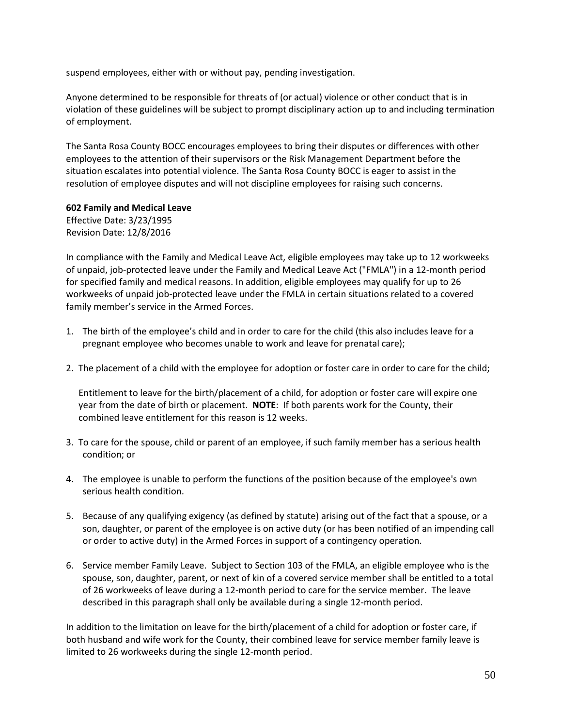suspend employees, either with or without pay, pending investigation.

Anyone determined to be responsible for threats of (or actual) violence or other conduct that is in violation of these guidelines will be subject to prompt disciplinary action up to and including termination of employment.

The Santa Rosa County BOCC encourages employees to bring their disputes or differences with other employees to the attention of their supervisors or the Risk Management Department before the situation escalates into potential violence. The Santa Rosa County BOCC is eager to assist in the resolution of employee disputes and will not discipline employees for raising such concerns.

**602 Family and Medical Leave**
Effective Date: 3/23/1995
Revision Date: 12/8/2016

In compliance with the Family and Medical Leave Act, eligible employees may take up to 12 workweeks of unpaid, job-protected leave under the Family and Medical Leave Act ("FMLA") in a 12-month period for specified family and medical reasons. In addition, eligible employees may qualify for up to 26 workweeks of unpaid job-protected leave under the FMLA in certain situations related to a covered family member's service in the Armed Forces.

1. The birth of the employee's child and in order to care for the child (this also includes leave for a pregnant employee who becomes unable to work and leave for prenatal care);

2. The placement of a child with the employee for adoption or foster care in order to care for the child;

   Entitlement to leave for the birth/placement of a child, for adoption or foster care will expire one year from the date of birth or placement. **NOTE**: If both parents work for the County, their combined leave entitlement for this reason is 12 weeks.

3. To care for the spouse, child or parent of an employee, if such family member has a serious health condition; or

4. The employee is unable to perform the functions of the position because of the employee's own serious health condition.

5. Because of any qualifying exigency (as defined by statute) arising out of the fact that a spouse, or a son, daughter, or parent of the employee is on active duty (or has been notified of an impending call or order to active duty) in the Armed Forces in support of a contingency operation.

6. Service member Family Leave. Subject to Section 103 of the FMLA, an eligible employee who is the spouse, son, daughter, parent, or next of kin of a covered service member shall be entitled to a total of 26 workweeks of leave during a 12-month period to care for the service member. The leave described in this paragraph shall only be available during a single 12-month period.

In addition to the limitation on leave for the birth/placement of a child for adoption or foster care, if both husband and wife work for the County, their combined leave for service member family leave is limited to 26 workweeks during the single 12-month period.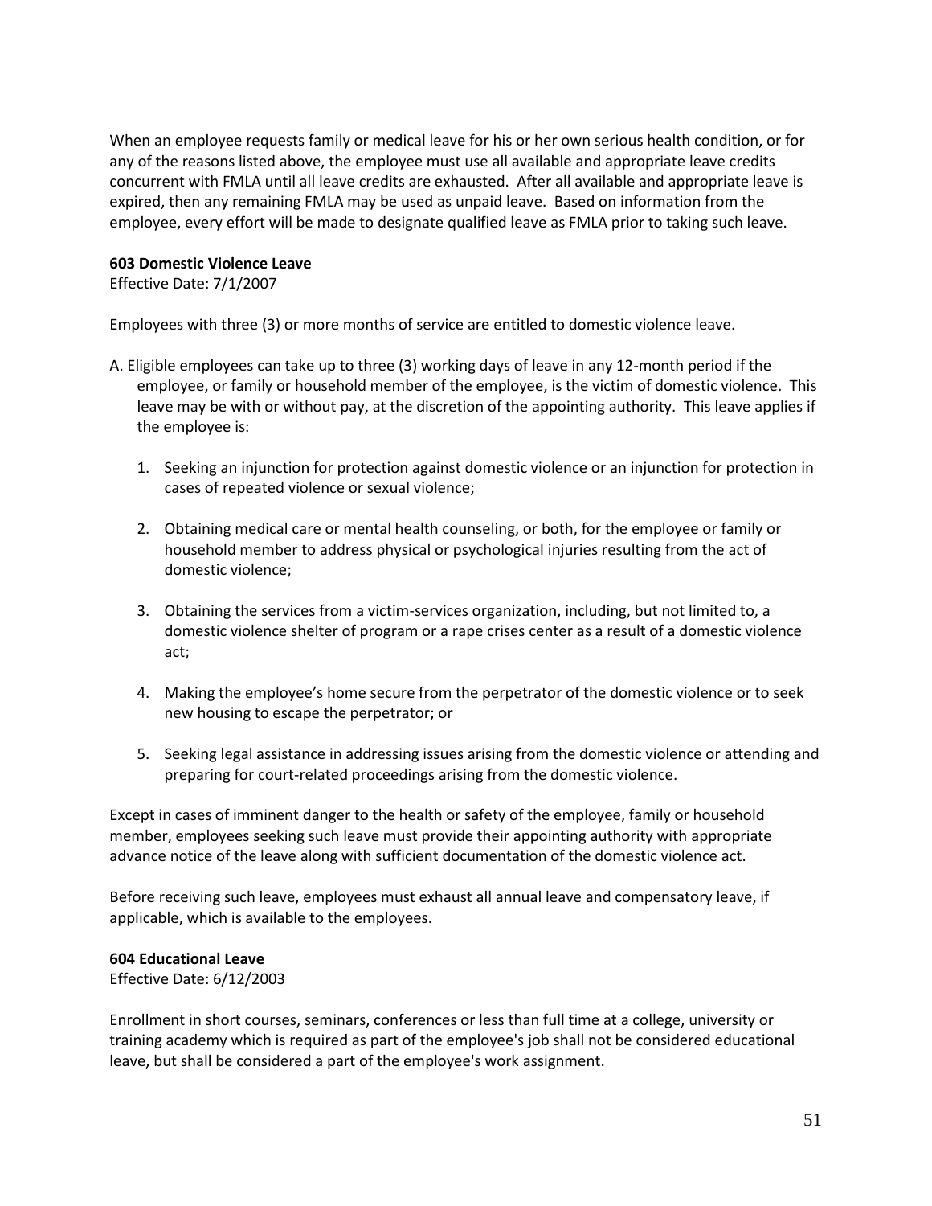When an employee requests family or medical leave for his or her own serious health condition, or for any of the reasons listed above, the employee must use all available and appropriate leave credits concurrent with FMLA until all leave credits are exhausted. After all available and appropriate leave is expired, then any remaining FMLA may be used as unpaid leave. Based on information from the employee, every effort will be made to designate qualified leave as FMLA prior to taking such leave.

**603 Domestic Violence Leave**
Effective Date: 7/1/2007

Employees with three (3) or more months of service are entitled to domestic violence leave.

A. Eligible employees can take up to three (3) working days of leave in any 12-month period if the employee, or family or household member of the employee, is the victim of domestic violence. This leave may be with or without pay, at the discretion of the appointing authority. This leave applies if the employee is:

1. Seeking an injunction for protection against domestic violence or an injunction for protection in cases of repeated violence or sexual violence;

2. Obtaining medical care or mental health counseling, or both, for the employee or family or household member to address physical or psychological injuries resulting from the act of domestic violence;

3. Obtaining the services from a victim-services organization, including, but not limited to, a domestic violence shelter of program or a rape crises center as a result of a domestic violence act;

4. Making the employee's home secure from the perpetrator of the domestic violence or to seek new housing to escape the perpetrator; or

5. Seeking legal assistance in addressing issues arising from the domestic violence or attending and preparing for court-related proceedings arising from the domestic violence.

Except in cases of imminent danger to the health or safety of the employee, family or household member, employees seeking such leave must provide their appointing authority with appropriate advance notice of the leave along with sufficient documentation of the domestic violence act.

Before receiving such leave, employees must exhaust all annual leave and compensatory leave, if applicable, which is available to the employees.

**604 Educational Leave**
Effective Date: 6/12/2003

Enrollment in short courses, seminars, conferences or less than full time at a college, university or training academy which is required as part of the employee's job shall not be considered educational leave, but shall be considered a part of the employee's work assignment.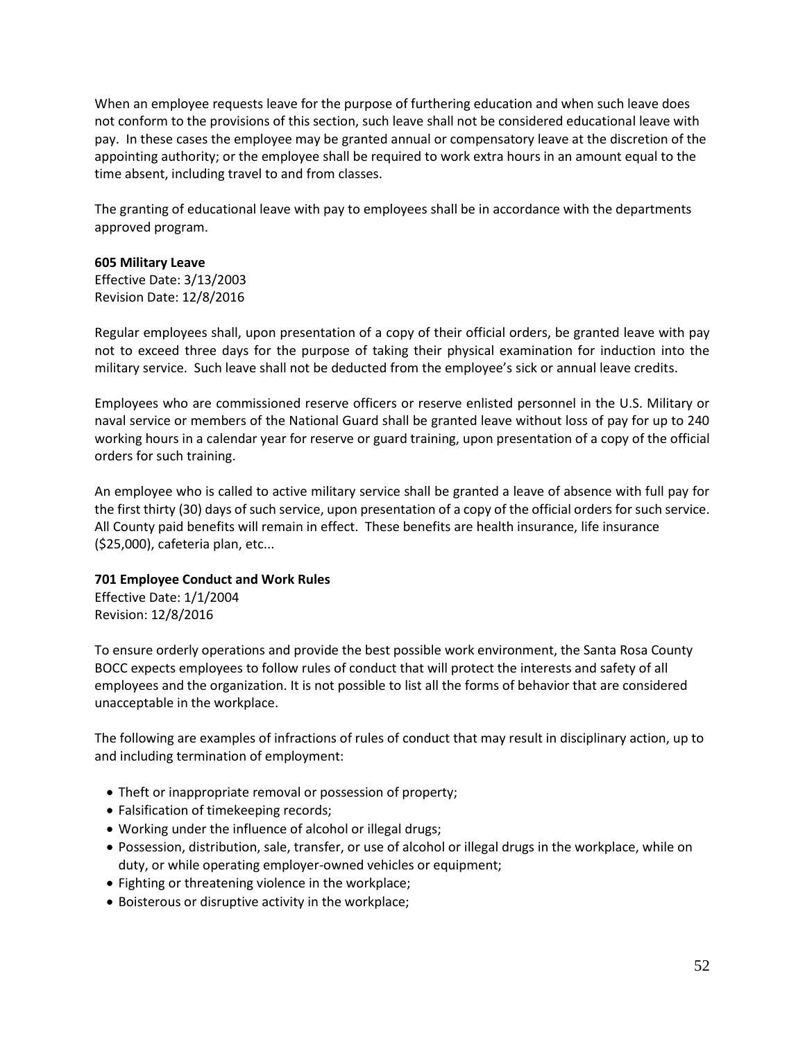When an employee requests leave for the purpose of furthering education and when such leave does not conform to the provisions of this section, such leave shall not be considered educational leave with pay. In these cases the employee may be granted annual or compensatory leave at the discretion of the appointing authority; or the employee shall be required to work extra hours in an amount equal to the time absent, including travel to and from classes.

The granting of educational leave with pay to employees shall be in accordance with the departments approved program.

**605 Military Leave**
Effective Date: 3/13/2003
Revision Date: 12/8/2016

Regular employees shall, upon presentation of a copy of their official orders, be granted leave with pay not to exceed three days for the purpose of taking their physical examination for induction into the military service. Such leave shall not be deducted from the employee's sick or annual leave credits.

Employees who are commissioned reserve officers or reserve enlisted personnel in the U.S. Military or naval service or members of the National Guard shall be granted leave without loss of pay for up to 240 working hours in a calendar year for reserve or guard training, upon presentation of a copy of the official orders for such training.

An employee who is called to active military service shall be granted a leave of absence with full pay for the first thirty (30) days of such service, upon presentation of a copy of the official orders for such service. All County paid benefits will remain in effect. These benefits are health insurance, life insurance ($25,000), cafeteria plan, etc...

**701 Employee Conduct and Work Rules**
Effective Date: 1/1/2004
Revision: 12/8/2016

To ensure orderly operations and provide the best possible work environment, the Santa Rosa County BOCC expects employees to follow rules of conduct that will protect the interests and safety of all employees and the organization. It is not possible to list all the forms of behavior that are considered unacceptable in the workplace.

The following are examples of infractions of rules of conduct that may result in disciplinary action, up to and including termination of employment:

- Theft or inappropriate removal or possession of property;
- Falsification of timekeeping records;
- Working under the influence of alcohol or illegal drugs;
- Possession, distribution, sale, transfer, or use of alcohol or illegal drugs in the workplace, while on duty, or while operating employer-owned vehicles or equipment;
- Fighting or threatening violence in the workplace;
- Boisterous or disruptive activity in the workplace;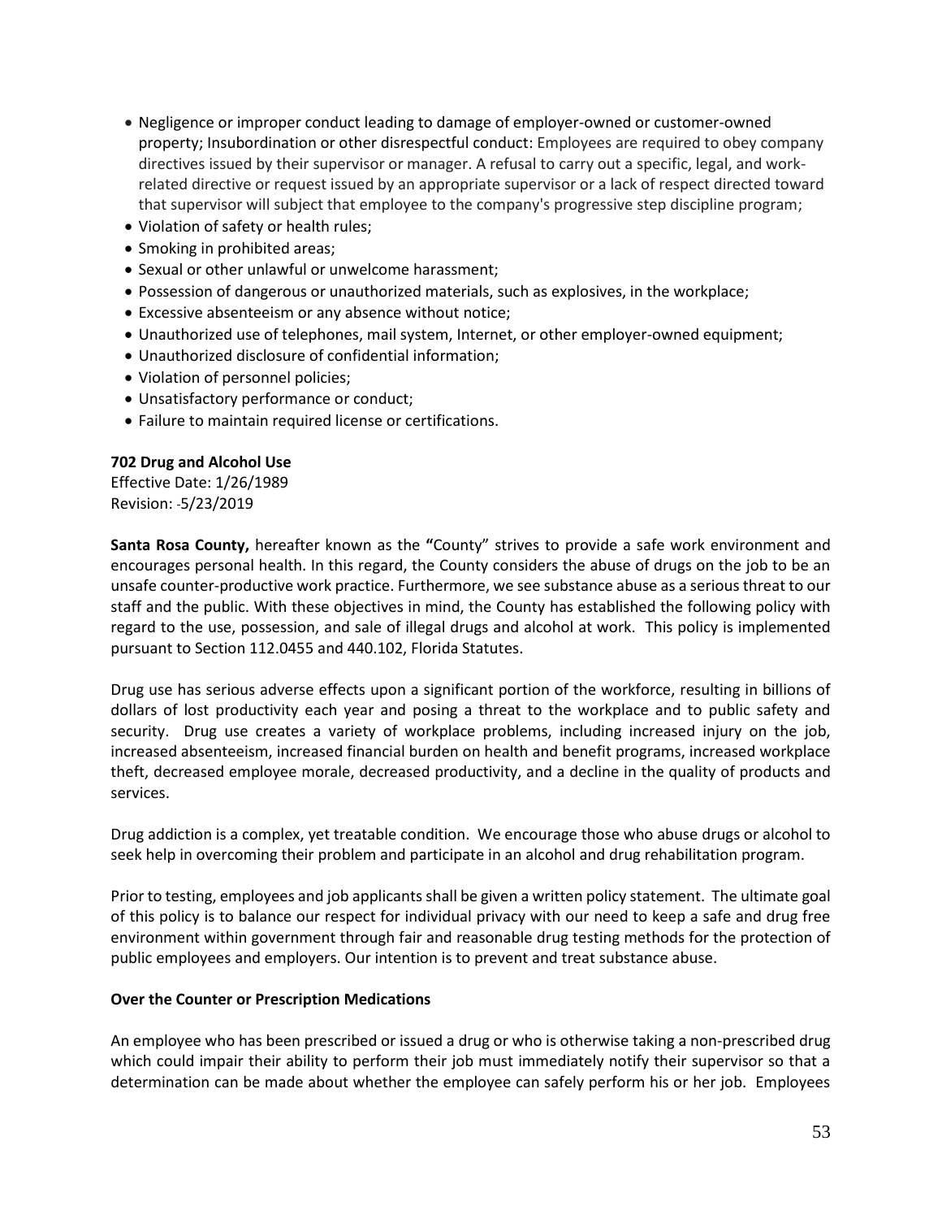- Negligence or improper conduct leading to damage of employer-owned or customer-owned property; Insubordination or other disrespectful conduct: Employees are required to obey company directives issued by their supervisor or manager. A refusal to carry out a specific, legal, and work-related directive or request issued by an appropriate supervisor or a lack of respect directed toward that supervisor will subject that employee to the company's progressive step discipline program;
- Violation of safety or health rules;
- Smoking in prohibited areas;
- Sexual or other unlawful or unwelcome harassment;
- Possession of dangerous or unauthorized materials, such as explosives, in the workplace;
- Excessive absenteeism or any absence without notice;
- Unauthorized use of telephones, mail system, Internet, or other employer-owned equipment;
- Unauthorized disclosure of confidential information;
- Violation of personnel policies;
- Unsatisfactory performance or conduct;
- Failure to maintain required license or certifications.

**702 Drug and Alcohol Use**

Effective Date: 1/26/1989
Revision: 5/23/2019

**Santa Rosa County,** hereafter known as the **"**County" strives to provide a safe work environment and encourages personal health. In this regard, the County considers the abuse of drugs on the job to be an unsafe counter-productive work practice. Furthermore, we see substance abuse as a serious threat to our staff and the public. With these objectives in mind, the County has established the following policy with regard to the use, possession, and sale of illegal drugs and alcohol at work. This policy is implemented pursuant to Section 112.0455 and 440.102, Florida Statutes.

Drug use has serious adverse effects upon a significant portion of the workforce, resulting in billions of dollars of lost productivity each year and posing a threat to the workplace and to public safety and security. Drug use creates a variety of workplace problems, including increased injury on the job, increased absenteeism, increased financial burden on health and benefit programs, increased workplace theft, decreased employee morale, decreased productivity, and a decline in the quality of products and services.

Drug addiction is a complex, yet treatable condition. We encourage those who abuse drugs or alcohol to seek help in overcoming their problem and participate in an alcohol and drug rehabilitation program.

Prior to testing, employees and job applicants shall be given a written policy statement. The ultimate goal of this policy is to balance our respect for individual privacy with our need to keep a safe and drug free environment within government through fair and reasonable drug testing methods for the protection of public employees and employers. Our intention is to prevent and treat substance abuse.

**Over the Counter or Prescription Medications**

An employee who has been prescribed or issued a drug or who is otherwise taking a non-prescribed drug which could impair their ability to perform their job must immediately notify their supervisor so that a determination can be made about whether the employee can safely perform his or her job. Employees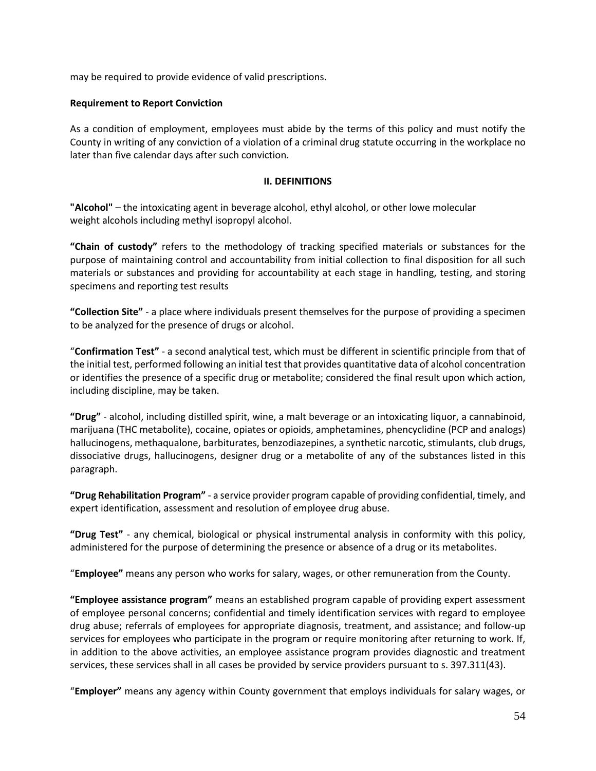may be required to provide evidence of valid prescriptions.

**Requirement to Report Conviction**

As a condition of employment, employees must abide by the terms of this policy and must notify the County in writing of any conviction of a violation of a criminal drug statute occurring in the workplace no later than five calendar days after such conviction.

## II. DEFINITIONS

**"Alcohol"** – the intoxicating agent in beverage alcohol, ethyl alcohol, or other lowe molecular weight alcohols including methyl isopropyl alcohol.

**"Chain of custody"** refers to the methodology of tracking specified materials or substances for the purpose of maintaining control and accountability from initial collection to final disposition for all such materials or substances and providing for accountability at each stage in handling, testing, and storing specimens and reporting test results

**"Collection Site"** - a place where individuals present themselves for the purpose of providing a specimen to be analyzed for the presence of drugs or alcohol.

"**Confirmation Test"** - a second analytical test, which must be different in scientific principle from that of the initial test, performed following an initial test that provides quantitative data of alcohol concentration or identifies the presence of a specific drug or metabolite; considered the final result upon which action, including discipline, may be taken.

**"Drug"** - alcohol, including distilled spirit, wine, a malt beverage or an intoxicating liquor, a cannabinoid, marijuana (THC metabolite), cocaine, opiates or opioids, amphetamines, phencyclidine (PCP and analogs) hallucinogens, methaqualone, barbiturates, benzodiazepines, a synthetic narcotic, stimulants, club drugs, dissociative drugs, hallucinogens, designer drug or a metabolite of any of the substances listed in this paragraph.

**"Drug Rehabilitation Program"** - a service provider program capable of providing confidential, timely, and expert identification, assessment and resolution of employee drug abuse.

**"Drug Test"** - any chemical, biological or physical instrumental analysis in conformity with this policy, administered for the purpose of determining the presence or absence of a drug or its metabolites.

"**Employee"** means any person who works for salary, wages, or other remuneration from the County.

**"Employee assistance program"** means an established program capable of providing expert assessment of employee personal concerns; confidential and timely identification services with regard to employee drug abuse; referrals of employees for appropriate diagnosis, treatment, and assistance; and follow-up services for employees who participate in the program or require monitoring after returning to work. If, in addition to the above activities, an employee assistance program provides diagnostic and treatment services, these services shall in all cases be provided by service providers pursuant to s. 397.311(43).

"**Employer"** means any agency within County government that employs individuals for salary wages, or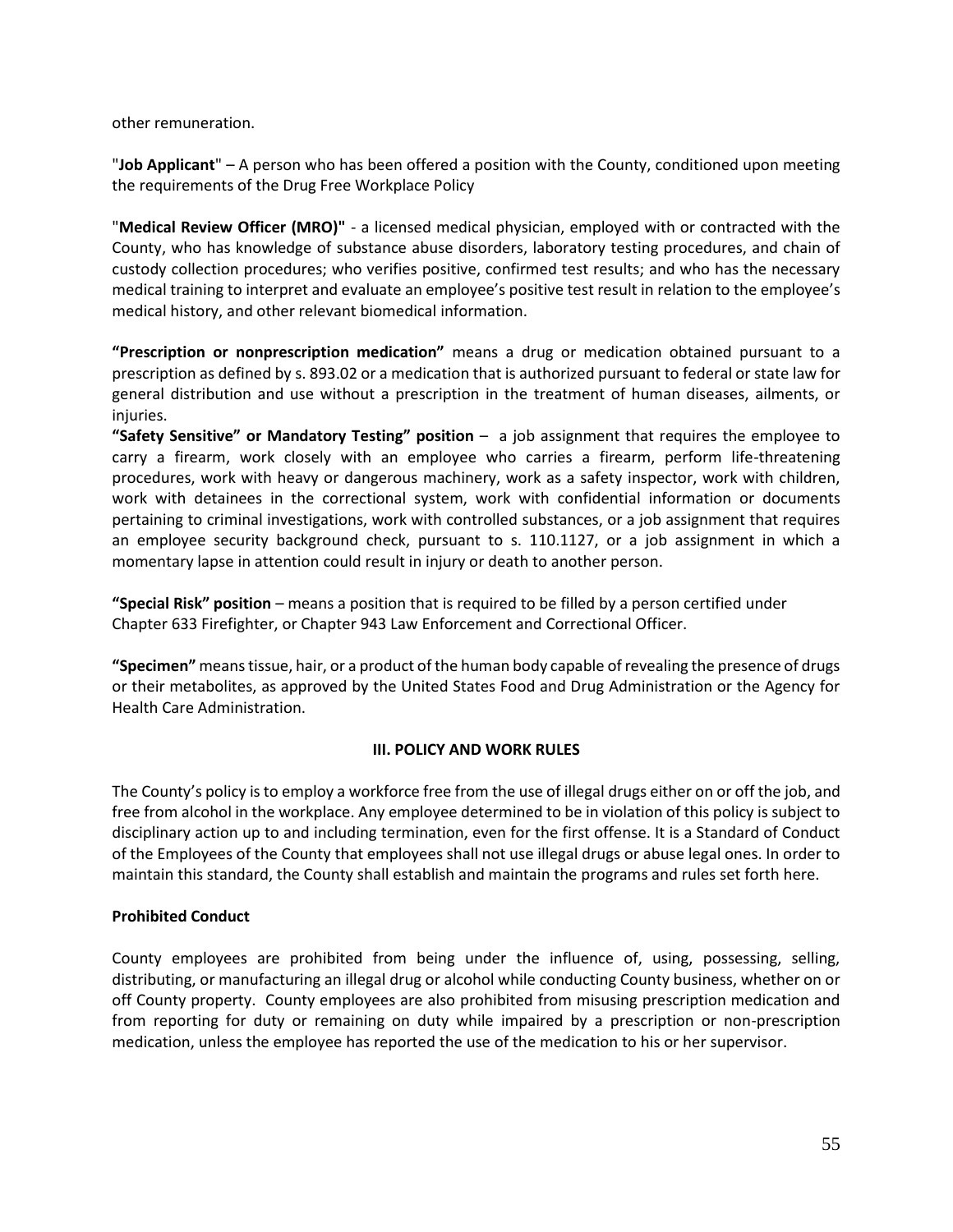other remuneration.

"**Job Applicant**" – A person who has been offered a position with the County, conditioned upon meeting the requirements of the Drug Free Workplace Policy

"**Medical Review Officer (MRO)"** - a licensed medical physician, employed with or contracted with the County, who has knowledge of substance abuse disorders, laboratory testing procedures, and chain of custody collection procedures; who verifies positive, confirmed test results; and who has the necessary medical training to interpret and evaluate an employee's positive test result in relation to the employee's medical history, and other relevant biomedical information.

**"Prescription or nonprescription medication"** means a drug or medication obtained pursuant to a prescription as defined by s. 893.02 or a medication that is authorized pursuant to federal or state law for general distribution and use without a prescription in the treatment of human diseases, ailments, or injuries.

**"Safety Sensitive" or Mandatory Testing" position** – a job assignment that requires the employee to carry a firearm, work closely with an employee who carries a firearm, perform life-threatening procedures, work with heavy or dangerous machinery, work as a safety inspector, work with children, work with detainees in the correctional system, work with confidential information or documents pertaining to criminal investigations, work with controlled substances, or a job assignment that requires an employee security background check, pursuant to s. 110.1127, or a job assignment in which a momentary lapse in attention could result in injury or death to another person.

**"Special Risk" position** – means a position that is required to be filled by a person certified under Chapter 633 Firefighter, or Chapter 943 Law Enforcement and Correctional Officer.

**"Specimen"** means tissue, hair, or a product of the human body capable of revealing the presence of drugs or their metabolites, as approved by the United States Food and Drug Administration or the Agency for Health Care Administration.

## III. POLICY AND WORK RULES

The County's policy is to employ a workforce free from the use of illegal drugs either on or off the job, and free from alcohol in the workplace. Any employee determined to be in violation of this policy is subject to disciplinary action up to and including termination, even for the first offense. It is a Standard of Conduct of the Employees of the County that employees shall not use illegal drugs or abuse legal ones. In order to maintain this standard, the County shall establish and maintain the programs and rules set forth here.

### Prohibited Conduct

County employees are prohibited from being under the influence of, using, possessing, selling, distributing, or manufacturing an illegal drug or alcohol while conducting County business, whether on or off County property. County employees are also prohibited from misusing prescription medication and from reporting for duty or remaining on duty while impaired by a prescription or non-prescription medication, unless the employee has reported the use of the medication to his or her supervisor.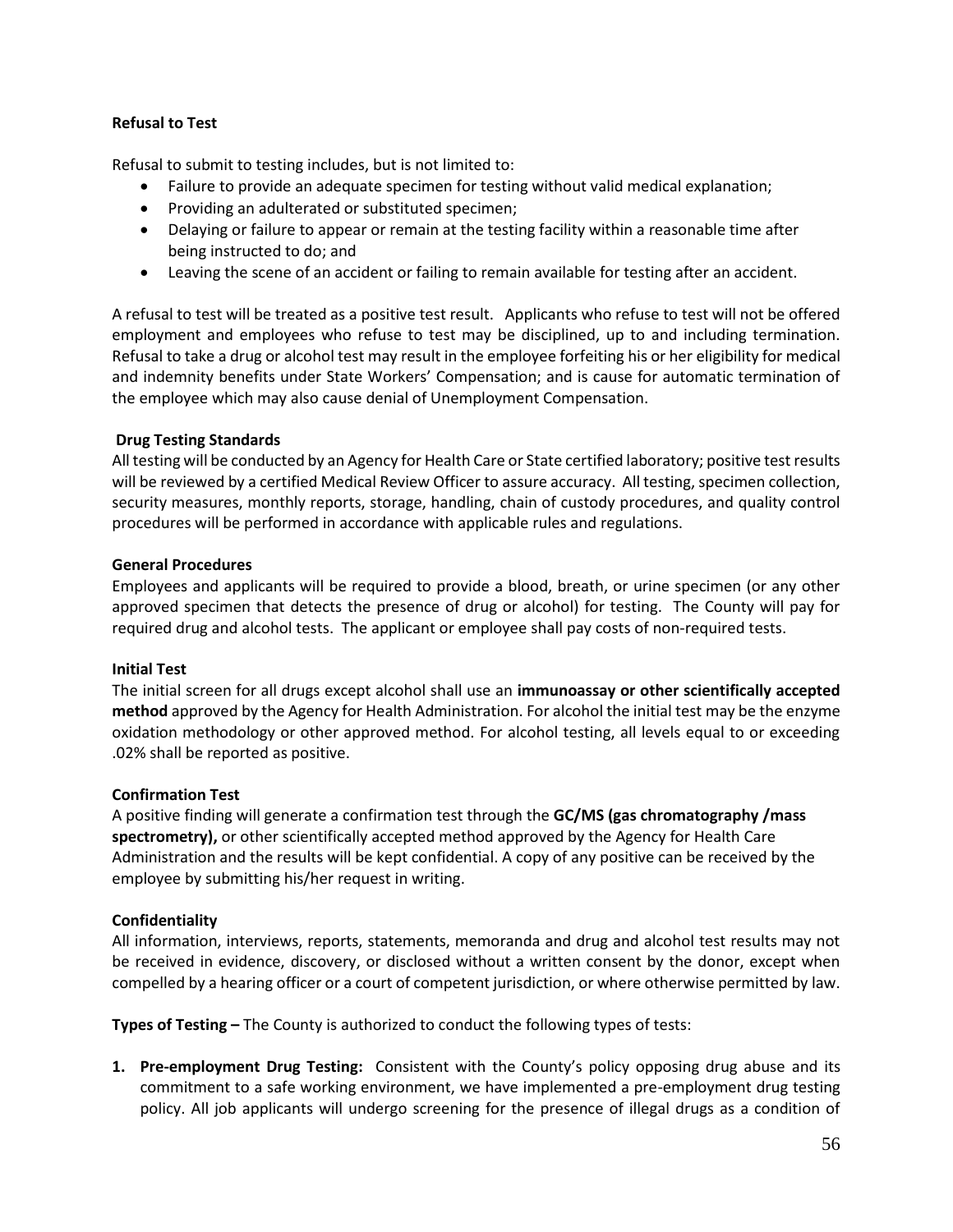**Refusal to Test**

Refusal to submit to testing includes, but is not limited to:

- Failure to provide an adequate specimen for testing without valid medical explanation;
- Providing an adulterated or substituted specimen;
- Delaying or failure to appear or remain at the testing facility within a reasonable time after being instructed to do; and
- Leaving the scene of an accident or failing to remain available for testing after an accident.

A refusal to test will be treated as a positive test result. Applicants who refuse to test will not be offered employment and employees who refuse to test may be disciplined, up to and including termination. Refusal to take a drug or alcohol test may result in the employee forfeiting his or her eligibility for medical and indemnity benefits under State Workers' Compensation; and is cause for automatic termination of the employee which may also cause denial of Unemployment Compensation.

**Drug Testing Standards**

All testing will be conducted by an Agency for Health Care or State certified laboratory; positive test results will be reviewed by a certified Medical Review Officer to assure accuracy. All testing, specimen collection, security measures, monthly reports, storage, handling, chain of custody procedures, and quality control procedures will be performed in accordance with applicable rules and regulations.

**General Procedures**

Employees and applicants will be required to provide a blood, breath, or urine specimen (or any other approved specimen that detects the presence of drug or alcohol) for testing. The County will pay for required drug and alcohol tests. The applicant or employee shall pay costs of non-required tests.

**Initial Test**

The initial screen for all drugs except alcohol shall use an **immunoassay or other scientifically accepted method** approved by the Agency for Health Administration. For alcohol the initial test may be the enzyme oxidation methodology or other approved method. For alcohol testing, all levels equal to or exceeding .02% shall be reported as positive.

**Confirmation Test**

A positive finding will generate a confirmation test through the **GC/MS (gas chromatography /mass spectrometry),** or other scientifically accepted method approved by the Agency for Health Care Administration and the results will be kept confidential. A copy of any positive can be received by the employee by submitting his/her request in writing.

**Confidentiality**

All information, interviews, reports, statements, memoranda and drug and alcohol test results may not be received in evidence, discovery, or disclosed without a written consent by the donor, except when compelled by a hearing officer or a court of competent jurisdiction, or where otherwise permitted by law.

**Types of Testing –** The County is authorized to conduct the following types of tests:

1. **Pre-employment Drug Testing:** Consistent with the County's policy opposing drug abuse and its commitment to a safe working environment, we have implemented a pre-employment drug testing policy. All job applicants will undergo screening for the presence of illegal drugs as a condition of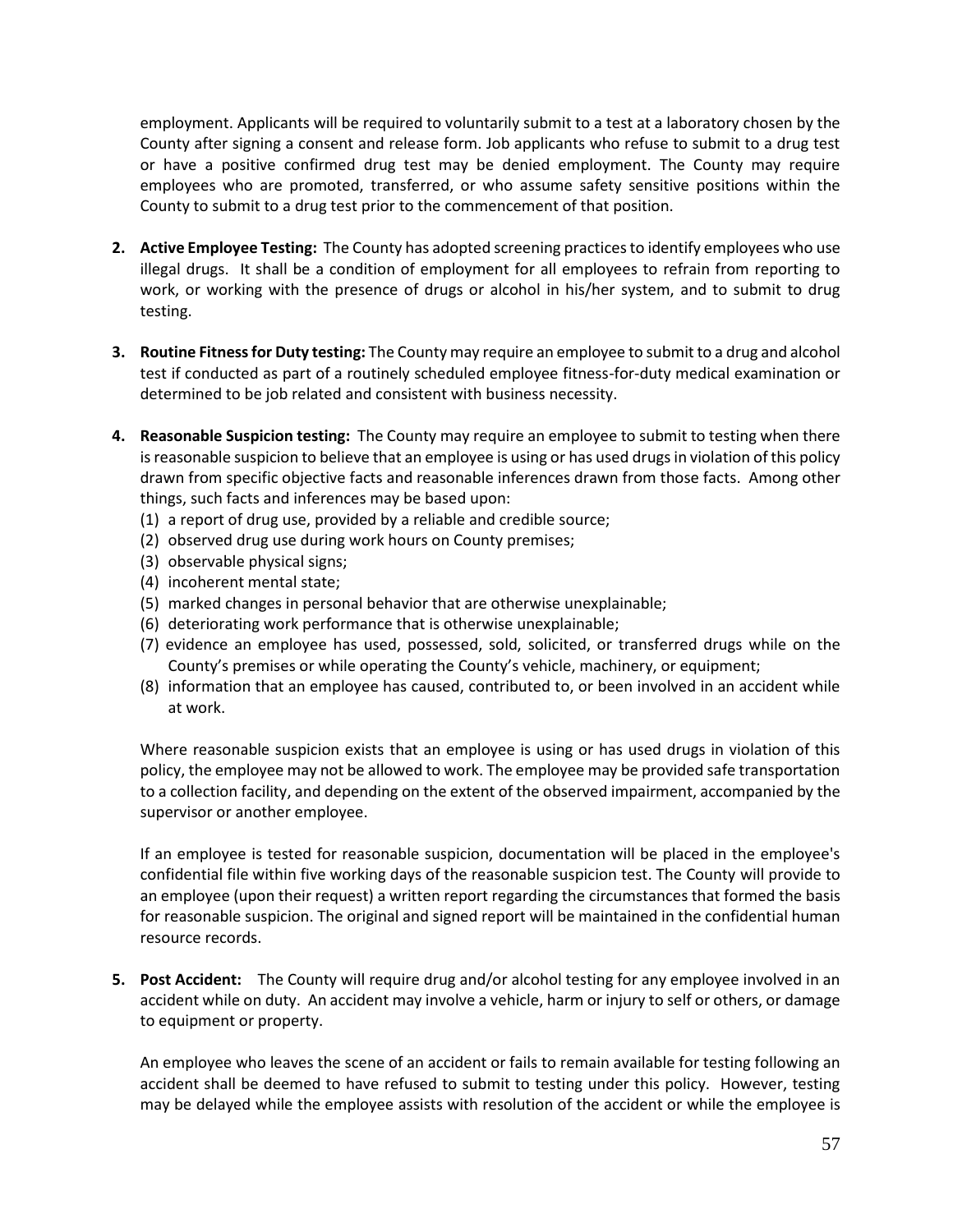employment. Applicants will be required to voluntarily submit to a test at a laboratory chosen by the County after signing a consent and release form. Job applicants who refuse to submit to a drug test or have a positive confirmed drug test may be denied employment. The County may require employees who are promoted, transferred, or who assume safety sensitive positions within the County to submit to a drug test prior to the commencement of that position.

2. **Active Employee Testing:** The County has adopted screening practices to identify employees who use illegal drugs. It shall be a condition of employment for all employees to refrain from reporting to work, or working with the presence of drugs or alcohol in his/her system, and to submit to drug testing.

3. **Routine Fitness for Duty testing:** The County may require an employee to submit to a drug and alcohol test if conducted as part of a routinely scheduled employee fitness-for-duty medical examination or determined to be job related and consistent with business necessity.

4. **Reasonable Suspicion testing:** The County may require an employee to submit to testing when there is reasonable suspicion to believe that an employee is using or has used drugs in violation of this policy drawn from specific objective facts and reasonable inferences drawn from those facts. Among other things, such facts and inferences may be based upon:
   (1) a report of drug use, provided by a reliable and credible source;
   (2) observed drug use during work hours on County premises;
   (3) observable physical signs;
   (4) incoherent mental state;
   (5) marked changes in personal behavior that are otherwise unexplainable;
   (6) deteriorating work performance that is otherwise unexplainable;
   (7) evidence an employee has used, possessed, sold, solicited, or transferred drugs while on the County's premises or while operating the County's vehicle, machinery, or equipment;
   (8) information that an employee has caused, contributed to, or been involved in an accident while at work.

   Where reasonable suspicion exists that an employee is using or has used drugs in violation of this policy, the employee may not be allowed to work. The employee may be provided safe transportation to a collection facility, and depending on the extent of the observed impairment, accompanied by the supervisor or another employee.

   If an employee is tested for reasonable suspicion, documentation will be placed in the employee's confidential file within five working days of the reasonable suspicion test. The County will provide to an employee (upon their request) a written report regarding the circumstances that formed the basis for reasonable suspicion. The original and signed report will be maintained in the confidential human resource records.

5. **Post Accident:** The County will require drug and/or alcohol testing for any employee involved in an accident while on duty. An accident may involve a vehicle, harm or injury to self or others, or damage to equipment or property.

   An employee who leaves the scene of an accident or fails to remain available for testing following an accident shall be deemed to have refused to submit to testing under this policy. However, testing may be delayed while the employee assists with resolution of the accident or while the employee is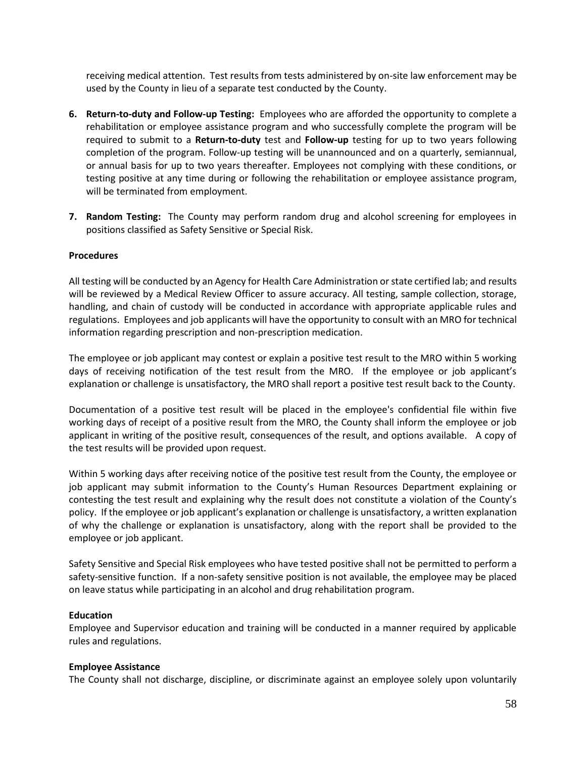receiving medical attention. Test results from tests administered by on-site law enforcement may be used by the County in lieu of a separate test conducted by the County.

6. **Return-to-duty and Follow-up Testing:** Employees who are afforded the opportunity to complete a rehabilitation or employee assistance program and who successfully complete the program will be required to submit to a **Return-to-duty** test and **Follow-up** testing for up to two years following completion of the program. Follow-up testing will be unannounced and on a quarterly, semiannual, or annual basis for up to two years thereafter. Employees not complying with these conditions, or testing positive at any time during or following the rehabilitation or employee assistance program, will be terminated from employment.

7. **Random Testing:** The County may perform random drug and alcohol screening for employees in positions classified as Safety Sensitive or Special Risk.

**Procedures**

All testing will be conducted by an Agency for Health Care Administration or state certified lab; and results will be reviewed by a Medical Review Officer to assure accuracy. All testing, sample collection, storage, handling, and chain of custody will be conducted in accordance with appropriate applicable rules and regulations. Employees and job applicants will have the opportunity to consult with an MRO for technical information regarding prescription and non-prescription medication.

The employee or job applicant may contest or explain a positive test result to the MRO within 5 working days of receiving notification of the test result from the MRO. If the employee or job applicant's explanation or challenge is unsatisfactory, the MRO shall report a positive test result back to the County.

Documentation of a positive test result will be placed in the employee's confidential file within five working days of receipt of a positive result from the MRO, the County shall inform the employee or job applicant in writing of the positive result, consequences of the result, and options available. A copy of the test results will be provided upon request.

Within 5 working days after receiving notice of the positive test result from the County, the employee or job applicant may submit information to the County's Human Resources Department explaining or contesting the test result and explaining why the result does not constitute a violation of the County's policy. If the employee or job applicant's explanation or challenge is unsatisfactory, a written explanation of why the challenge or explanation is unsatisfactory, along with the report shall be provided to the employee or job applicant.

Safety Sensitive and Special Risk employees who have tested positive shall not be permitted to perform a safety-sensitive function. If a non-safety sensitive position is not available, the employee may be placed on leave status while participating in an alcohol and drug rehabilitation program.

**Education**

Employee and Supervisor education and training will be conducted in a manner required by applicable rules and regulations.

**Employee Assistance**

The County shall not discharge, discipline, or discriminate against an employee solely upon voluntarily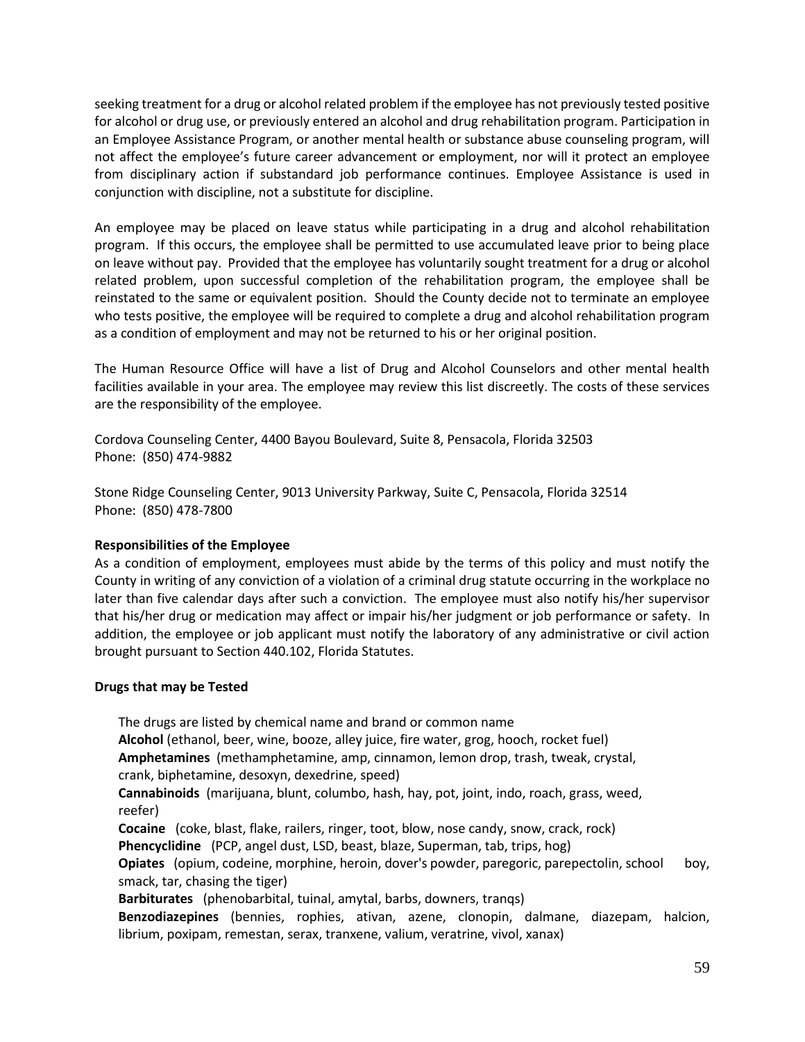seeking treatment for a drug or alcohol related problem if the employee has not previously tested positive for alcohol or drug use, or previously entered an alcohol and drug rehabilitation program. Participation in an Employee Assistance Program, or another mental health or substance abuse counseling program, will not affect the employee's future career advancement or employment, nor will it protect an employee from disciplinary action if substandard job performance continues. Employee Assistance is used in conjunction with discipline, not a substitute for discipline.

An employee may be placed on leave status while participating in a drug and alcohol rehabilitation program. If this occurs, the employee shall be permitted to use accumulated leave prior to being place on leave without pay. Provided that the employee has voluntarily sought treatment for a drug or alcohol related problem, upon successful completion of the rehabilitation program, the employee shall be reinstated to the same or equivalent position. Should the County decide not to terminate an employee who tests positive, the employee will be required to complete a drug and alcohol rehabilitation program as a condition of employment and may not be returned to his or her original position.

The Human Resource Office will have a list of Drug and Alcohol Counselors and other mental health facilities available in your area. The employee may review this list discreetly. The costs of these services are the responsibility of the employee.

Cordova Counseling Center, 4400 Bayou Boulevard, Suite 8, Pensacola, Florida 32503
Phone: (850) 474-9882

Stone Ridge Counseling Center, 9013 University Parkway, Suite C, Pensacola, Florida 32514
Phone: (850) 478-7800

**Responsibilities of the Employee**

As a condition of employment, employees must abide by the terms of this policy and must notify the County in writing of any conviction of a violation of a criminal drug statute occurring in the workplace no later than five calendar days after such a conviction. The employee must also notify his/her supervisor that his/her drug or medication may affect or impair his/her judgment or job performance or safety. In addition, the employee or job applicant must notify the laboratory of any administrative or civil action brought pursuant to Section 440.102, Florida Statutes.

**Drugs that may be Tested**

The drugs are listed by chemical name and brand or common name

**Alcohol** (ethanol, beer, wine, booze, alley juice, fire water, grog, hooch, rocket fuel)

**Amphetamines** (methamphetamine, amp, cinnamon, lemon drop, trash, tweak, crystal, crank, biphetamine, desoxyn, dexedrine, speed)

**Cannabinoids** (marijuana, blunt, columbo, hash, hay, pot, joint, indo, roach, grass, weed, reefer)

**Cocaine** (coke, blast, flake, railers, ringer, toot, blow, nose candy, snow, crack, rock)

**Phencyclidine** (PCP, angel dust, LSD, beast, blaze, Superman, tab, trips, hog)

**Opiates** (opium, codeine, morphine, heroin, dover's powder, paregoric, parepectolin, school boy, smack, tar, chasing the tiger)

**Barbiturates** (phenobarbital, tuinal, amytal, barbs, downers, tranqs)

**Benzodiazepines** (bennies, rophies, ativan, azene, clonopin, dalmane, diazepam, halcion, librium, poxipam, remestan, serax, tranxene, valium, veratrine, vivol, xanax)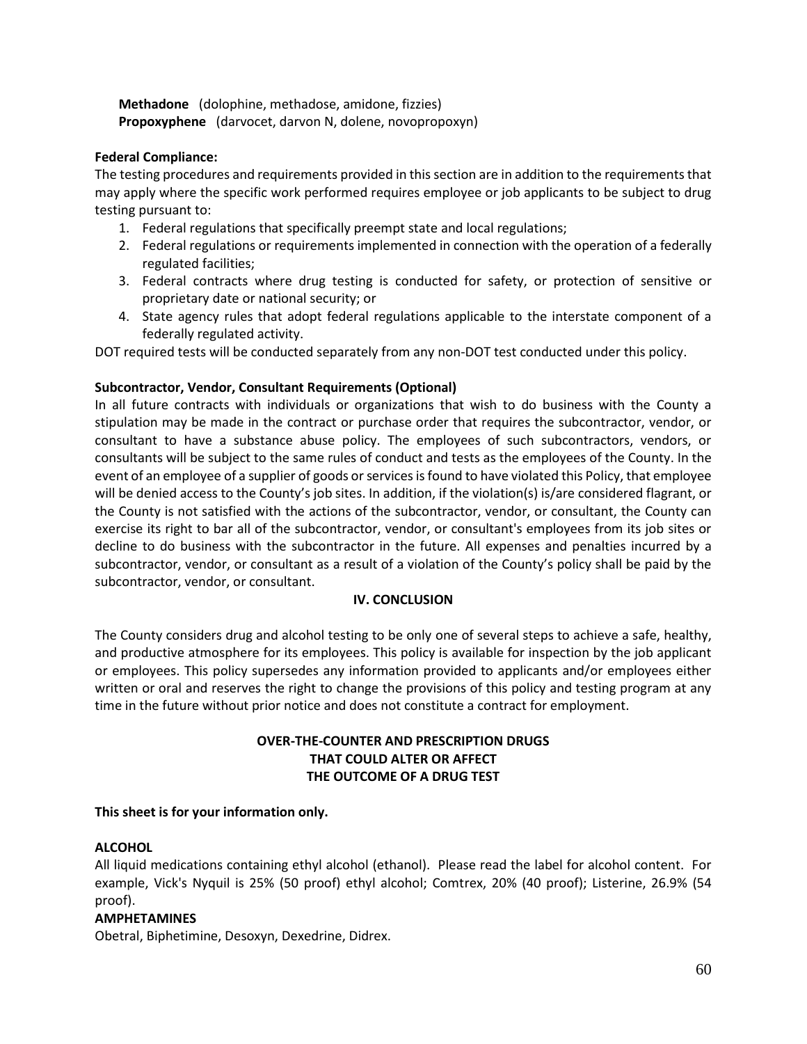**Methadone** (dolophine, methadose, amidone, fizzies)
**Propoxyphene** (darvocet, darvon N, dolene, novopropoxyn)

**Federal Compliance:**

The testing procedures and requirements provided in this section are in addition to the requirements that may apply where the specific work performed requires employee or job applicants to be subject to drug testing pursuant to:

1. Federal regulations that specifically preempt state and local regulations;
2. Federal regulations or requirements implemented in connection with the operation of a federally regulated facilities;
3. Federal contracts where drug testing is conducted for safety, or protection of sensitive or proprietary date or national security; or
4. State agency rules that adopt federal regulations applicable to the interstate component of a federally regulated activity.

DOT required tests will be conducted separately from any non-DOT test conducted under this policy.

**Subcontractor, Vendor, Consultant Requirements (Optional)**

In all future contracts with individuals or organizations that wish to do business with the County a stipulation may be made in the contract or purchase order that requires the subcontractor, vendor, or consultant to have a substance abuse policy. The employees of such subcontractors, vendors, or consultants will be subject to the same rules of conduct and tests as the employees of the County. In the event of an employee of a supplier of goods or services is found to have violated this Policy, that employee will be denied access to the County's job sites. In addition, if the violation(s) is/are considered flagrant, or the County is not satisfied with the actions of the subcontractor, vendor, or consultant, the County can exercise its right to bar all of the subcontractor, vendor, or consultant's employees from its job sites or decline to do business with the subcontractor in the future. All expenses and penalties incurred by a subcontractor, vendor, or consultant as a result of a violation of the County's policy shall be paid by the subcontractor, vendor, or consultant.

## IV. CONCLUSION

The County considers drug and alcohol testing to be only one of several steps to achieve a safe, healthy, and productive atmosphere for its employees. This policy is available for inspection by the job applicant or employees. This policy supersedes any information provided to applicants and/or employees either written or oral and reserves the right to change the provisions of this policy and testing program at any time in the future without prior notice and does not constitute a contract for employment.

## OVER-THE-COUNTER AND PRESCRIPTION DRUGS THAT COULD ALTER OR AFFECT THE OUTCOME OF A DRUG TEST

**This sheet is for your information only.**

**ALCOHOL**

All liquid medications containing ethyl alcohol (ethanol). Please read the label for alcohol content. For example, Vick's Nyquil is 25% (50 proof) ethyl alcohol; Comtrex, 20% (40 proof); Listerine, 26.9% (54 proof).

**AMPHETAMINES**

Obetral, Biphetimine, Desoxyn, Dexedrine, Didrex.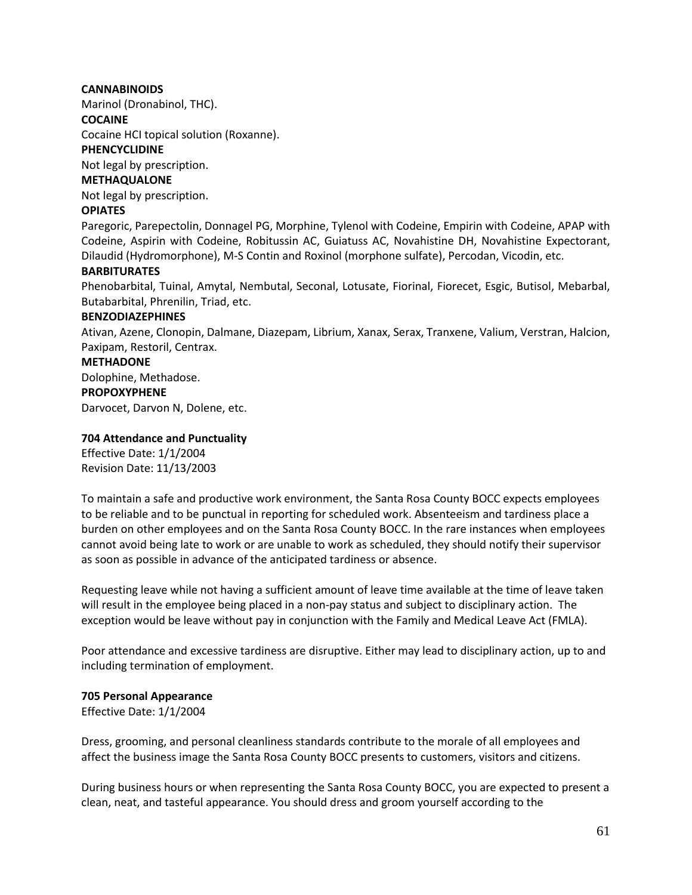**CANNABINOIDS**

Marinol (Dronabinol, THC).

**COCAINE**

Cocaine HCI topical solution (Roxanne).

**PHENCYCLIDINE**

Not legal by prescription.

**METHAQUALONE**

Not legal by prescription.

**OPIATES**

Paregoric, Parepectolin, Donnagel PG, Morphine, Tylenol with Codeine, Empirin with Codeine, APAP with Codeine, Aspirin with Codeine, Robitussin AC, Guiatuss AC, Novahistine DH, Novahistine Expectorant, Dilaudid (Hydromorphone), M-S Contin and Roxinol (morphone sulfate), Percodan, Vicodin, etc.

**BARBITURATES**

Phenobarbital, Tuinal, Amytal, Nembutal, Seconal, Lotusate, Fiorinal, Fiorecet, Esgic, Butisol, Mebarbal, Butabarbital, Phrenilin, Triad, etc.

**BENZODIAZEPHINES**

Ativan, Azene, Clonopin, Dalmane, Diazepam, Librium, Xanax, Serax, Tranxene, Valium, Verstran, Halcion, Paxipam, Restoril, Centrax.

**METHADONE**

Dolophine, Methadose.

**PROPOXYPHENE**

Darvocet, Darvon N, Dolene, etc.

**704 Attendance and Punctuality**

Effective Date: 1/1/2004
Revision Date: 11/13/2003

To maintain a safe and productive work environment, the Santa Rosa County BOCC expects employees to be reliable and to be punctual in reporting for scheduled work. Absenteeism and tardiness place a burden on other employees and on the Santa Rosa County BOCC. In the rare instances when employees cannot avoid being late to work or are unable to work as scheduled, they should notify their supervisor as soon as possible in advance of the anticipated tardiness or absence.

Requesting leave while not having a sufficient amount of leave time available at the time of leave taken will result in the employee being placed in a non-pay status and subject to disciplinary action. The exception would be leave without pay in conjunction with the Family and Medical Leave Act (FMLA).

Poor attendance and excessive tardiness are disruptive. Either may lead to disciplinary action, up to and including termination of employment.

**705 Personal Appearance**

Effective Date: 1/1/2004

Dress, grooming, and personal cleanliness standards contribute to the morale of all employees and affect the business image the Santa Rosa County BOCC presents to customers, visitors and citizens.

During business hours or when representing the Santa Rosa County BOCC, you are expected to present a clean, neat, and tasteful appearance. You should dress and groom yourself according to the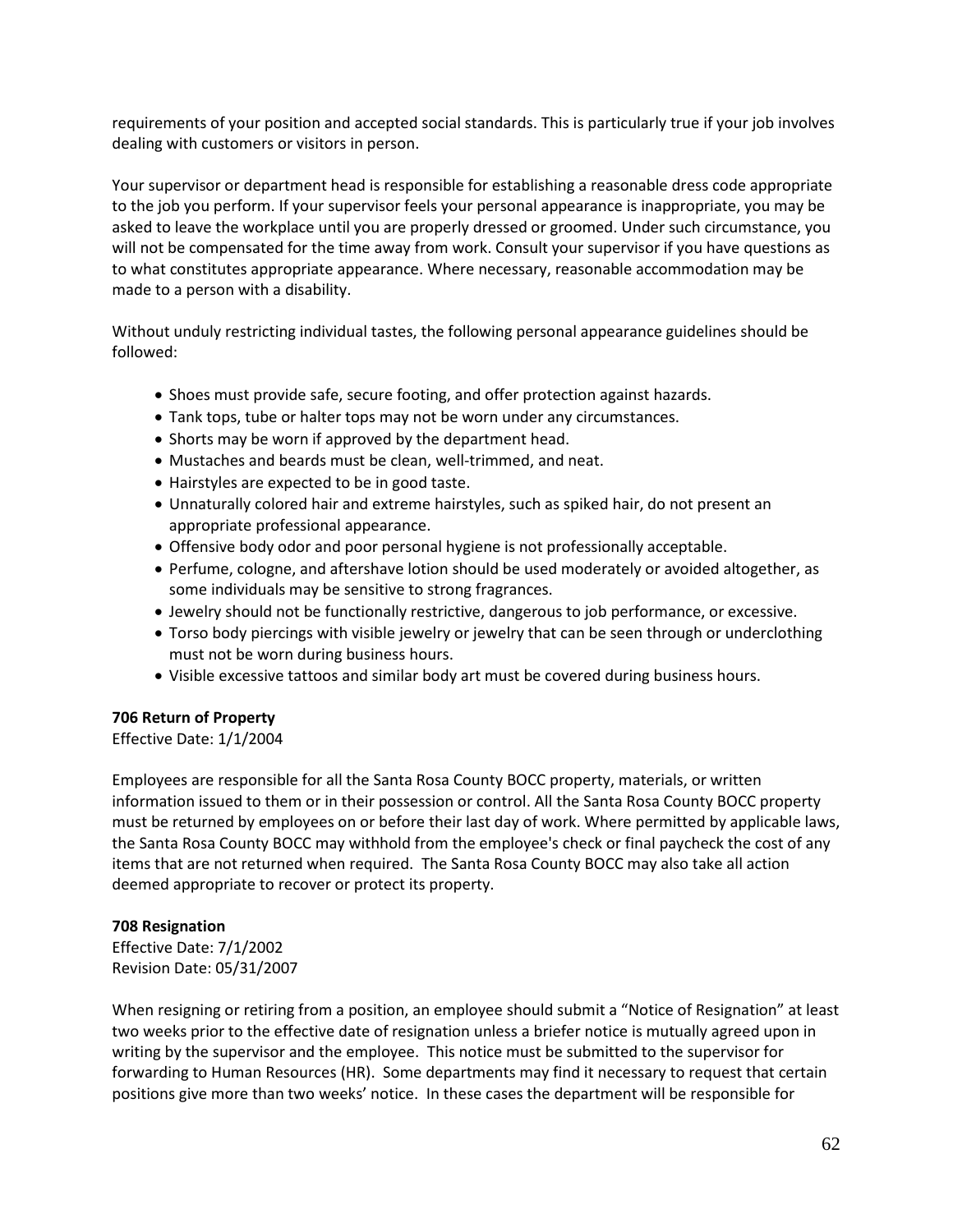requirements of your position and accepted social standards. This is particularly true if your job involves dealing with customers or visitors in person.

Your supervisor or department head is responsible for establishing a reasonable dress code appropriate to the job you perform. If your supervisor feels your personal appearance is inappropriate, you may be asked to leave the workplace until you are properly dressed or groomed. Under such circumstance, you will not be compensated for the time away from work. Consult your supervisor if you have questions as to what constitutes appropriate appearance. Where necessary, reasonable accommodation may be made to a person with a disability.

Without unduly restricting individual tastes, the following personal appearance guidelines should be followed:

- Shoes must provide safe, secure footing, and offer protection against hazards.
- Tank tops, tube or halter tops may not be worn under any circumstances.
- Shorts may be worn if approved by the department head.
- Mustaches and beards must be clean, well-trimmed, and neat.
- Hairstyles are expected to be in good taste.
- Unnaturally colored hair and extreme hairstyles, such as spiked hair, do not present an appropriate professional appearance.
- Offensive body odor and poor personal hygiene is not professionally acceptable.
- Perfume, cologne, and aftershave lotion should be used moderately or avoided altogether, as some individuals may be sensitive to strong fragrances.
- Jewelry should not be functionally restrictive, dangerous to job performance, or excessive.
- Torso body piercings with visible jewelry or jewelry that can be seen through or underclothing must not be worn during business hours.
- Visible excessive tattoos and similar body art must be covered during business hours.

**706 Return of Property**
Effective Date: 1/1/2004

Employees are responsible for all the Santa Rosa County BOCC property, materials, or written information issued to them or in their possession or control. All the Santa Rosa County BOCC property must be returned by employees on or before their last day of work. Where permitted by applicable laws, the Santa Rosa County BOCC may withhold from the employee's check or final paycheck the cost of any items that are not returned when required. The Santa Rosa County BOCC may also take all action deemed appropriate to recover or protect its property.

**708 Resignation**
Effective Date: 7/1/2002
Revision Date: 05/31/2007

When resigning or retiring from a position, an employee should submit a "Notice of Resignation" at least two weeks prior to the effective date of resignation unless a briefer notice is mutually agreed upon in writing by the supervisor and the employee. This notice must be submitted to the supervisor for forwarding to Human Resources (HR). Some departments may find it necessary to request that certain positions give more than two weeks' notice. In these cases the department will be responsible for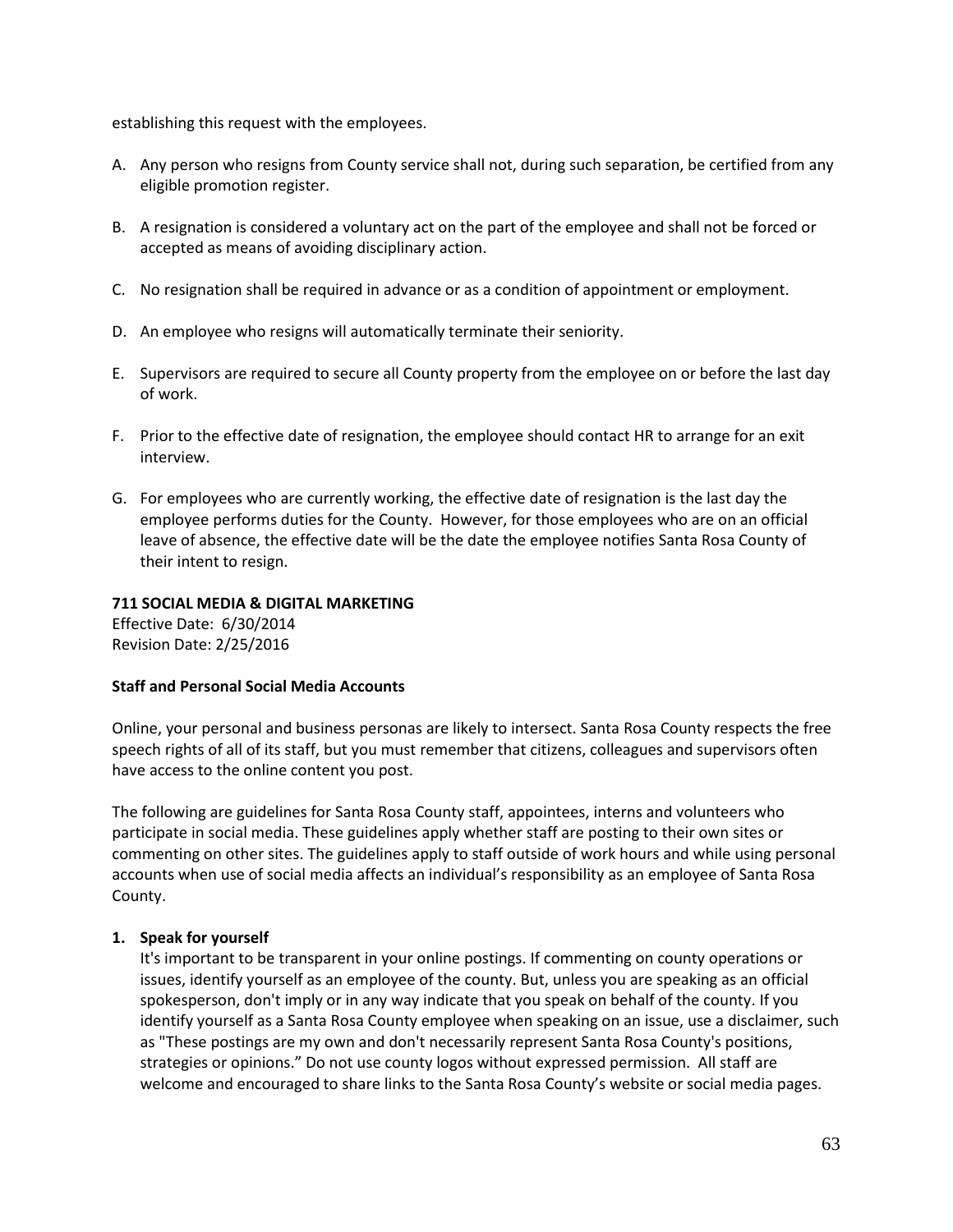establishing this request with the employees.

A. Any person who resigns from County service shall not, during such separation, be certified from any eligible promotion register.

B. A resignation is considered a voluntary act on the part of the employee and shall not be forced or accepted as means of avoiding disciplinary action.

C. No resignation shall be required in advance or as a condition of appointment or employment.

D. An employee who resigns will automatically terminate their seniority.

E. Supervisors are required to secure all County property from the employee on or before the last day of work.

F. Prior to the effective date of resignation, the employee should contact HR to arrange for an exit interview.

G. For employees who are currently working, the effective date of resignation is the last day the employee performs duties for the County. However, for those employees who are on an official leave of absence, the effective date will be the date the employee notifies Santa Rosa County of their intent to resign.

**711 SOCIAL MEDIA & DIGITAL MARKETING**

Effective Date: 6/30/2014
Revision Date: 2/25/2016

**Staff and Personal Social Media Accounts**

Online, your personal and business personas are likely to intersect. Santa Rosa County respects the free speech rights of all of its staff, but you must remember that citizens, colleagues and supervisors often have access to the online content you post.

The following are guidelines for Santa Rosa County staff, appointees, interns and volunteers who participate in social media. These guidelines apply whether staff are posting to their own sites or commenting on other sites. The guidelines apply to staff outside of work hours and while using personal accounts when use of social media affects an individual's responsibility as an employee of Santa Rosa County.

1. **Speak for yourself**
   It's important to be transparent in your online postings. If commenting on county operations or issues, identify yourself as an employee of the county. But, unless you are speaking as an official spokesperson, don't imply or in any way indicate that you speak on behalf of the county. If you identify yourself as a Santa Rosa County employee when speaking on an issue, use a disclaimer, such as "These postings are my own and don't necessarily represent Santa Rosa County's positions, strategies or opinions." Do not use county logos without expressed permission. All staff are welcome and encouraged to share links to the Santa Rosa County's website or social media pages.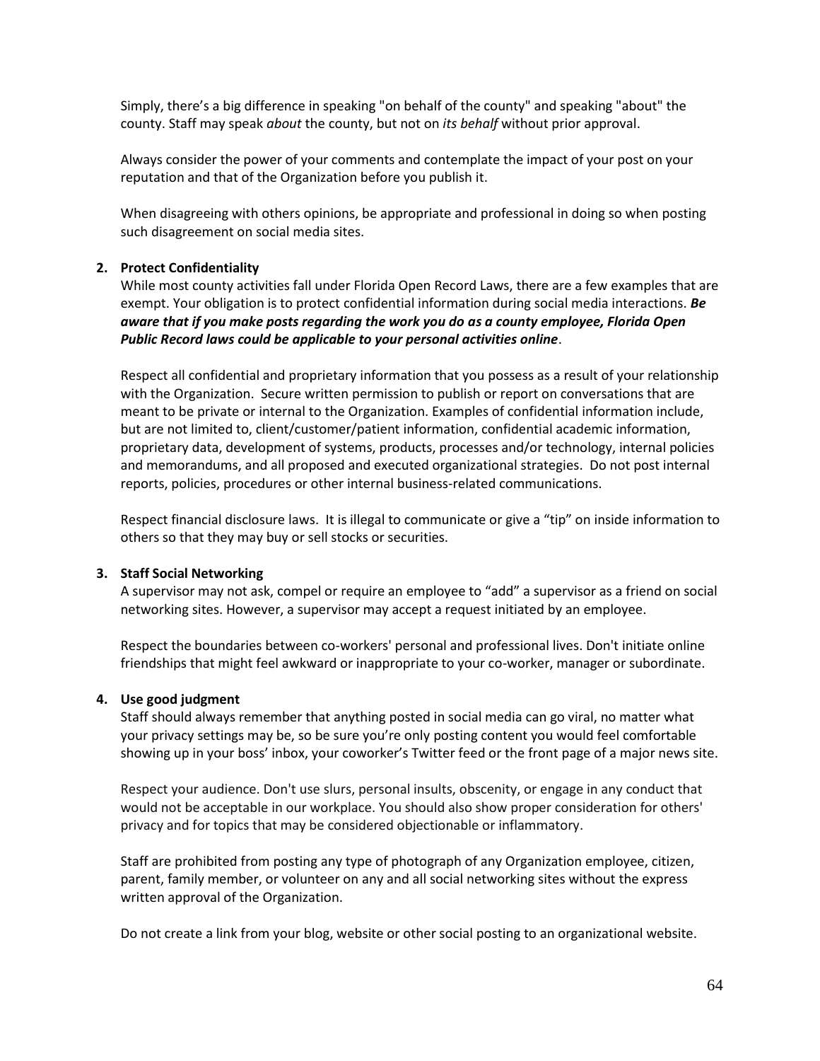Simply, there's a big difference in speaking "on behalf of the county" and speaking "about" the county. Staff may speak *about* the county, but not on *its behalf* without prior approval.

Always consider the power of your comments and contemplate the impact of your post on your reputation and that of the Organization before you publish it.

When disagreeing with others opinions, be appropriate and professional in doing so when posting such disagreement on social media sites.

2. **Protect Confidentiality**

   While most county activities fall under Florida Open Record Laws, there are a few examples that are exempt. Your obligation is to protect confidential information during social media interactions. ***Be aware that if you make posts regarding the work you do as a county employee, Florida Open Public Record laws could be applicable to your personal activities online***.

   Respect all confidential and proprietary information that you possess as a result of your relationship with the Organization. Secure written permission to publish or report on conversations that are meant to be private or internal to the Organization. Examples of confidential information include, but are not limited to, client/customer/patient information, confidential academic information, proprietary data, development of systems, products, processes and/or technology, internal policies and memorandums, and all proposed and executed organizational strategies. Do not post internal reports, policies, procedures or other internal business-related communications.

   Respect financial disclosure laws. It is illegal to communicate or give a "tip" on inside information to others so that they may buy or sell stocks or securities.

3. **Staff Social Networking**

   A supervisor may not ask, compel or require an employee to "add" a supervisor as a friend on social networking sites. However, a supervisor may accept a request initiated by an employee.

   Respect the boundaries between co-workers' personal and professional lives. Don't initiate online friendships that might feel awkward or inappropriate to your co-worker, manager or subordinate.

4. **Use good judgment**

   Staff should always remember that anything posted in social media can go viral, no matter what your privacy settings may be, so be sure you're only posting content you would feel comfortable showing up in your boss' inbox, your coworker's Twitter feed or the front page of a major news site.

   Respect your audience. Don't use slurs, personal insults, obscenity, or engage in any conduct that would not be acceptable in our workplace. You should also show proper consideration for others' privacy and for topics that may be considered objectionable or inflammatory.

   Staff are prohibited from posting any type of photograph of any Organization employee, citizen, parent, family member, or volunteer on any and all social networking sites without the express written approval of the Organization.

   Do not create a link from your blog, website or other social posting to an organizational website.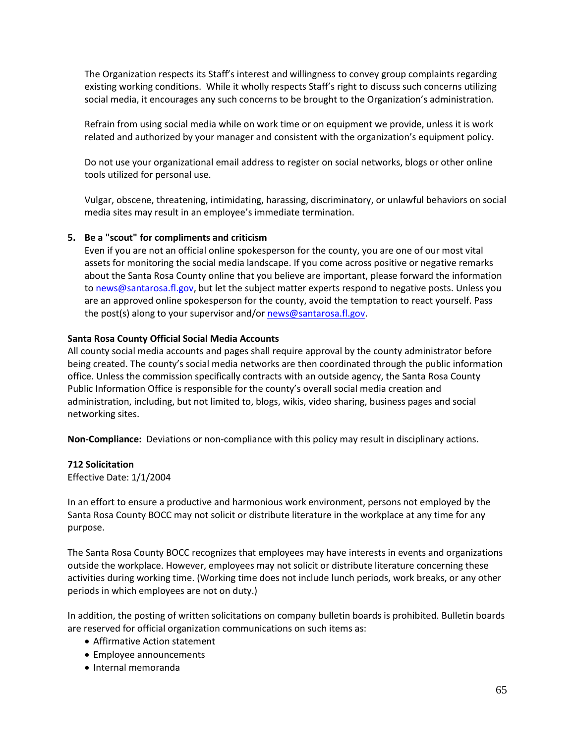The Organization respects its Staff's interest and willingness to convey group complaints regarding existing working conditions. While it wholly respects Staff's right to discuss such concerns utilizing social media, it encourages any such concerns to be brought to the Organization's administration.

Refrain from using social media while on work time or on equipment we provide, unless it is work related and authorized by your manager and consistent with the organization's equipment policy.

Do not use your organizational email address to register on social networks, blogs or other online tools utilized for personal use.

Vulgar, obscene, threatening, intimidating, harassing, discriminatory, or unlawful behaviors on social media sites may result in an employee's immediate termination.

5. **Be a "scout" for compliments and criticism**
   Even if you are not an official online spokesperson for the county, you are one of our most vital assets for monitoring the social media landscape. If you come across positive or negative remarks about the Santa Rosa County online that you believe are important, please forward the information to news@santarosa.fl.gov, but let the subject matter experts respond to negative posts. Unless you are an approved online spokesperson for the county, avoid the temptation to react yourself. Pass the post(s) along to your supervisor and/or news@santarosa.fl.gov.

**Santa Rosa County Official Social Media Accounts**
All county social media accounts and pages shall require approval by the county administrator before being created. The county's social media networks are then coordinated through the public information office. Unless the commission specifically contracts with an outside agency, the Santa Rosa County Public Information Office is responsible for the county's overall social media creation and administration, including, but not limited to, blogs, wikis, video sharing, business pages and social networking sites.

**Non-Compliance:** Deviations or non-compliance with this policy may result in disciplinary actions.

**712 Solicitation**
Effective Date: 1/1/2004

In an effort to ensure a productive and harmonious work environment, persons not employed by the Santa Rosa County BOCC may not solicit or distribute literature in the workplace at any time for any purpose.

The Santa Rosa County BOCC recognizes that employees may have interests in events and organizations outside the workplace. However, employees may not solicit or distribute literature concerning these activities during working time. (Working time does not include lunch periods, work breaks, or any other periods in which employees are not on duty.)

In addition, the posting of written solicitations on company bulletin boards is prohibited. Bulletin boards are reserved for official organization communications on such items as:

- Affirmative Action statement
- Employee announcements
- Internal memoranda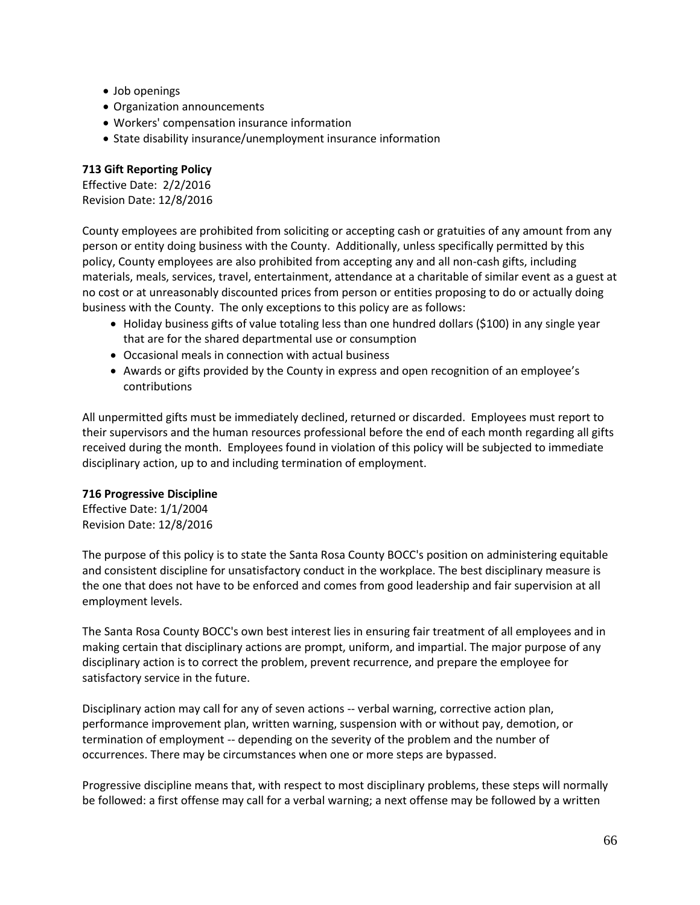- Job openings
- Organization announcements
- Workers' compensation insurance information
- State disability insurance/unemployment insurance information

**713 Gift Reporting Policy**
Effective Date: 2/2/2016
Revision Date: 12/8/2016

County employees are prohibited from soliciting or accepting cash or gratuities of any amount from any person or entity doing business with the County. Additionally, unless specifically permitted by this policy, County employees are also prohibited from accepting any and all non-cash gifts, including materials, meals, services, travel, entertainment, attendance at a charitable of similar event as a guest at no cost or at unreasonably discounted prices from person or entities proposing to do or actually doing business with the County. The only exceptions to this policy are as follows:

- Holiday business gifts of value totaling less than one hundred dollars ($100) in any single year that are for the shared departmental use or consumption
- Occasional meals in connection with actual business
- Awards or gifts provided by the County in express and open recognition of an employee's contributions

All unpermitted gifts must be immediately declined, returned or discarded. Employees must report to their supervisors and the human resources professional before the end of each month regarding all gifts received during the month. Employees found in violation of this policy will be subjected to immediate disciplinary action, up to and including termination of employment.

**716 Progressive Discipline**
Effective Date: 1/1/2004
Revision Date: 12/8/2016

The purpose of this policy is to state the Santa Rosa County BOCC's position on administering equitable and consistent discipline for unsatisfactory conduct in the workplace. The best disciplinary measure is the one that does not have to be enforced and comes from good leadership and fair supervision at all employment levels.

The Santa Rosa County BOCC's own best interest lies in ensuring fair treatment of all employees and in making certain that disciplinary actions are prompt, uniform, and impartial. The major purpose of any disciplinary action is to correct the problem, prevent recurrence, and prepare the employee for satisfactory service in the future.

Disciplinary action may call for any of seven actions -- verbal warning, corrective action plan, performance improvement plan, written warning, suspension with or without pay, demotion, or termination of employment -- depending on the severity of the problem and the number of occurrences. There may be circumstances when one or more steps are bypassed.

Progressive discipline means that, with respect to most disciplinary problems, these steps will normally be followed: a first offense may call for a verbal warning; a next offense may be followed by a written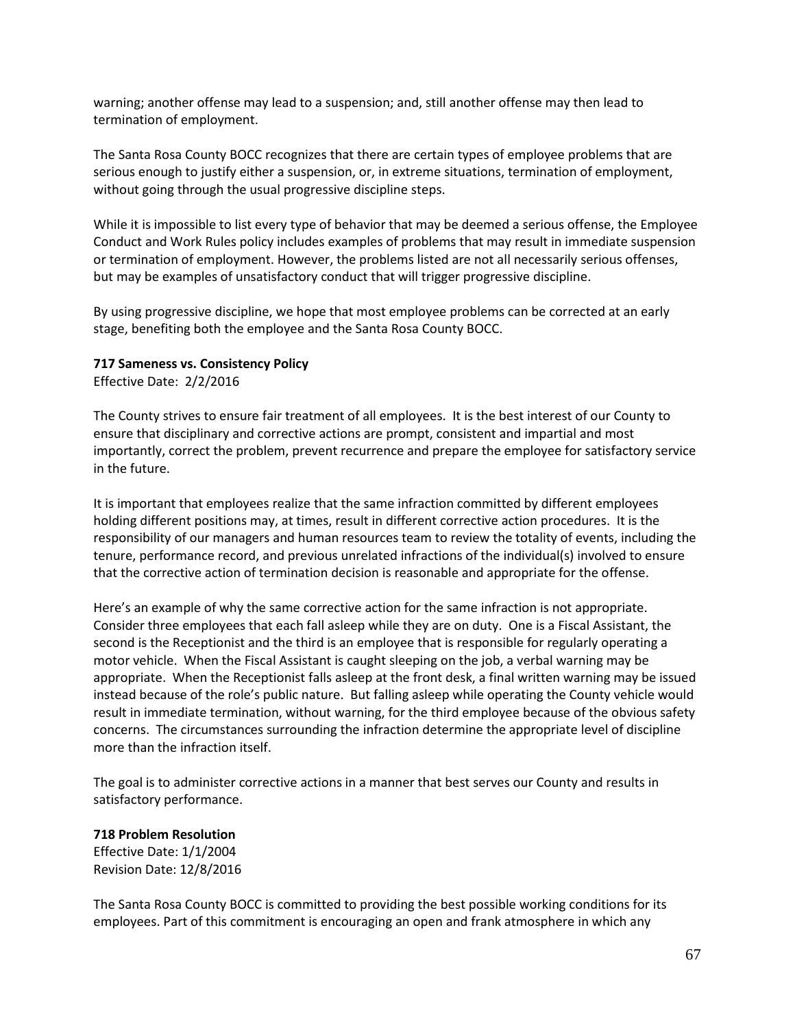warning; another offense may lead to a suspension; and, still another offense may then lead to termination of employment.

The Santa Rosa County BOCC recognizes that there are certain types of employee problems that are serious enough to justify either a suspension, or, in extreme situations, termination of employment, without going through the usual progressive discipline steps.

While it is impossible to list every type of behavior that may be deemed a serious offense, the Employee Conduct and Work Rules policy includes examples of problems that may result in immediate suspension or termination of employment. However, the problems listed are not all necessarily serious offenses, but may be examples of unsatisfactory conduct that will trigger progressive discipline.

By using progressive discipline, we hope that most employee problems can be corrected at an early stage, benefiting both the employee and the Santa Rosa County BOCC.

**717 Sameness vs. Consistency Policy**

Effective Date: 2/2/2016

The County strives to ensure fair treatment of all employees. It is the best interest of our County to ensure that disciplinary and corrective actions are prompt, consistent and impartial and most importantly, correct the problem, prevent recurrence and prepare the employee for satisfactory service in the future.

It is important that employees realize that the same infraction committed by different employees holding different positions may, at times, result in different corrective action procedures. It is the responsibility of our managers and human resources team to review the totality of events, including the tenure, performance record, and previous unrelated infractions of the individual(s) involved to ensure that the corrective action of termination decision is reasonable and appropriate for the offense.

Here's an example of why the same corrective action for the same infraction is not appropriate. Consider three employees that each fall asleep while they are on duty. One is a Fiscal Assistant, the second is the Receptionist and the third is an employee that is responsible for regularly operating a motor vehicle. When the Fiscal Assistant is caught sleeping on the job, a verbal warning may be appropriate. When the Receptionist falls asleep at the front desk, a final written warning may be issued instead because of the role's public nature. But falling asleep while operating the County vehicle would result in immediate termination, without warning, for the third employee because of the obvious safety concerns. The circumstances surrounding the infraction determine the appropriate level of discipline more than the infraction itself.

The goal is to administer corrective actions in a manner that best serves our County and results in satisfactory performance.

**718 Problem Resolution**

Effective Date: 1/1/2004  
Revision Date: 12/8/2016

The Santa Rosa County BOCC is committed to providing the best possible working conditions for its employees. Part of this commitment is encouraging an open and frank atmosphere in which any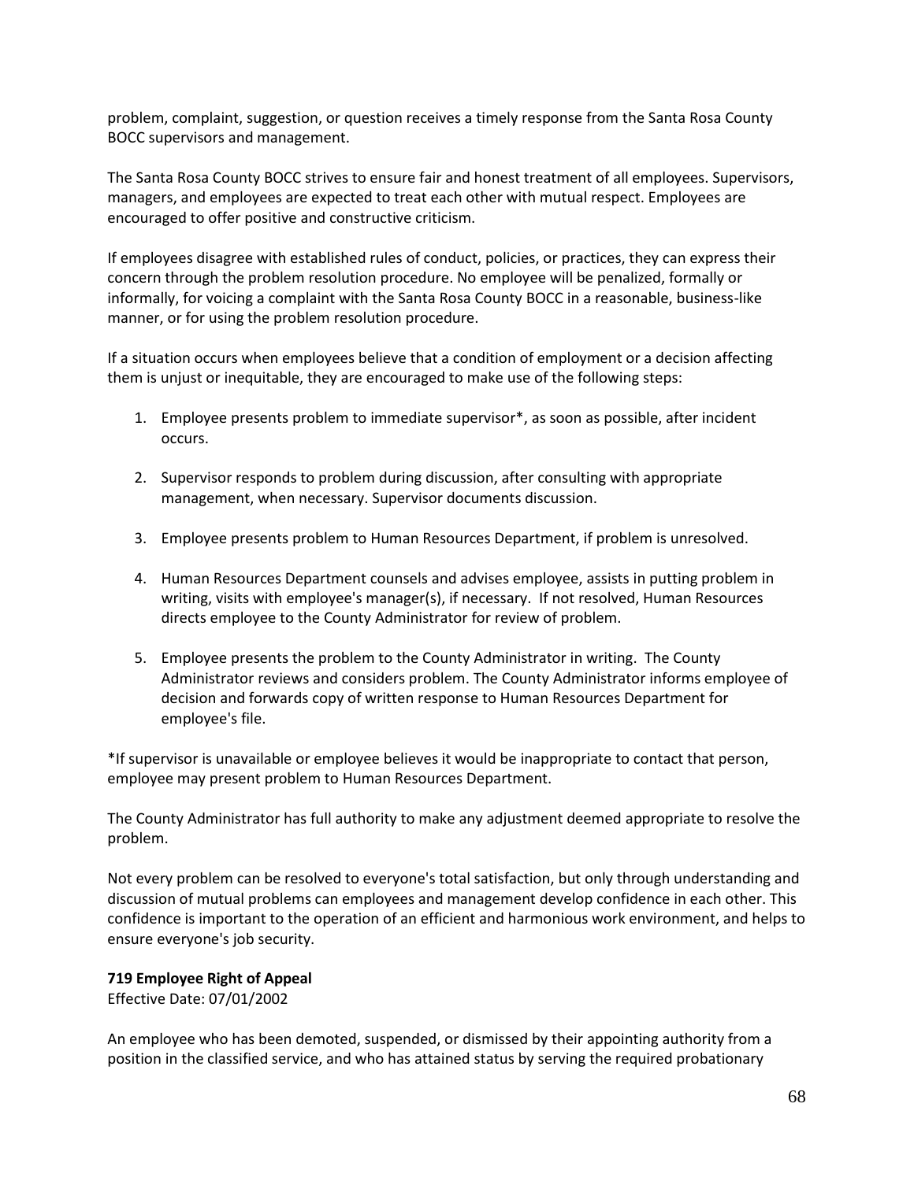problem, complaint, suggestion, or question receives a timely response from the Santa Rosa County BOCC supervisors and management.

The Santa Rosa County BOCC strives to ensure fair and honest treatment of all employees. Supervisors, managers, and employees are expected to treat each other with mutual respect. Employees are encouraged to offer positive and constructive criticism.

If employees disagree with established rules of conduct, policies, or practices, they can express their concern through the problem resolution procedure. No employee will be penalized, formally or informally, for voicing a complaint with the Santa Rosa County BOCC in a reasonable, business-like manner, or for using the problem resolution procedure.

If a situation occurs when employees believe that a condition of employment or a decision affecting them is unjust or inequitable, they are encouraged to make use of the following steps:

1. Employee presents problem to immediate supervisor*, as soon as possible, after incident occurs.

2. Supervisor responds to problem during discussion, after consulting with appropriate management, when necessary. Supervisor documents discussion.

3. Employee presents problem to Human Resources Department, if problem is unresolved.

4. Human Resources Department counsels and advises employee, assists in putting problem in writing, visits with employee's manager(s), if necessary. If not resolved, Human Resources directs employee to the County Administrator for review of problem.

5. Employee presents the problem to the County Administrator in writing. The County Administrator reviews and considers problem. The County Administrator informs employee of decision and forwards copy of written response to Human Resources Department for employee's file.

*If supervisor is unavailable or employee believes it would be inappropriate to contact that person, employee may present problem to Human Resources Department.

The County Administrator has full authority to make any adjustment deemed appropriate to resolve the problem.

Not every problem can be resolved to everyone's total satisfaction, but only through understanding and discussion of mutual problems can employees and management develop confidence in each other. This confidence is important to the operation of an efficient and harmonious work environment, and helps to ensure everyone's job security.

**719 Employee Right of Appeal**

Effective Date: 07/01/2002

An employee who has been demoted, suspended, or dismissed by their appointing authority from a position in the classified service, and who has attained status by serving the required probationary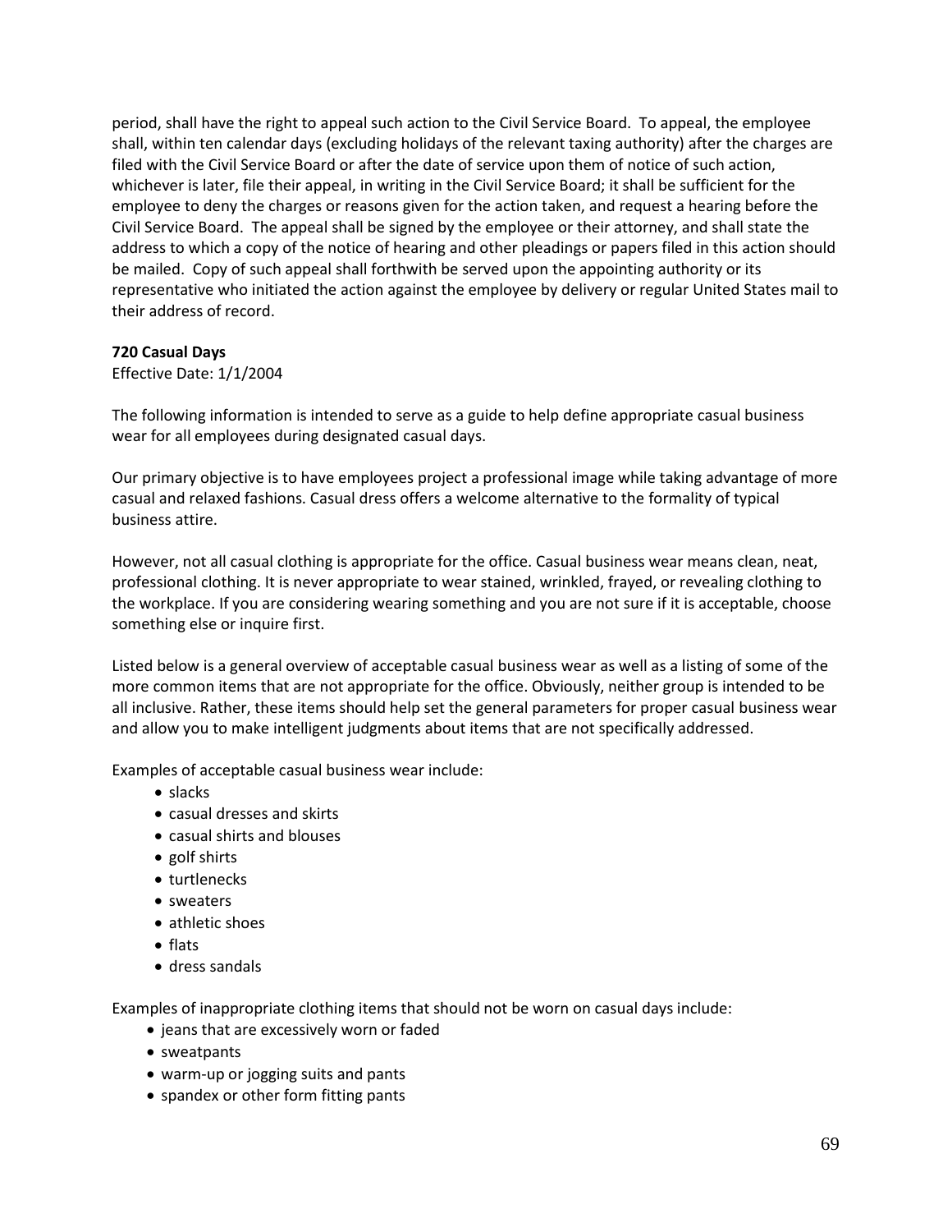period, shall have the right to appeal such action to the Civil Service Board. To appeal, the employee shall, within ten calendar days (excluding holidays of the relevant taxing authority) after the charges are filed with the Civil Service Board or after the date of service upon them of notice of such action, whichever is later, file their appeal, in writing in the Civil Service Board; it shall be sufficient for the employee to deny the charges or reasons given for the action taken, and request a hearing before the Civil Service Board. The appeal shall be signed by the employee or their attorney, and shall state the address to which a copy of the notice of hearing and other pleadings or papers filed in this action should be mailed. Copy of such appeal shall forthwith be served upon the appointing authority or its representative who initiated the action against the employee by delivery or regular United States mail to their address of record.

**720 Casual Days**

Effective Date: 1/1/2004

The following information is intended to serve as a guide to help define appropriate casual business wear for all employees during designated casual days.

Our primary objective is to have employees project a professional image while taking advantage of more casual and relaxed fashions. Casual dress offers a welcome alternative to the formality of typical business attire.

However, not all casual clothing is appropriate for the office. Casual business wear means clean, neat, professional clothing. It is never appropriate to wear stained, wrinkled, frayed, or revealing clothing to the workplace. If you are considering wearing something and you are not sure if it is acceptable, choose something else or inquire first.

Listed below is a general overview of acceptable casual business wear as well as a listing of some of the more common items that are not appropriate for the office. Obviously, neither group is intended to be all inclusive. Rather, these items should help set the general parameters for proper casual business wear and allow you to make intelligent judgments about items that are not specifically addressed.

Examples of acceptable casual business wear include:

- slacks
- casual dresses and skirts
- casual shirts and blouses
- golf shirts
- turtlenecks
- sweaters
- athletic shoes
- flats
- dress sandals

Examples of inappropriate clothing items that should not be worn on casual days include:

- jeans that are excessively worn or faded
- sweatpants
- warm-up or jogging suits and pants
- spandex or other form fitting pants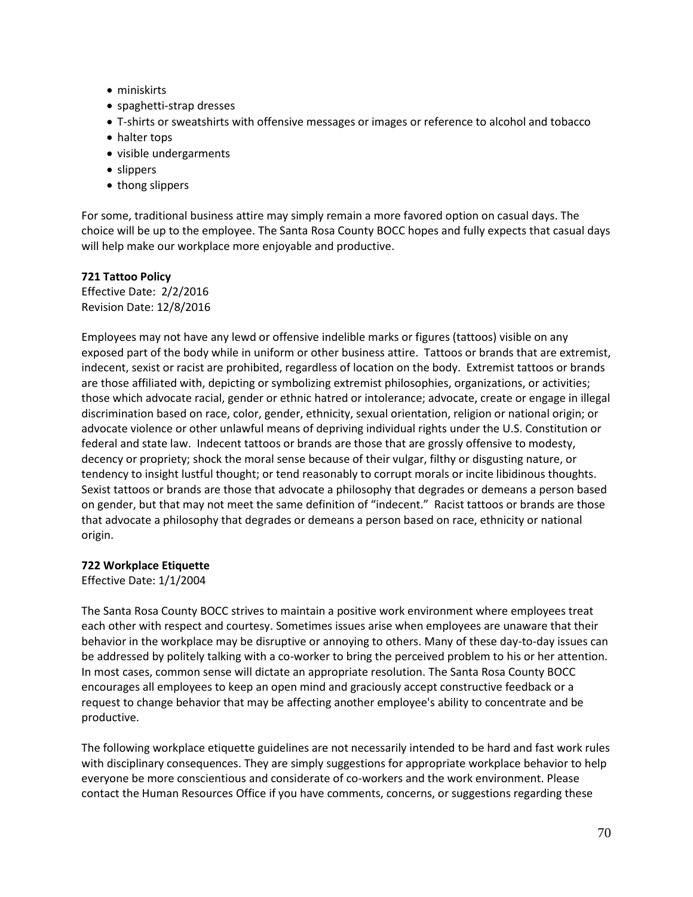- miniskirts
- spaghetti-strap dresses
- T-shirts or sweatshirts with offensive messages or images or reference to alcohol and tobacco
- halter tops
- visible undergarments
- slippers
- thong slippers

For some, traditional business attire may simply remain a more favored option on casual days. The choice will be up to the employee. The Santa Rosa County BOCC hopes and fully expects that casual days will help make our workplace more enjoyable and productive.

**721 Tattoo Policy**
Effective Date: 2/2/2016
Revision Date: 12/8/2016

Employees may not have any lewd or offensive indelible marks or figures (tattoos) visible on any exposed part of the body while in uniform or other business attire. Tattoos or brands that are extremist, indecent, sexist or racist are prohibited, regardless of location on the body. Extremist tattoos or brands are those affiliated with, depicting or symbolizing extremist philosophies, organizations, or activities; those which advocate racial, gender or ethnic hatred or intolerance; advocate, create or engage in illegal discrimination based on race, color, gender, ethnicity, sexual orientation, religion or national origin; or advocate violence or other unlawful means of depriving individual rights under the U.S. Constitution or federal and state law. Indecent tattoos or brands are those that are grossly offensive to modesty, decency or propriety; shock the moral sense because of their vulgar, filthy or disgusting nature, or tendency to insight lustful thought; or tend reasonably to corrupt morals or incite libidinous thoughts. Sexist tattoos or brands are those that advocate a philosophy that degrades or demeans a person based on gender, but that may not meet the same definition of "indecent." Racist tattoos or brands are those that advocate a philosophy that degrades or demeans a person based on race, ethnicity or national origin.

**722 Workplace Etiquette**
Effective Date: 1/1/2004

The Santa Rosa County BOCC strives to maintain a positive work environment where employees treat each other with respect and courtesy. Sometimes issues arise when employees are unaware that their behavior in the workplace may be disruptive or annoying to others. Many of these day-to-day issues can be addressed by politely talking with a co-worker to bring the perceived problem to his or her attention. In most cases, common sense will dictate an appropriate resolution. The Santa Rosa County BOCC encourages all employees to keep an open mind and graciously accept constructive feedback or a request to change behavior that may be affecting another employee's ability to concentrate and be productive.

The following workplace etiquette guidelines are not necessarily intended to be hard and fast work rules with disciplinary consequences. They are simply suggestions for appropriate workplace behavior to help everyone be more conscientious and considerate of co-workers and the work environment. Please contact the Human Resources Office if you have comments, concerns, or suggestions regarding these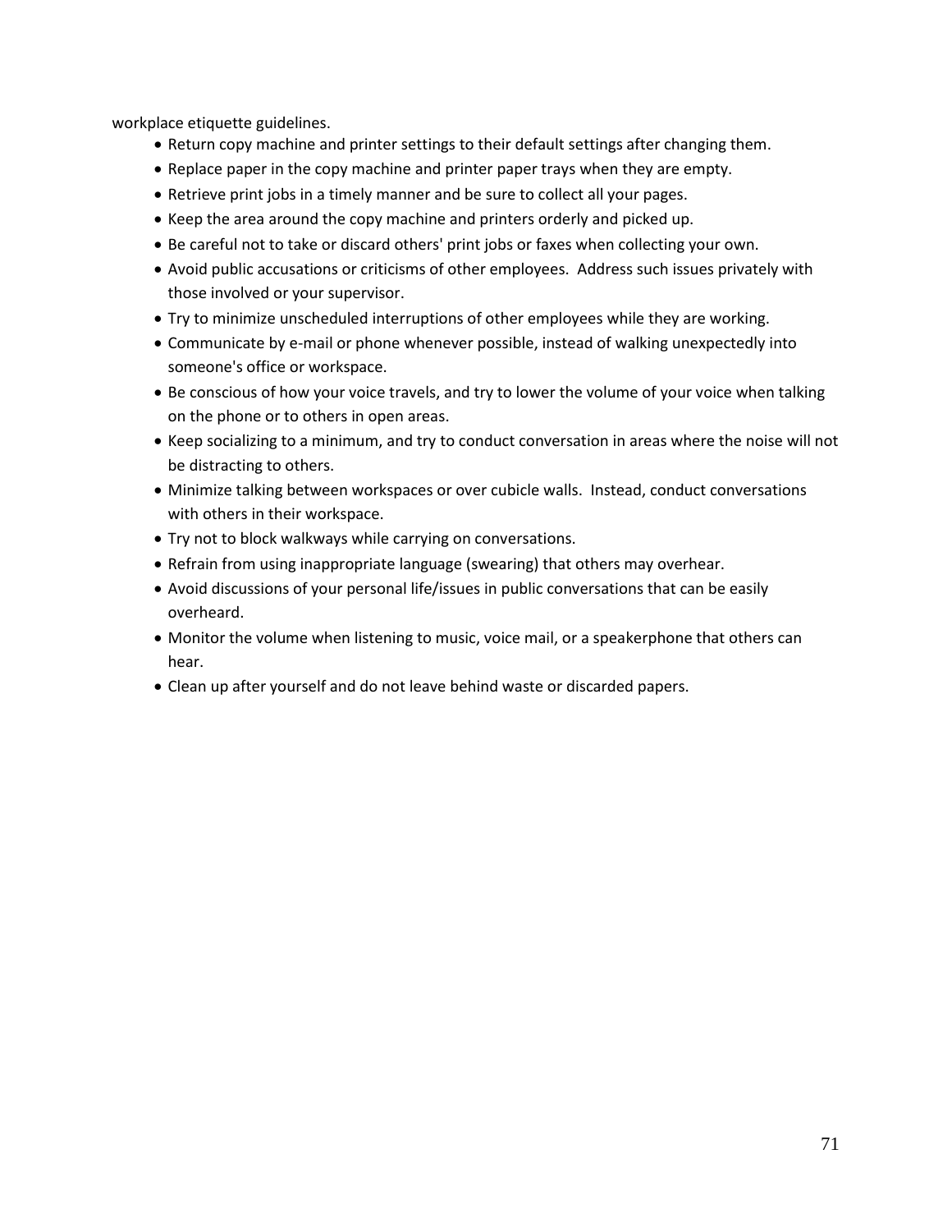workplace etiquette guidelines.

- Return copy machine and printer settings to their default settings after changing them.
- Replace paper in the copy machine and printer paper trays when they are empty.
- Retrieve print jobs in a timely manner and be sure to collect all your pages.
- Keep the area around the copy machine and printers orderly and picked up.
- Be careful not to take or discard others' print jobs or faxes when collecting your own.
- Avoid public accusations or criticisms of other employees. Address such issues privately with those involved or your supervisor.
- Try to minimize unscheduled interruptions of other employees while they are working.
- Communicate by e-mail or phone whenever possible, instead of walking unexpectedly into someone's office or workspace.
- Be conscious of how your voice travels, and try to lower the volume of your voice when talking on the phone or to others in open areas.
- Keep socializing to a minimum, and try to conduct conversation in areas where the noise will not be distracting to others.
- Minimize talking between workspaces or over cubicle walls. Instead, conduct conversations with others in their workspace.
- Try not to block walkways while carrying on conversations.
- Refrain from using inappropriate language (swearing) that others may overhear.
- Avoid discussions of your personal life/issues in public conversations that can be easily overheard.
- Monitor the volume when listening to music, voice mail, or a speakerphone that others can hear.
- Clean up after yourself and do not leave behind waste or discarded papers.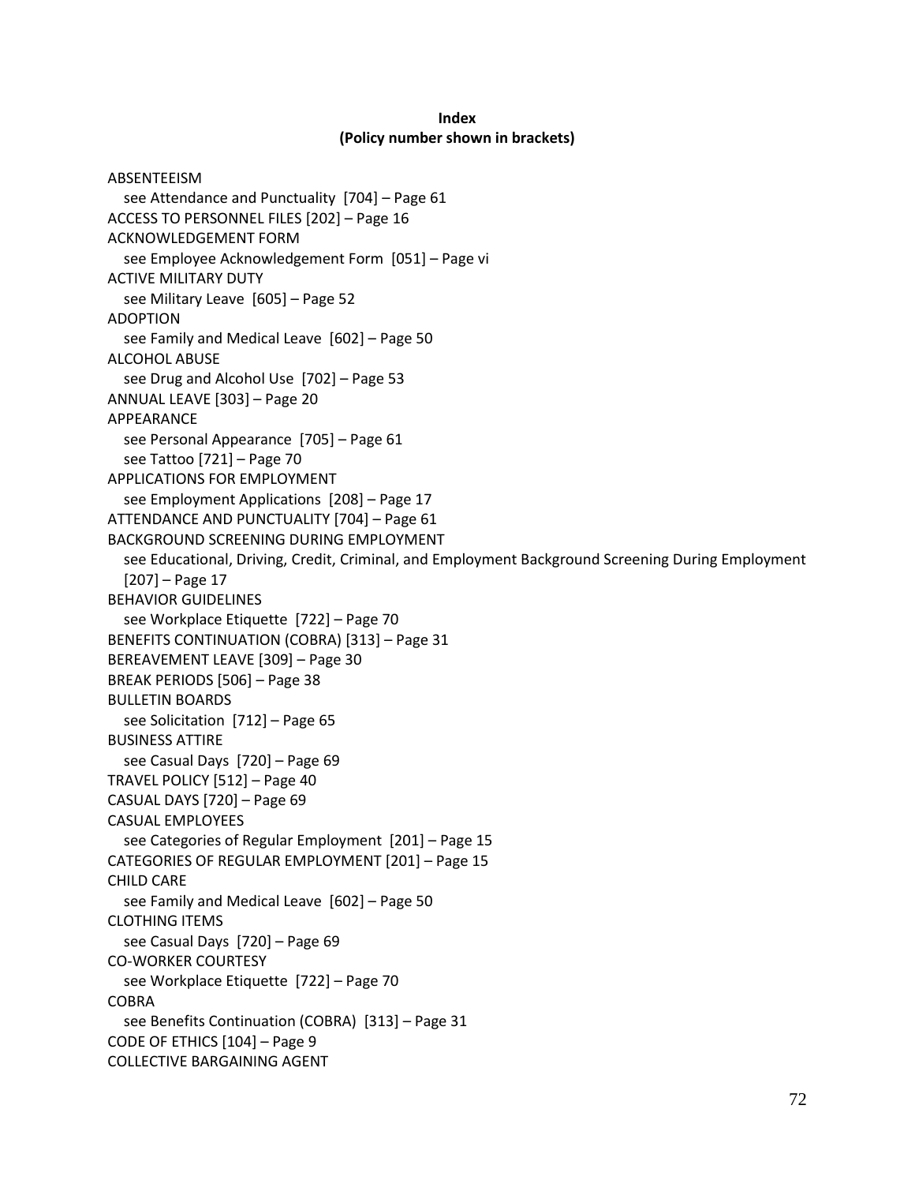**Index**
**(Policy number shown in brackets)**

ABSENTEEISM
  see Attendance and Punctuality [704] – Page 61
ACCESS TO PERSONNEL FILES [202] – Page 16
ACKNOWLEDGEMENT FORM
  see Employee Acknowledgement Form [051] – Page vi
ACTIVE MILITARY DUTY
  see Military Leave [605] – Page 52
ADOPTION
  see Family and Medical Leave [602] – Page 50
ALCOHOL ABUSE
  see Drug and Alcohol Use [702] – Page 53
ANNUAL LEAVE [303] – Page 20
APPEARANCE
  see Personal Appearance [705] – Page 61
  see Tattoo [721] – Page 70
APPLICATIONS FOR EMPLOYMENT
  see Employment Applications [208] – Page 17
ATTENDANCE AND PUNCTUALITY [704] – Page 61
BACKGROUND SCREENING DURING EMPLOYMENT
  see Educational, Driving, Credit, Criminal, and Employment Background Screening During Employment [207] – Page 17
BEHAVIOR GUIDELINES
  see Workplace Etiquette [722] – Page 70
BENEFITS CONTINUATION (COBRA) [313] – Page 31
BEREAVEMENT LEAVE [309] – Page 30
BREAK PERIODS [506] – Page 38
BULLETIN BOARDS
  see Solicitation [712] – Page 65
BUSINESS ATTIRE
  see Casual Days [720] – Page 69
TRAVEL POLICY [512] – Page 40
CASUAL DAYS [720] – Page 69
CASUAL EMPLOYEES
  see Categories of Regular Employment [201] – Page 15
CATEGORIES OF REGULAR EMPLOYMENT [201] – Page 15
CHILD CARE
  see Family and Medical Leave [602] – Page 50
CLOTHING ITEMS
  see Casual Days [720] – Page 69
CO-WORKER COURTESY
  see Workplace Etiquette [722] – Page 70
COBRA
  see Benefits Continuation (COBRA) [313] – Page 31
CODE OF ETHICS [104] – Page 9
COLLECTIVE BARGAINING AGENT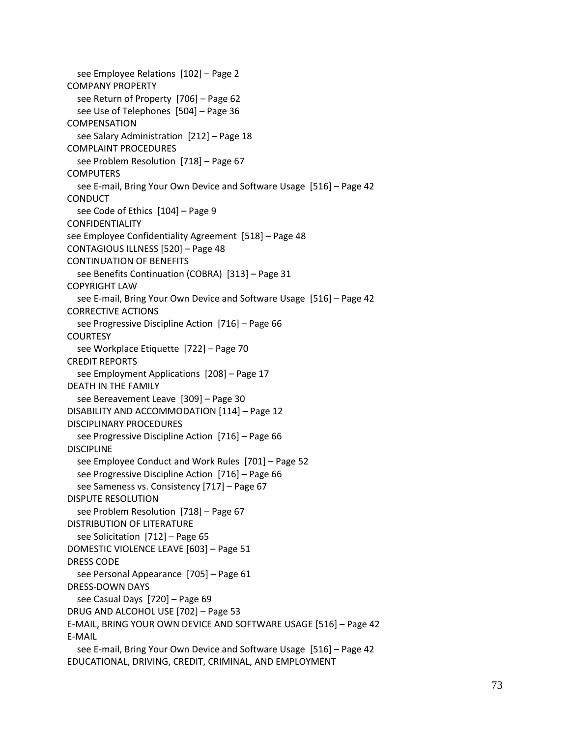see Employee Relations [102] – Page 2

COMPANY PROPERTY

see Return of Property [706] – Page 62

see Use of Telephones [504] – Page 36

COMPENSATION

see Salary Administration [212] – Page 18

COMPLAINT PROCEDURES

see Problem Resolution [718] – Page 67

COMPUTERS

see E-mail, Bring Your Own Device and Software Usage [516] – Page 42

CONDUCT

see Code of Ethics [104] – Page 9

CONFIDENTIALITY

see Employee Confidentiality Agreement [518] – Page 48

CONTAGIOUS ILLNESS [520] – Page 48

CONTINUATION OF BENEFITS

see Benefits Continuation (COBRA) [313] – Page 31

COPYRIGHT LAW

see E-mail, Bring Your Own Device and Software Usage [516] – Page 42

CORRECTIVE ACTIONS

see Progressive Discipline Action [716] – Page 66

COURTESY

see Workplace Etiquette [722] – Page 70

CREDIT REPORTS

see Employment Applications [208] – Page 17

DEATH IN THE FAMILY

see Bereavement Leave [309] – Page 30

DISABILITY AND ACCOMMODATION [114] – Page 12

DISCIPLINARY PROCEDURES

see Progressive Discipline Action [716] – Page 66

DISCIPLINE

see Employee Conduct and Work Rules [701] – Page 52

see Progressive Discipline Action [716] – Page 66

see Sameness vs. Consistency [717] – Page 67

DISPUTE RESOLUTION

see Problem Resolution [718] – Page 67

DISTRIBUTION OF LITERATURE

see Solicitation [712] – Page 65

DOMESTIC VIOLENCE LEAVE [603] – Page 51

DRESS CODE

see Personal Appearance [705] – Page 61

DRESS-DOWN DAYS

see Casual Days [720] – Page 69

DRUG AND ALCOHOL USE [702] – Page 53

E-MAIL, BRING YOUR OWN DEVICE AND SOFTWARE USAGE [516] – Page 42

E-MAIL

see E-mail, Bring Your Own Device and Software Usage [516] – Page 42

EDUCATIONAL, DRIVING, CREDIT, CRIMINAL, AND EMPLOYMENT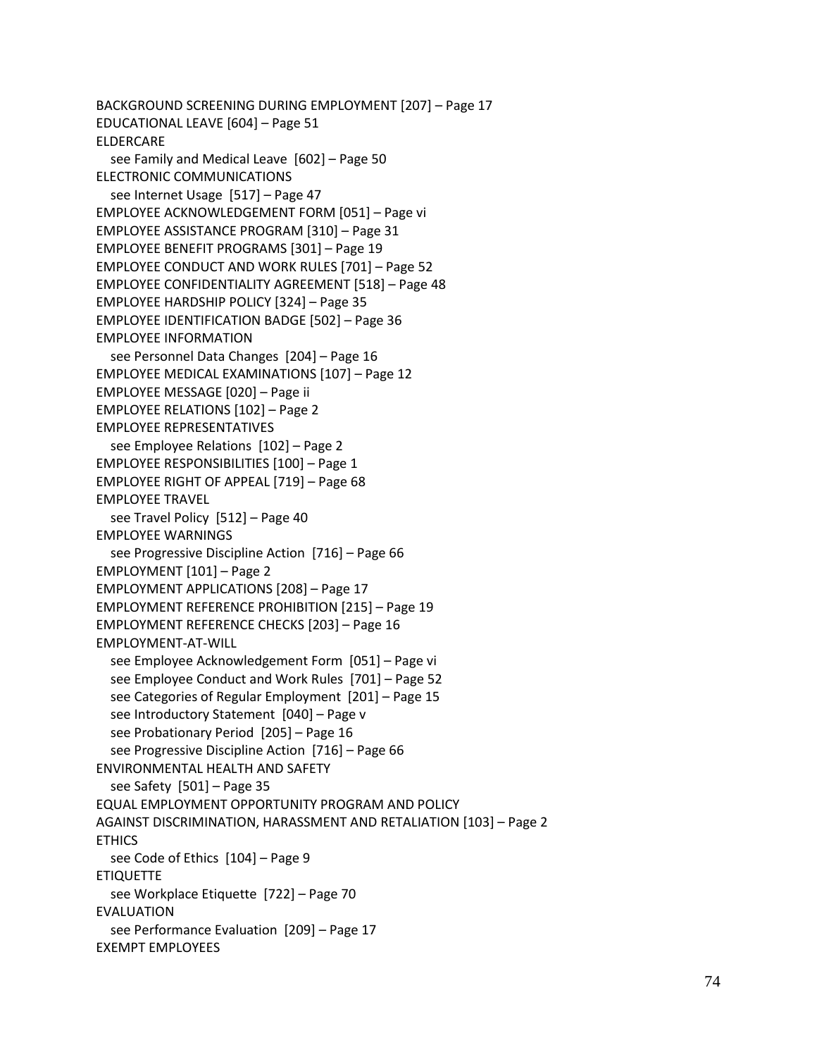BACKGROUND SCREENING DURING EMPLOYMENT [207] – Page 17
EDUCATIONAL LEAVE [604] – Page 51
ELDERCARE
   see Family and Medical Leave [602] – Page 50
ELECTRONIC COMMUNICATIONS
   see Internet Usage [517] – Page 47
EMPLOYEE ACKNOWLEDGEMENT FORM [051] – Page vi
EMPLOYEE ASSISTANCE PROGRAM [310] – Page 31
EMPLOYEE BENEFIT PROGRAMS [301] – Page 19
EMPLOYEE CONDUCT AND WORK RULES [701] – Page 52
EMPLOYEE CONFIDENTIALITY AGREEMENT [518] – Page 48
EMPLOYEE HARDSHIP POLICY [324] – Page 35
EMPLOYEE IDENTIFICATION BADGE [502] – Page 36
EMPLOYEE INFORMATION
   see Personnel Data Changes [204] – Page 16
EMPLOYEE MEDICAL EXAMINATIONS [107] – Page 12
EMPLOYEE MESSAGE [020] – Page ii
EMPLOYEE RELATIONS [102] – Page 2
EMPLOYEE REPRESENTATIVES
   see Employee Relations [102] – Page 2
EMPLOYEE RESPONSIBILITIES [100] – Page 1
EMPLOYEE RIGHT OF APPEAL [719] – Page 68
EMPLOYEE TRAVEL
   see Travel Policy [512] – Page 40
EMPLOYEE WARNINGS
   see Progressive Discipline Action [716] – Page 66
EMPLOYMENT [101] – Page 2
EMPLOYMENT APPLICATIONS [208] – Page 17
EMPLOYMENT REFERENCE PROHIBITION [215] – Page 19
EMPLOYMENT REFERENCE CHECKS [203] – Page 16
EMPLOYMENT-AT-WILL
   see Employee Acknowledgement Form [051] – Page vi
   see Employee Conduct and Work Rules [701] – Page 52
   see Categories of Regular Employment [201] – Page 15
   see Introductory Statement [040] – Page v
   see Probationary Period [205] – Page 16
   see Progressive Discipline Action [716] – Page 66
ENVIRONMENTAL HEALTH AND SAFETY
   see Safety [501] – Page 35
EQUAL EMPLOYMENT OPPORTUNITY PROGRAM AND POLICY
AGAINST DISCRIMINATION, HARASSMENT AND RETALIATION [103] – Page 2
ETHICS
   see Code of Ethics [104] – Page 9
ETIQUETTE
   see Workplace Etiquette [722] – Page 70
EVALUATION
   see Performance Evaluation [209] – Page 17
EXEMPT EMPLOYEES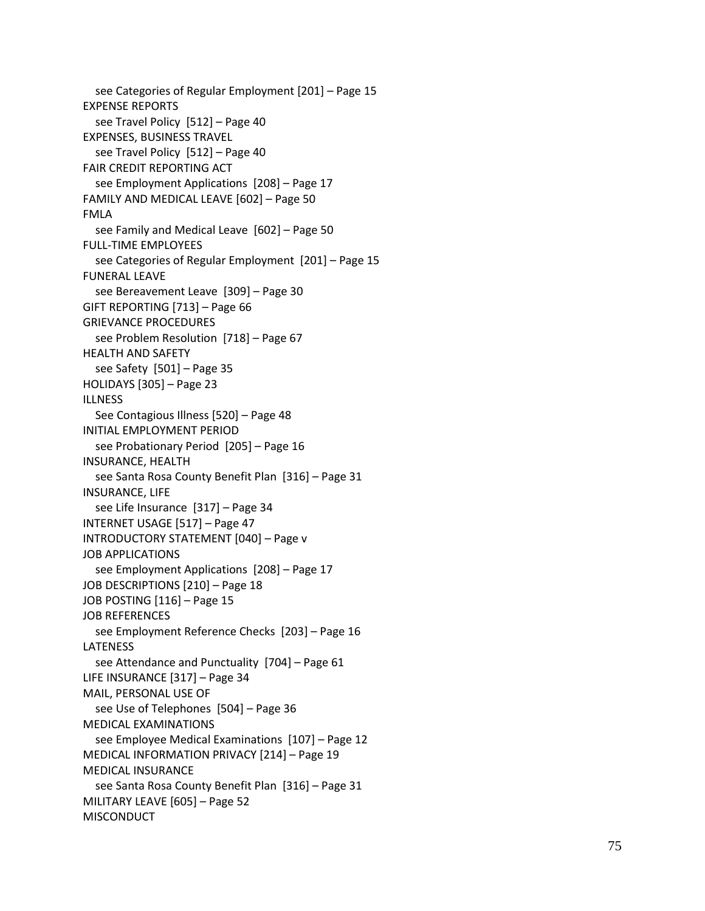see Categories of Regular Employment [201] – Page 15

EXPENSE REPORTS
see Travel Policy [512] – Page 40

EXPENSES, BUSINESS TRAVEL
see Travel Policy [512] – Page 40

FAIR CREDIT REPORTING ACT
see Employment Applications [208] – Page 17

FAMILY AND MEDICAL LEAVE [602] – Page 50

FMLA
see Family and Medical Leave [602] – Page 50

FULL-TIME EMPLOYEES
see Categories of Regular Employment [201] – Page 15

FUNERAL LEAVE
see Bereavement Leave [309] – Page 30

GIFT REPORTING [713] – Page 66

GRIEVANCE PROCEDURES
see Problem Resolution [718] – Page 67

HEALTH AND SAFETY
see Safety [501] – Page 35

HOLIDAYS [305] – Page 23

ILLNESS
See Contagious Illness [520] – Page 48

INITIAL EMPLOYMENT PERIOD
see Probationary Period [205] – Page 16

INSURANCE, HEALTH
see Santa Rosa County Benefit Plan [316] – Page 31

INSURANCE, LIFE
see Life Insurance [317] – Page 34

INTERNET USAGE [517] – Page 47

INTRODUCTORY STATEMENT [040] – Page v

JOB APPLICATIONS
see Employment Applications [208] – Page 17

JOB DESCRIPTIONS [210] – Page 18

JOB POSTING [116] – Page 15

JOB REFERENCES
see Employment Reference Checks [203] – Page 16

LATENESS
see Attendance and Punctuality [704] – Page 61

LIFE INSURANCE [317] – Page 34

MAIL, PERSONAL USE OF
see Use of Telephones [504] – Page 36

MEDICAL EXAMINATIONS
see Employee Medical Examinations [107] – Page 12

MEDICAL INFORMATION PRIVACY [214] – Page 19

MEDICAL INSURANCE
see Santa Rosa County Benefit Plan [316] – Page 31

MILITARY LEAVE [605] – Page 52

MISCONDUCT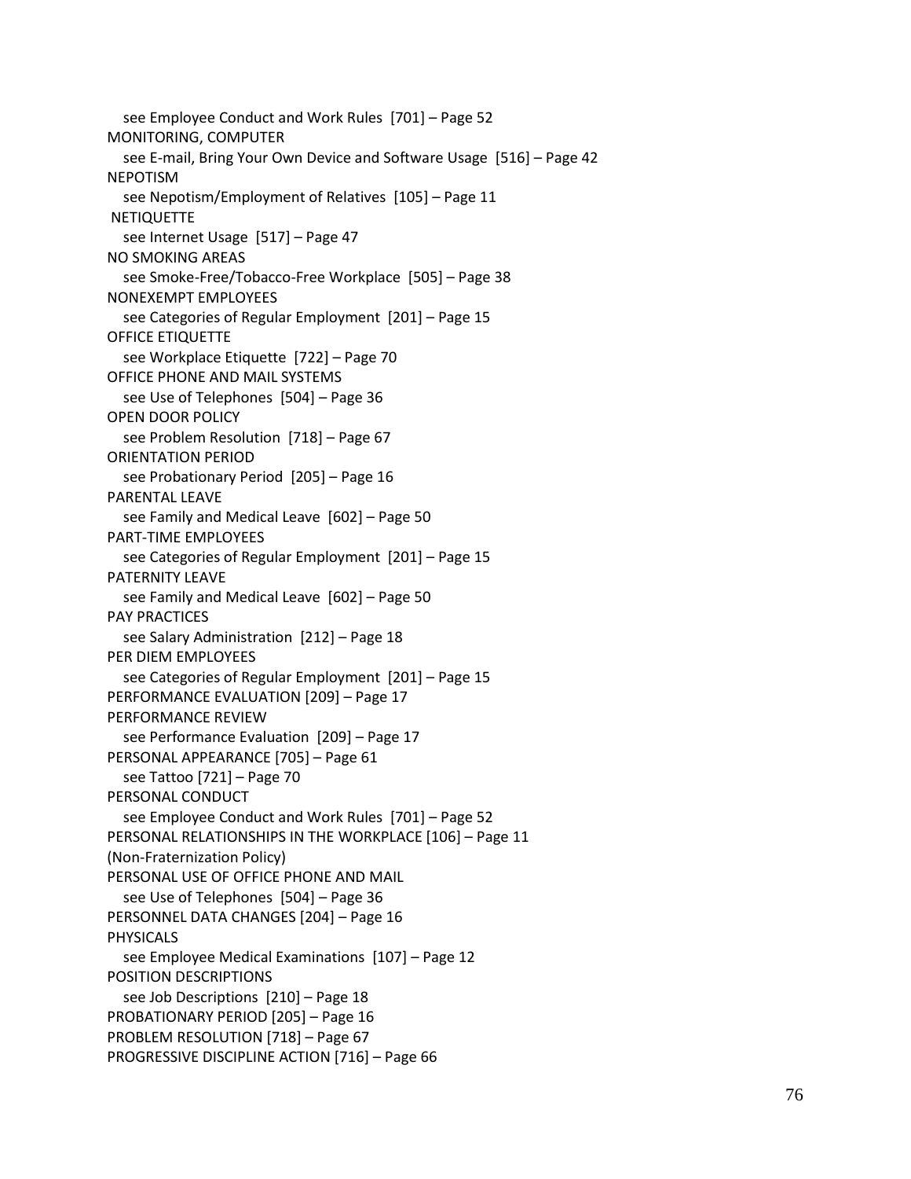see Employee Conduct and Work Rules [701] – Page 52
MONITORING, COMPUTER
see E-mail, Bring Your Own Device and Software Usage [516] – Page 42
NEPOTISM
see Nepotism/Employment of Relatives [105] – Page 11
NETIQUETTE
see Internet Usage [517] – Page 47
NO SMOKING AREAS
see Smoke-Free/Tobacco-Free Workplace [505] – Page 38
NONEXEMPT EMPLOYEES
see Categories of Regular Employment [201] – Page 15
OFFICE ETIQUETTE
see Workplace Etiquette [722] – Page 70
OFFICE PHONE AND MAIL SYSTEMS
see Use of Telephones [504] – Page 36
OPEN DOOR POLICY
see Problem Resolution [718] – Page 67
ORIENTATION PERIOD
see Probationary Period [205] – Page 16
PARENTAL LEAVE
see Family and Medical Leave [602] – Page 50
PART-TIME EMPLOYEES
see Categories of Regular Employment [201] – Page 15
PATERNITY LEAVE
see Family and Medical Leave [602] – Page 50
PAY PRACTICES
see Salary Administration [212] – Page 18
PER DIEM EMPLOYEES
see Categories of Regular Employment [201] – Page 15
PERFORMANCE EVALUATION [209] – Page 17
PERFORMANCE REVIEW
see Performance Evaluation [209] – Page 17
PERSONAL APPEARANCE [705] – Page 61
see Tattoo [721] – Page 70
PERSONAL CONDUCT
see Employee Conduct and Work Rules [701] – Page 52
PERSONAL RELATIONSHIPS IN THE WORKPLACE [106] – Page 11
(Non-Fraternization Policy)
PERSONAL USE OF OFFICE PHONE AND MAIL
see Use of Telephones [504] – Page 36
PERSONNEL DATA CHANGES [204] – Page 16
PHYSICALS
see Employee Medical Examinations [107] – Page 12
POSITION DESCRIPTIONS
see Job Descriptions [210] – Page 18
PROBATIONARY PERIOD [205] – Page 16
PROBLEM RESOLUTION [718] – Page 67
PROGRESSIVE DISCIPLINE ACTION [716] – Page 66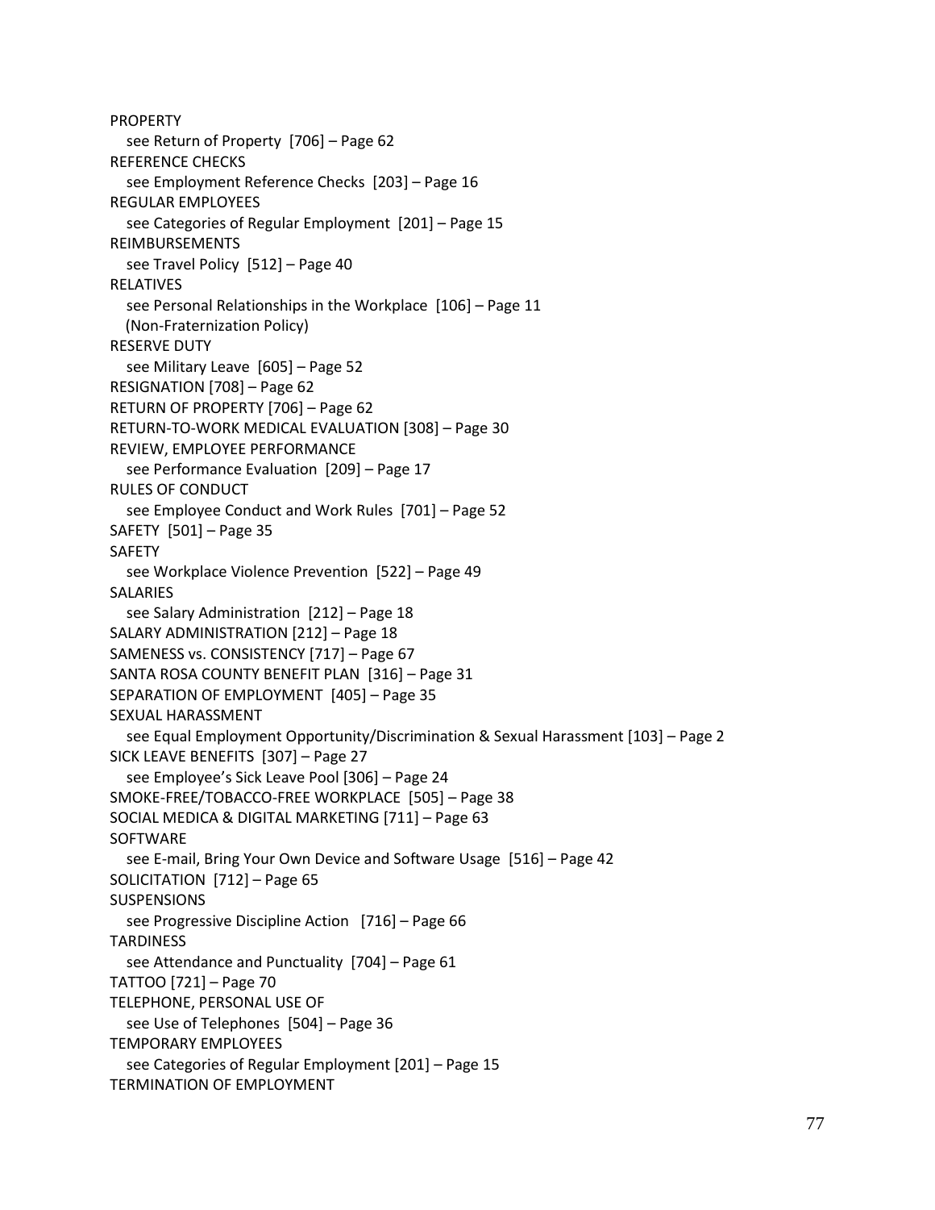PROPERTY
   see Return of Property  [706] – Page 62
REFERENCE CHECKS
   see Employment Reference Checks  [203] – Page 16
REGULAR EMPLOYEES
   see Categories of Regular Employment  [201] – Page 15
REIMBURSEMENTS
   see Travel Policy  [512] – Page 40
RELATIVES
   see Personal Relationships in the Workplace  [106] – Page 11
   (Non-Fraternization Policy)
RESERVE DUTY
   see Military Leave  [605] – Page 52
RESIGNATION [708] – Page 62
RETURN OF PROPERTY [706] – Page 62
RETURN-TO-WORK MEDICAL EVALUATION [308] – Page 30
REVIEW, EMPLOYEE PERFORMANCE
   see Performance Evaluation  [209] – Page 17
RULES OF CONDUCT
   see Employee Conduct and Work Rules  [701] – Page 52
SAFETY  [501] – Page 35
SAFETY
   see Workplace Violence Prevention  [522] – Page 49
SALARIES
   see Salary Administration  [212] – Page 18
SALARY ADMINISTRATION [212] – Page 18
SAMENESS vs. CONSISTENCY [717] – Page 67
SANTA ROSA COUNTY BENEFIT PLAN  [316] – Page 31
SEPARATION OF EMPLOYMENT  [405] – Page 35
SEXUAL HARASSMENT
   see Equal Employment Opportunity/Discrimination & Sexual Harassment [103] – Page 2
SICK LEAVE BENEFITS  [307] – Page 27
   see Employee's Sick Leave Pool [306] – Page 24
SMOKE-FREE/TOBACCO-FREE WORKPLACE  [505] – Page 38
SOCIAL MEDICA & DIGITAL MARKETING [711] – Page 63
SOFTWARE
   see E-mail, Bring Your Own Device and Software Usage  [516] – Page 42
SOLICITATION  [712] – Page 65
SUSPENSIONS
   see Progressive Discipline Action   [716] – Page 66
TARDINESS
   see Attendance and Punctuality  [704] – Page 61
TATTOO [721] – Page 70
TELEPHONE, PERSONAL USE OF
   see Use of Telephones  [504] – Page 36
TEMPORARY EMPLOYEES
   see Categories of Regular Employment [201] – Page 15
TERMINATION OF EMPLOYMENT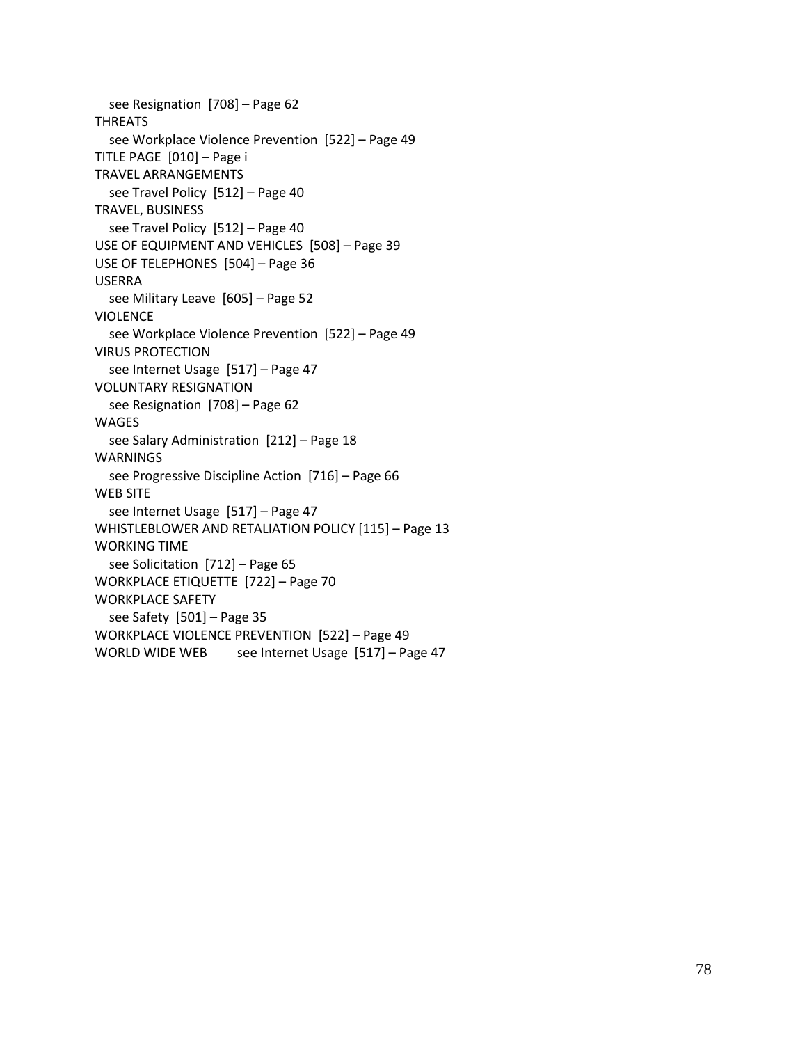see Resignation  [708] – Page 62
THREATS
see Workplace Violence Prevention  [522] – Page 49
TITLE PAGE  [010] – Page i
TRAVEL ARRANGEMENTS
see Travel Policy  [512] – Page 40
TRAVEL, BUSINESS
see Travel Policy  [512] – Page 40
USE OF EQUIPMENT AND VEHICLES  [508] – Page 39
USE OF TELEPHONES  [504] – Page 36
USERRA
see Military Leave  [605] – Page 52
VIOLENCE
see Workplace Violence Prevention  [522] – Page 49
VIRUS PROTECTION
see Internet Usage  [517] – Page 47
VOLUNTARY RESIGNATION
see Resignation  [708] – Page 62
WAGES
see Salary Administration  [212] – Page 18
WARNINGS
see Progressive Discipline Action  [716] – Page 66
WEB SITE
see Internet Usage  [517] – Page 47
WHISTLEBLOWER AND RETALIATION POLICY [115] – Page 13
WORKING TIME
see Solicitation  [712] – Page 65
WORKPLACE ETIQUETTE  [722] – Page 70
WORKPLACE SAFETY
see Safety  [501] – Page 35
WORKPLACE VIOLENCE PREVENTION  [522] – Page 49
WORLD WIDE WEB    see Internet Usage  [517] – Page 47